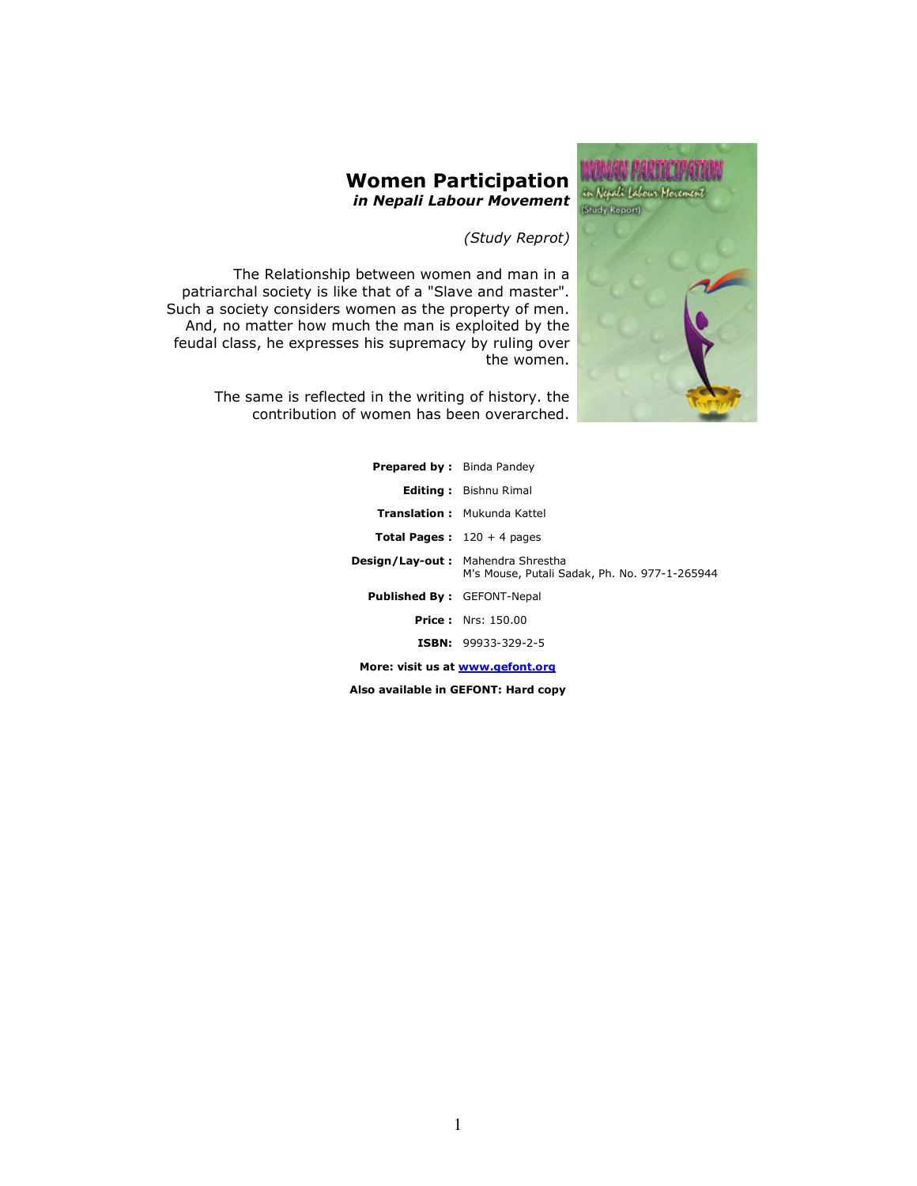# Women Participation
## *in Nepali Labour Movement*

*(Study Reprot)*

The Relationship between women and man in a patriarchal society is like that of a "Slave and master". Such a society considers women as the property of men. And, no matter how much the man is exploited by the feudal class, he expresses his supremacy by ruling over the women.

The same is reflected in the writing of history. the contribution of women has been overarched.

**Prepared by :** Binda Pandey

**Editing :** Bishnu Rimal

**Translation :** Mukunda Kattel

**Total Pages :** 120 + 4 pages

**Design/Lay-out :** Mahendra Shrestha
M's Mouse, Putali Sadak, Ph. No. 977-1-265944

**Published By :** GEFONT-Nepal

**Price :** Nrs: 150.00

**ISBN:** 99933-329-2-5

**More: visit us at [www.gefont.org](http://www.gefont.org)**

**Also available in GEFONT: Hard copy**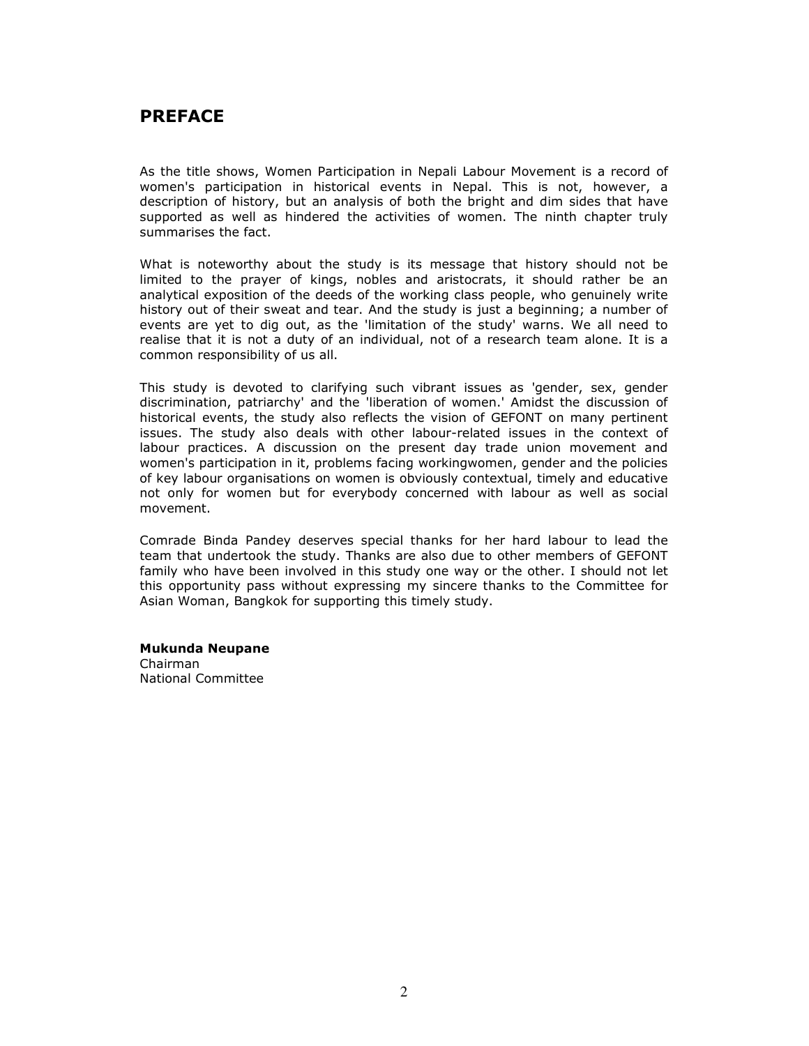# PREFACE

As the title shows, Women Participation in Nepali Labour Movement is a record of women's participation in historical events in Nepal. This is not, however, a description of history, but an analysis of both the bright and dim sides that have supported as well as hindered the activities of women. The ninth chapter truly summarises the fact.

What is noteworthy about the study is its message that history should not be limited to the prayer of kings, nobles and aristocrats, it should rather be an analytical exposition of the deeds of the working class people, who genuinely write history out of their sweat and tear. And the study is just a beginning; a number of events are yet to dig out, as the 'limitation of the study' warns. We all need to realise that it is not a duty of an individual, not of a research team alone. It is a common responsibility of us all.

This study is devoted to clarifying such vibrant issues as 'gender, sex, gender discrimination, patriarchy' and the 'liberation of women.' Amidst the discussion of historical events, the study also reflects the vision of GEFONT on many pertinent issues. The study also deals with other labour-related issues in the context of labour practices. A discussion on the present day trade union movement and women's participation in it, problems facing workingwomen, gender and the policies of key labour organisations on women is obviously contextual, timely and educative not only for women but for everybody concerned with labour as well as social movement.

Comrade Binda Pandey deserves special thanks for her hard labour to lead the team that undertook the study. Thanks are also due to other members of GEFONT family who have been involved in this study one way or the other. I should not let this opportunity pass without expressing my sincere thanks to the Committee for Asian Woman, Bangkok for supporting this timely study.

**Mukunda Neupane**
Chairman
National Committee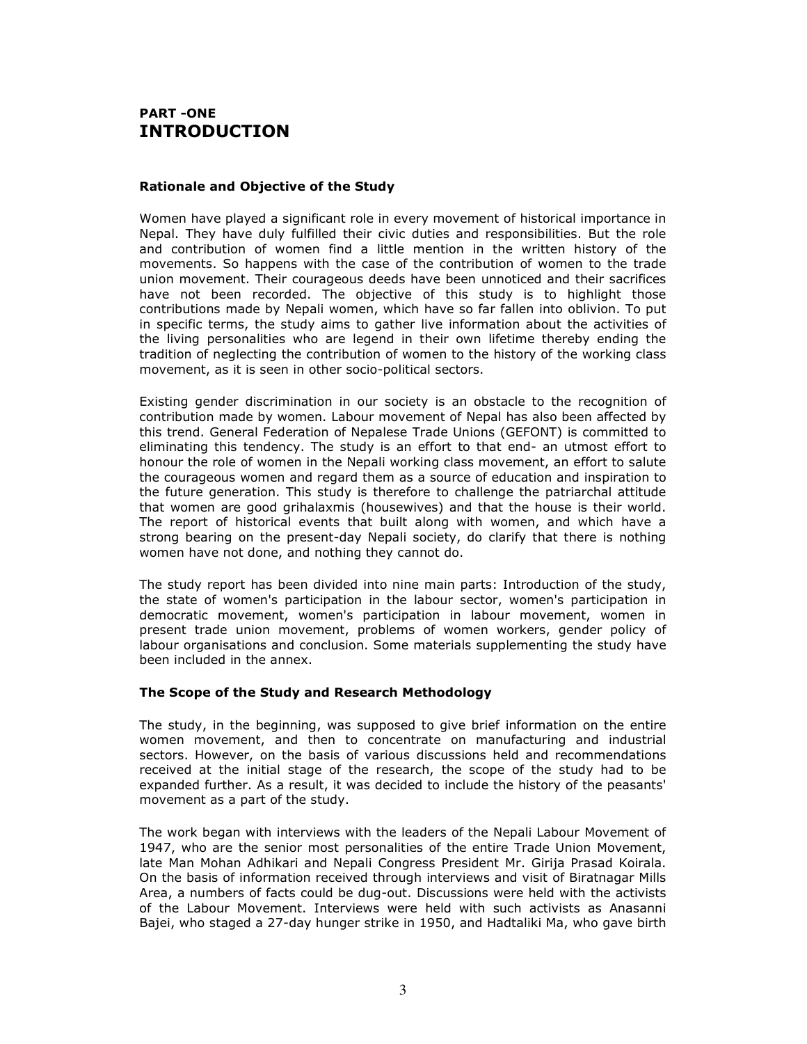## PART -ONE
# INTRODUCTION

### Rationale and Objective of the Study

Women have played a significant role in every movement of historical importance in Nepal. They have duly fulfilled their civic duties and responsibilities. But the role and contribution of women find a little mention in the written history of the movements. So happens with the case of the contribution of women to the trade union movement. Their courageous deeds have been unnoticed and their sacrifices have not been recorded. The objective of this study is to highlight those contributions made by Nepali women, which have so far fallen into oblivion. To put in specific terms, the study aims to gather live information about the activities of the living personalities who are legend in their own lifetime thereby ending the tradition of neglecting the contribution of women to the history of the working class movement, as it is seen in other socio-political sectors.

Existing gender discrimination in our society is an obstacle to the recognition of contribution made by women. Labour movement of Nepal has also been affected by this trend. General Federation of Nepalese Trade Unions (GEFONT) is committed to eliminating this tendency. The study is an effort to that end- an utmost effort to honour the role of women in the Nepali working class movement, an effort to salute the courageous women and regard them as a source of education and inspiration to the future generation. This study is therefore to challenge the patriarchal attitude that women are good grihalaxmis (housewives) and that the house is their world. The report of historical events that built along with women, and which have a strong bearing on the present-day Nepali society, do clarify that there is nothing women have not done, and nothing they cannot do.

The study report has been divided into nine main parts: Introduction of the study, the state of women's participation in the labour sector, women's participation in democratic movement, women's participation in labour movement, women in present trade union movement, problems of women workers, gender policy of labour organisations and conclusion. Some materials supplementing the study have been included in the annex.

### The Scope of the Study and Research Methodology

The study, in the beginning, was supposed to give brief information on the entire women movement, and then to concentrate on manufacturing and industrial sectors. However, on the basis of various discussions held and recommendations received at the initial stage of the research, the scope of the study had to be expanded further. As a result, it was decided to include the history of the peasants' movement as a part of the study.

The work began with interviews with the leaders of the Nepali Labour Movement of 1947, who are the senior most personalities of the entire Trade Union Movement, late Man Mohan Adhikari and Nepali Congress President Mr. Girija Prasad Koirala. On the basis of information received through interviews and visit of Biratnagar Mills Area, a numbers of facts could be dug-out. Discussions were held with the activists of the Labour Movement. Interviews were held with such activists as Anasanni Bajei, who staged a 27-day hunger strike in 1950, and Hadtaliki Ma, who gave birth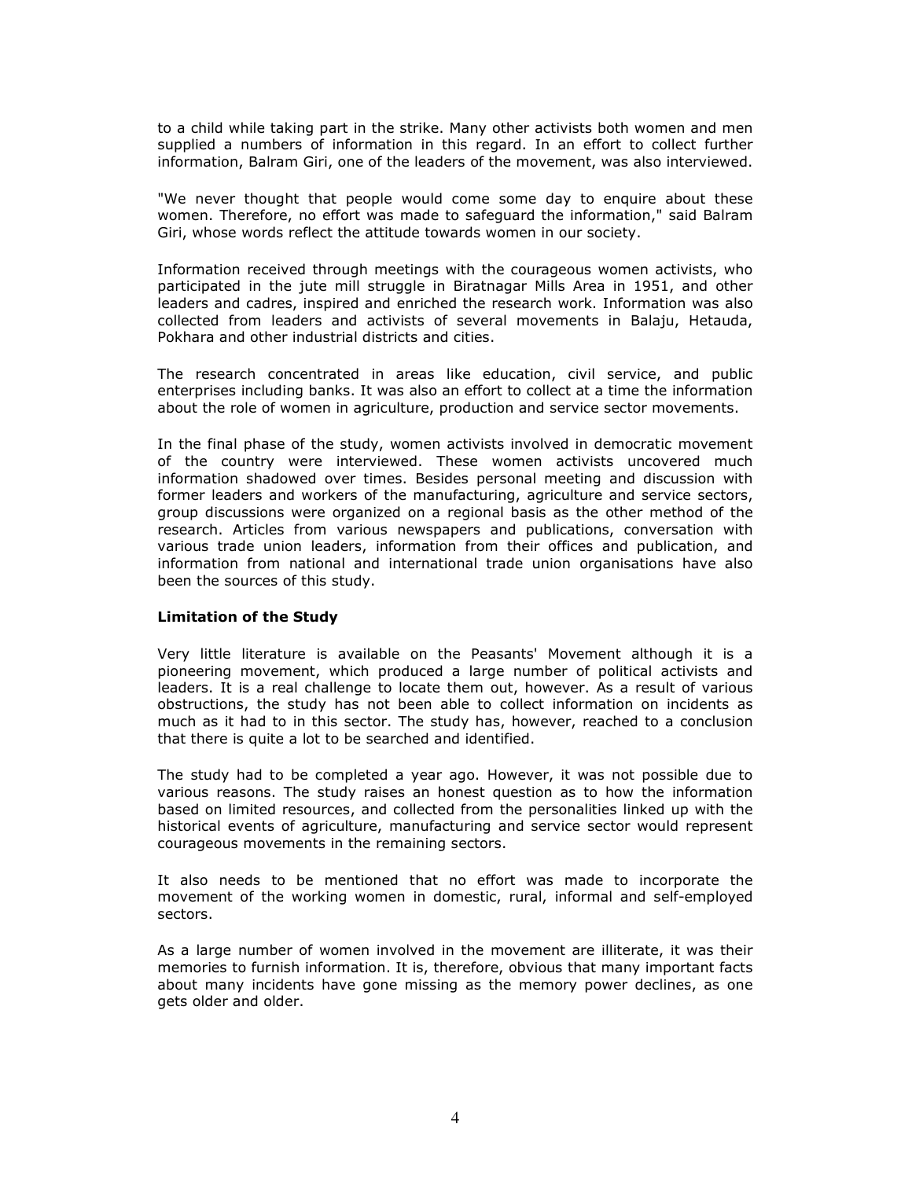to a child while taking part in the strike. Many other activists both women and men supplied a numbers of information in this regard. In an effort to collect further information, Balram Giri, one of the leaders of the movement, was also interviewed.

"We never thought that people would come some day to enquire about these women. Therefore, no effort was made to safeguard the information," said Balram Giri, whose words reflect the attitude towards women in our society.

Information received through meetings with the courageous women activists, who participated in the jute mill struggle in Biratnagar Mills Area in 1951, and other leaders and cadres, inspired and enriched the research work. Information was also collected from leaders and activists of several movements in Balaju, Hetauda, Pokhara and other industrial districts and cities.

The research concentrated in areas like education, civil service, and public enterprises including banks. It was also an effort to collect at a time the information about the role of women in agriculture, production and service sector movements.

In the final phase of the study, women activists involved in democratic movement of the country were interviewed. These women activists uncovered much information shadowed over times. Besides personal meeting and discussion with former leaders and workers of the manufacturing, agriculture and service sectors, group discussions were organized on a regional basis as the other method of the research. Articles from various newspapers and publications, conversation with various trade union leaders, information from their offices and publication, and information from national and international trade union organisations have also been the sources of this study.

**Limitation of the Study**

Very little literature is available on the Peasants' Movement although it is a pioneering movement, which produced a large number of political activists and leaders. It is a real challenge to locate them out, however. As a result of various obstructions, the study has not been able to collect information on incidents as much as it had to in this sector. The study has, however, reached to a conclusion that there is quite a lot to be searched and identified.

The study had to be completed a year ago. However, it was not possible due to various reasons. The study raises an honest question as to how the information based on limited resources, and collected from the personalities linked up with the historical events of agriculture, manufacturing and service sector would represent courageous movements in the remaining sectors.

It also needs to be mentioned that no effort was made to incorporate the movement of the working women in domestic, rural, informal and self-employed sectors.

As a large number of women involved in the movement are illiterate, it was their memories to furnish information. It is, therefore, obvious that many important facts about many incidents have gone missing as the memory power declines, as one gets older and older.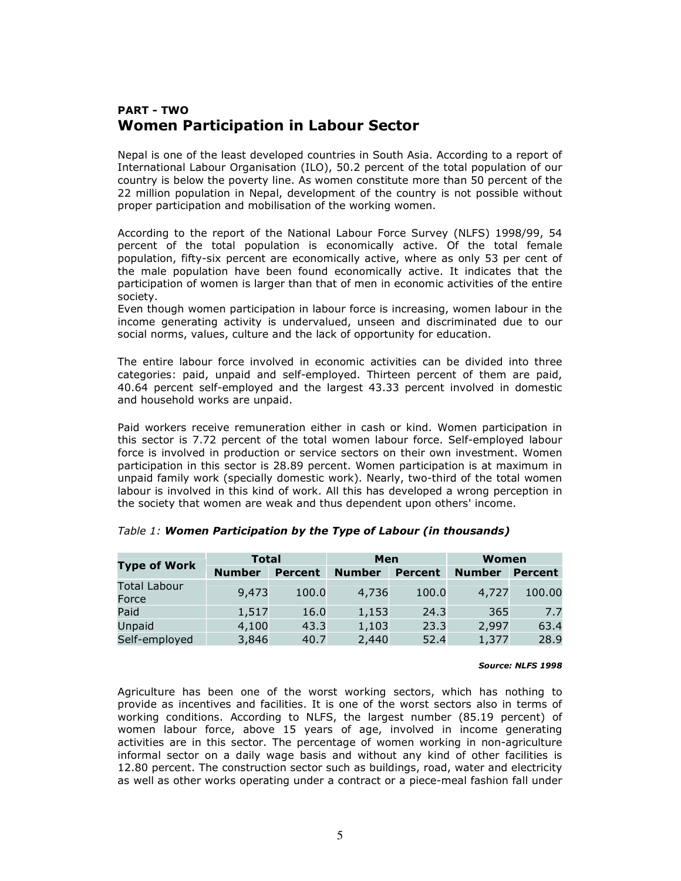**PART - TWO**

## Women Participation in Labour Sector

Nepal is one of the least developed countries in South Asia. According to a report of International Labour Organisation (ILO), 50.2 percent of the total population of our country is below the poverty line. As women constitute more than 50 percent of the 22 million population in Nepal, development of the country is not possible without proper participation and mobilisation of the working women.

According to the report of the National Labour Force Survey (NLFS) 1998/99, 54 percent of the total population is economically active. Of the total female population, fifty-six percent are economically active, where as only 53 per cent of the male population have been found economically active. It indicates that the participation of women is larger than that of men in economic activities of the entire society.
Even though women participation in labour force is increasing, women labour in the income generating activity is undervalued, unseen and discriminated due to our social norms, values, culture and the lack of opportunity for education.

The entire labour force involved in economic activities can be divided into three categories: paid, unpaid and self-employed. Thirteen percent of them are paid, 40.64 percent self-employed and the largest 43.33 percent involved in domestic and household works are unpaid.

Paid workers receive remuneration either in cash or kind. Women participation in this sector is 7.72 percent of the total women labour force. Self-employed labour force is involved in production or service sectors on their own investment. Women participation in this sector is 28.89 percent. Women participation is at maximum in unpaid family work (specially domestic work). Nearly, two-third of the total women labour is involved in this kind of work. All this has developed a wrong perception in the society that women are weak and thus dependent upon others' income.

*Table 1:* ***Women Participation by the Type of Labour (in thousands)***

| Type of Work | Total | | Men | | Women | |
|---|---|---|---|---|---|---|
| | Number | Percent | Number | Percent | Number | Percent |
| Total Labour Force | 9,473 | 100.0 | 4,736 | 100.0 | 4,727 | 100.00 |
| Paid | 1,517 | 16.0 | 1,153 | 24.3 | 365 | 7.7 |
| Unpaid | 4,100 | 43.3 | 1,103 | 23.3 | 2,997 | 63.4 |
| Self-employed | 3,846 | 40.7 | 2,440 | 52.4 | 1,377 | 28.9 |

***Source: NLFS 1998***

Agriculture has been one of the worst working sectors, which has nothing to provide as incentives and facilities. It is one of the worst sectors also in terms of working conditions. According to NLFS, the largest number (85.19 percent) of women labour force, above 15 years of age, involved in income generating activities are in this sector. The percentage of women working in non-agriculture informal sector on a daily wage basis and without any kind of other facilities is 12.80 percent. The construction sector such as buildings, road, water and electricity as well as other works operating under a contract or a piece-meal fashion fall under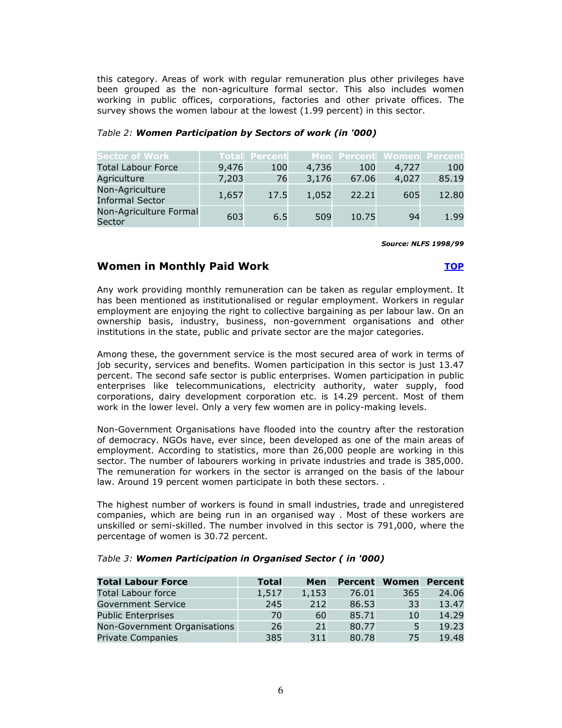this category. Areas of work with regular remuneration plus other privileges have been grouped as the non-agriculture formal sector. This also includes women working in public offices, corporations, factories and other private offices. The survey shows the women labour at the lowest (1.99 percent) in this sector.

*Table 2: **Women Participation by Sectors of work (in '000)***

| Sector of Work | Total | Percent | Men | Percent | Women | Percent |
|---|---|---|---|---|---|---|
| Total Labour Force | 9,476 | 100 | 4,736 | 100 | 4,727 | 100 |
| Agriculture | 7,203 | 76 | 3,176 | 67.06 | 4,027 | 85.19 |
| Non-Agriculture Informal Sector | 1,657 | 17.5 | 1,052 | 22.21 | 605 | 12.80 |
| Non-Agriculture Formal Sector | 603 | 6.5 | 509 | 10.75 | 94 | 1.99 |

***Source: NLFS 1998/99***

## Women in Monthly Paid Work

**TOP**

Any work providing monthly remuneration can be taken as regular employment. It has been mentioned as institutionalised or regular employment. Workers in regular employment are enjoying the right to collective bargaining as per labour law. On an ownership basis, industry, business, non-government organisations and other institutions in the state, public and private sector are the major categories.

Among these, the government service is the most secured area of work in terms of job security, services and benefits. Women participation in this sector is just 13.47 percent. The second safe sector is public enterprises. Women participation in public enterprises like telecommunications, electricity authority, water supply, food corporations, dairy development corporation etc. is 14.29 percent. Most of them work in the lower level. Only a very few women are in policy-making levels.

Non-Government Organisations have flooded into the country after the restoration of democracy. NGOs have, ever since, been developed as one of the main areas of employment. According to statistics, more than 26,000 people are working in this sector. The number of labourers working in private industries and trade is 385,000. The remuneration for workers in the sector is arranged on the basis of the labour law. Around 19 percent women participate in both these sectors. .

The highest number of workers is found in small industries, trade and unregistered companies, which are being run in an organised way . Most of these workers are unskilled or semi-skilled. The number involved in this sector is 791,000, where the percentage of women is 30.72 percent.

*Table 3: **Women Participation in Organised Sector ( in '000)***

| Total Labour Force | Total | Men | Percent | Women | Percent |
|---|---|---|---|---|---|
| Total Labour force | 1,517 | 1,153 | 76.01 | 365 | 24.06 |
| Government Service | 245 | 212 | 86.53 | 33 | 13.47 |
| Public Enterprises | 70 | 60 | 85.71 | 10 | 14.29 |
| Non-Government Organisations | 26 | 21 | 80.77 | 5 | 19.23 |
| Private Companies | 385 | 311 | 80.78 | 75 | 19.48 |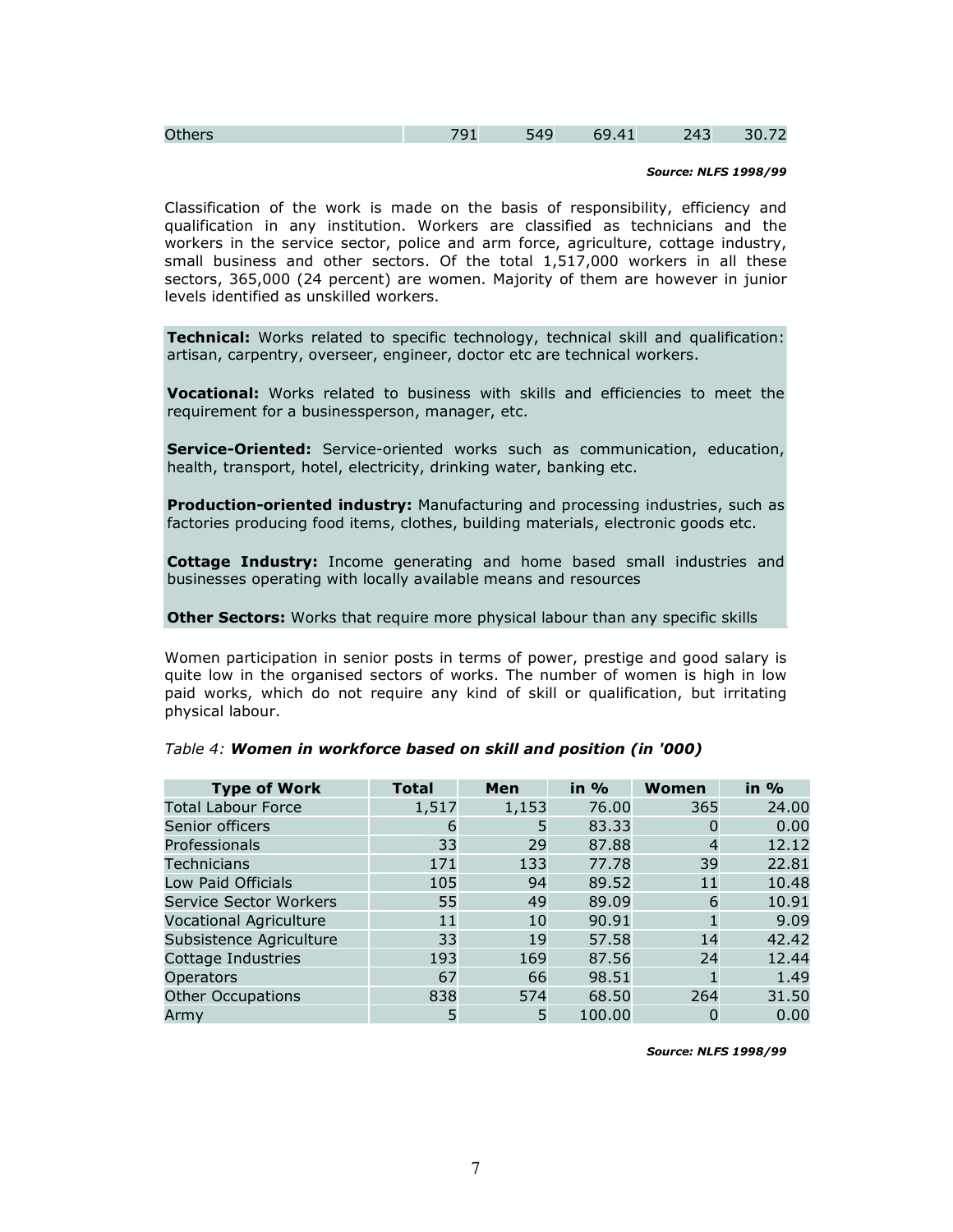| Others | 791 | 549 | 69.41 | 243 | 30.72 |
|---|---|---|---|---|---|

***Source: NLFS 1998/99***

Classification of the work is made on the basis of responsibility, efficiency and qualification in any institution. Workers are classified as technicians and the workers in the service sector, police and arm force, agriculture, cottage industry, small business and other sectors. Of the total 1,517,000 workers in all these sectors, 365,000 (24 percent) are women. Majority of them are however in junior levels identified as unskilled workers.

**Technical:** Works related to specific technology, technical skill and qualification: artisan, carpentry, overseer, engineer, doctor etc are technical workers.

**Vocational:** Works related to business with skills and efficiencies to meet the requirement for a businessperson, manager, etc.

**Service-Oriented:** Service-oriented works such as communication, education, health, transport, hotel, electricity, drinking water, banking etc.

**Production-oriented industry:** Manufacturing and processing industries, such as factories producing food items, clothes, building materials, electronic goods etc.

**Cottage Industry:** Income generating and home based small industries and businesses operating with locally available means and resources

**Other Sectors:** Works that require more physical labour than any specific skills

Women participation in senior posts in terms of power, prestige and good salary is quite low in the organised sectors of works. The number of women is high in low paid works, which do not require any kind of skill or qualification, but irritating physical labour.

*Table 4: **Women in workforce based on skill and position (in '000)***

| Type of Work | Total | Men | in % | Women | in % |
|---|---|---|---|---|---|
| Total Labour Force | 1,517 | 1,153 | 76.00 | 365 | 24.00 |
| Senior officers | 6 | 5 | 83.33 | 0 | 0.00 |
| Professionals | 33 | 29 | 87.88 | 4 | 12.12 |
| Technicians | 171 | 133 | 77.78 | 39 | 22.81 |
| Low Paid Officials | 105 | 94 | 89.52 | 11 | 10.48 |
| Service Sector Workers | 55 | 49 | 89.09 | 6 | 10.91 |
| Vocational Agriculture | 11 | 10 | 90.91 | 1 | 9.09 |
| Subsistence Agriculture | 33 | 19 | 57.58 | 14 | 42.42 |
| Cottage Industries | 193 | 169 | 87.56 | 24 | 12.44 |
| Operators | 67 | 66 | 98.51 | 1 | 1.49 |
| Other Occupations | 838 | 574 | 68.50 | 264 | 31.50 |
| Army | 5 | 5 | 100.00 | 0 | 0.00 |

***Source: NLFS 1998/99***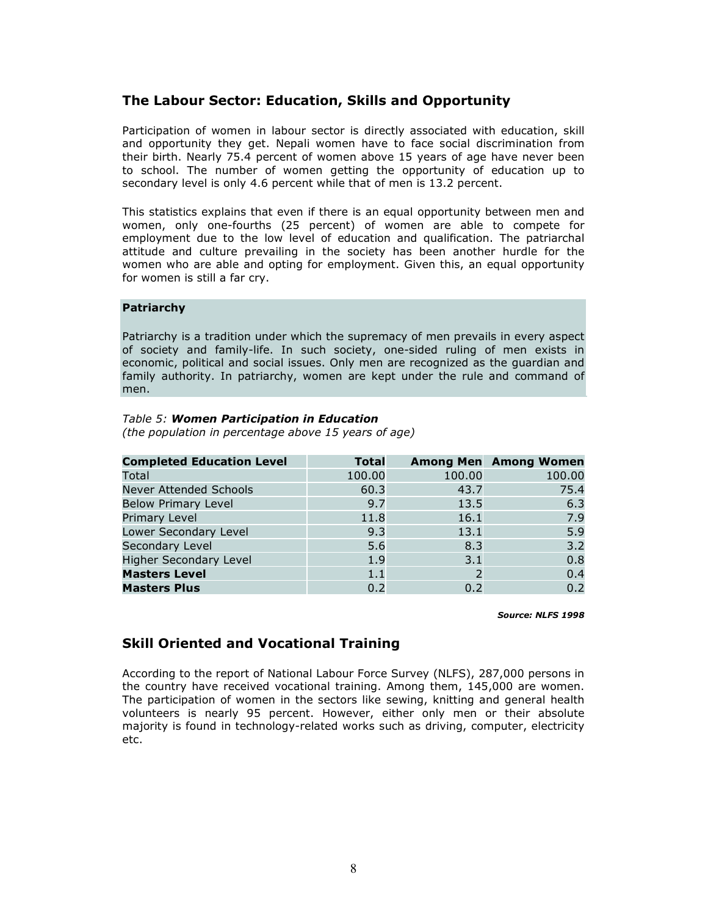## The Labour Sector: Education, Skills and Opportunity

Participation of women in labour sector is directly associated with education, skill and opportunity they get. Nepali women have to face social discrimination from their birth. Nearly 75.4 percent of women above 15 years of age have never been to school. The number of women getting the opportunity of education up to secondary level is only 4.6 percent while that of men is 13.2 percent.

This statistics explains that even if there is an equal opportunity between men and women, only one-fourths (25 percent) of women are able to compete for employment due to the low level of education and qualification. The patriarchal attitude and culture prevailing in the society has been another hurdle for the women who are able and opting for employment. Given this, an equal opportunity for women is still a far cry.

**Patriarchy**

Patriarchy is a tradition under which the supremacy of men prevails in every aspect of society and family-life. In such society, one-sided ruling of men exists in economic, political and social issues. Only men are recognized as the guardian and family authority. In patriarchy, women are kept under the rule and command of men.

*Table 5:* ***Women Participation in Education***
*(the population in percentage above 15 years of age)*

| Completed Education Level | Total | Among Men | Among Women |
|---|---|---|---|
| Total | 100.00 | 100.00 | 100.00 |
| Never Attended Schools | 60.3 | 43.7 | 75.4 |
| Below Primary Level | 9.7 | 13.5 | 6.3 |
| Primary Level | 11.8 | 16.1 | 7.9 |
| Lower Secondary Level | 9.3 | 13.1 | 5.9 |
| Secondary Level | 5.6 | 8.3 | 3.2 |
| Higher Secondary Level | 1.9 | 3.1 | 0.8 |
| **Masters Level** | 1.1 | 2 | 0.4 |
| **Masters Plus** | 0.2 | 0.2 | 0.2 |

***Source: NLFS 1998***

## Skill Oriented and Vocational Training

According to the report of National Labour Force Survey (NLFS), 287,000 persons in the country have received vocational training. Among them, 145,000 are women. The participation of women in the sectors like sewing, knitting and general health volunteers is nearly 95 percent. However, either only men or their absolute majority is found in technology-related works such as driving, computer, electricity etc.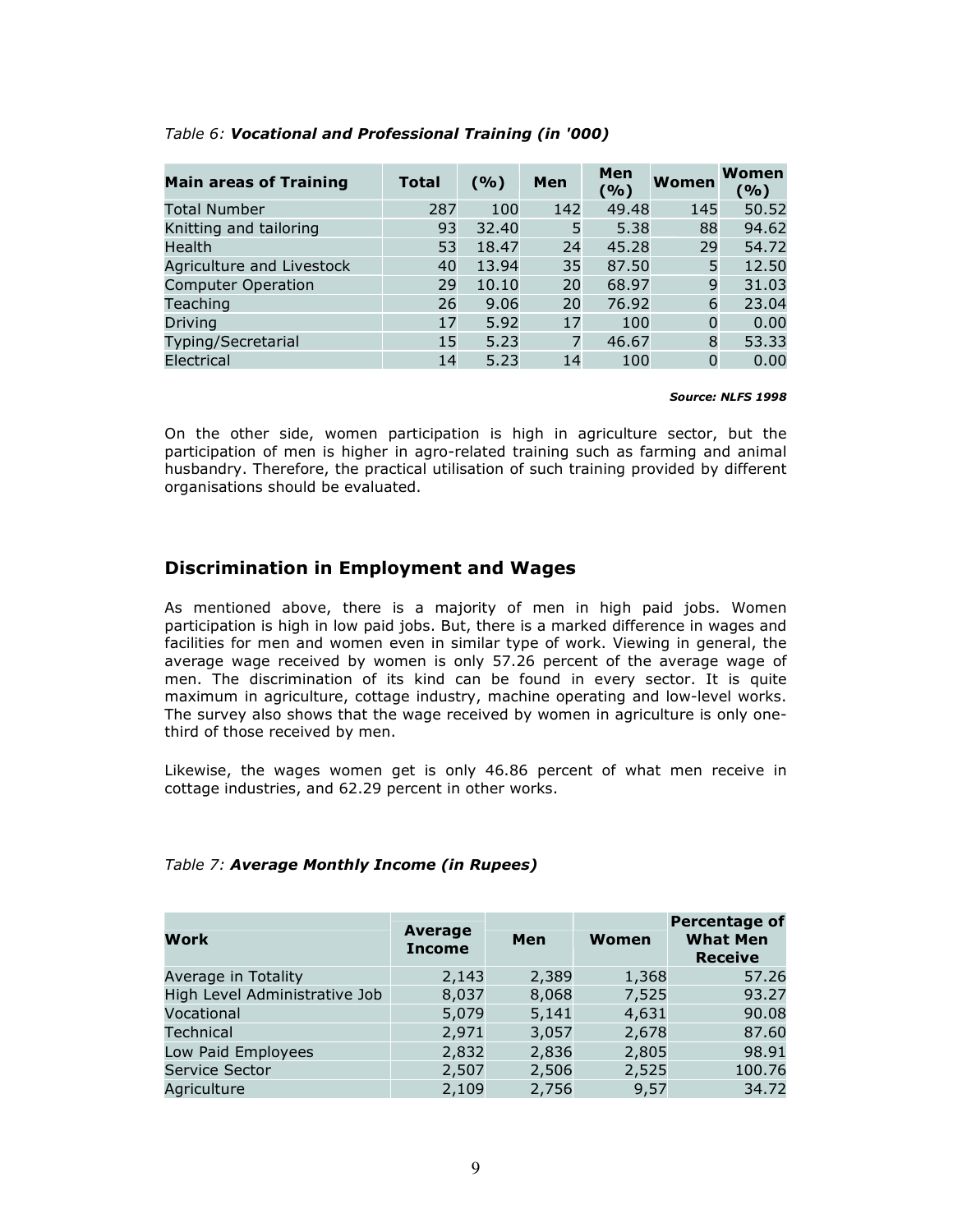*Table 6: **Vocational and Professional Training (in '000)***

| Main areas of Training | Total | (%) | Men | Men (%) | Women | Women (%) |
|---|---|---|---|---|---|---|
| Total Number | 287 | 100 | 142 | 49.48 | 145 | 50.52 |
| Knitting and tailoring | 93 | 32.40 | 5 | 5.38 | 88 | 94.62 |
| Health | 53 | 18.47 | 24 | 45.28 | 29 | 54.72 |
| Agriculture and Livestock | 40 | 13.94 | 35 | 87.50 | 5 | 12.50 |
| Computer Operation | 29 | 10.10 | 20 | 68.97 | 9 | 31.03 |
| Teaching | 26 | 9.06 | 20 | 76.92 | 6 | 23.04 |
| Driving | 17 | 5.92 | 17 | 100 | 0 | 0.00 |
| Typing/Secretarial | 15 | 5.23 | 7 | 46.67 | 8 | 53.33 |
| Electrical | 14 | 5.23 | 14 | 100 | 0 | 0.00 |

***Source: NLFS 1998***

On the other side, women participation is high in agriculture sector, but the participation of men is higher in agro-related training such as farming and animal husbandry. Therefore, the practical utilisation of such training provided by different organisations should be evaluated.

## Discrimination in Employment and Wages

As mentioned above, there is a majority of men in high paid jobs. Women participation is high in low paid jobs. But, there is a marked difference in wages and facilities for men and women even in similar type of work. Viewing in general, the average wage received by women is only 57.26 percent of the average wage of men. The discrimination of its kind can be found in every sector. It is quite maximum in agriculture, cottage industry, machine operating and low-level works. The survey also shows that the wage received by women in agriculture is only one-third of those received by men.

Likewise, the wages women get is only 46.86 percent of what men receive in cottage industries, and 62.29 percent in other works.

*Table 7: **Average Monthly Income (in Rupees)***

| Work | Average Income | Men | Women | Percentage of What Men Receive |
|---|---|---|---|---|
| Average in Totality | 2,143 | 2,389 | 1,368 | 57.26 |
| High Level Administrative Job | 8,037 | 8,068 | 7,525 | 93.27 |
| Vocational | 5,079 | 5,141 | 4,631 | 90.08 |
| Technical | 2,971 | 3,057 | 2,678 | 87.60 |
| Low Paid Employees | 2,832 | 2,836 | 2,805 | 98.91 |
| Service Sector | 2,507 | 2,506 | 2,525 | 100.76 |
| Agriculture | 2,109 | 2,756 | 9,57 | 34.72 |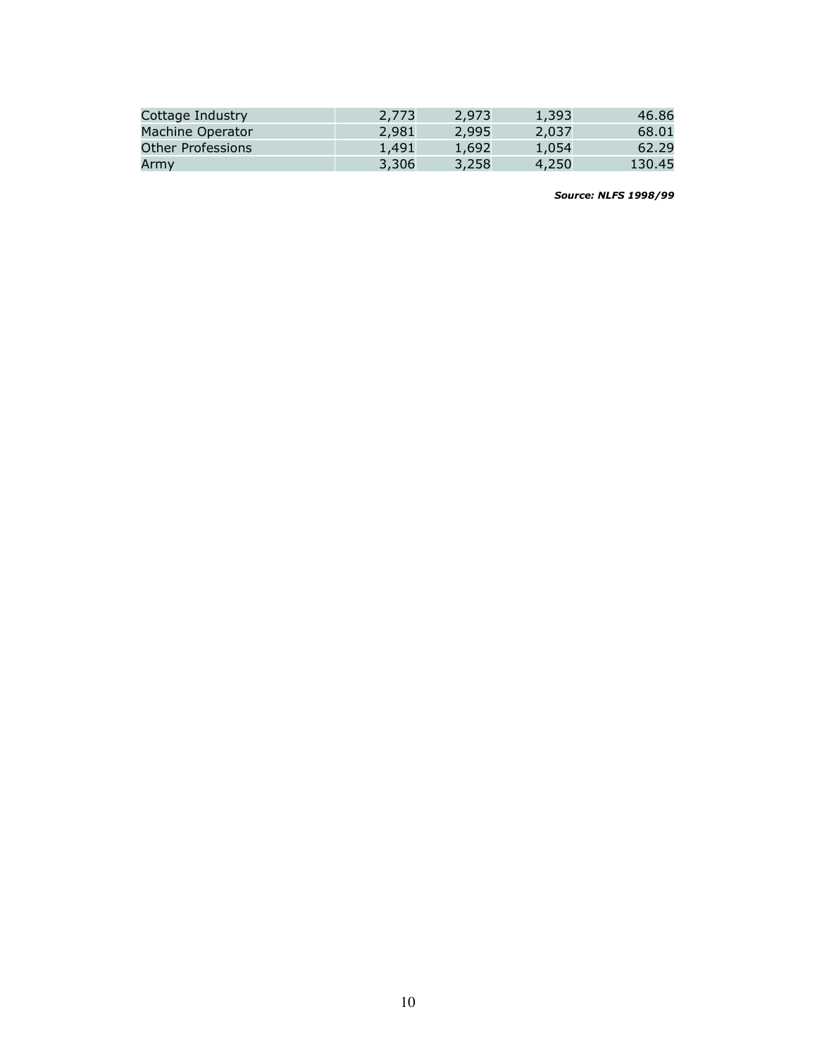| | | | | |
|---|---|---|---|---|
| Cottage Industry | 2,773 | 2,973 | 1,393 | 46.86 |
| Machine Operator | 2,981 | 2,995 | 2,037 | 68.01 |
| Other Professions | 1,491 | 1,692 | 1,054 | 62.29 |
| Army | 3,306 | 3,258 | 4,250 | 130.45 |

***Source: NLFS 1998/99***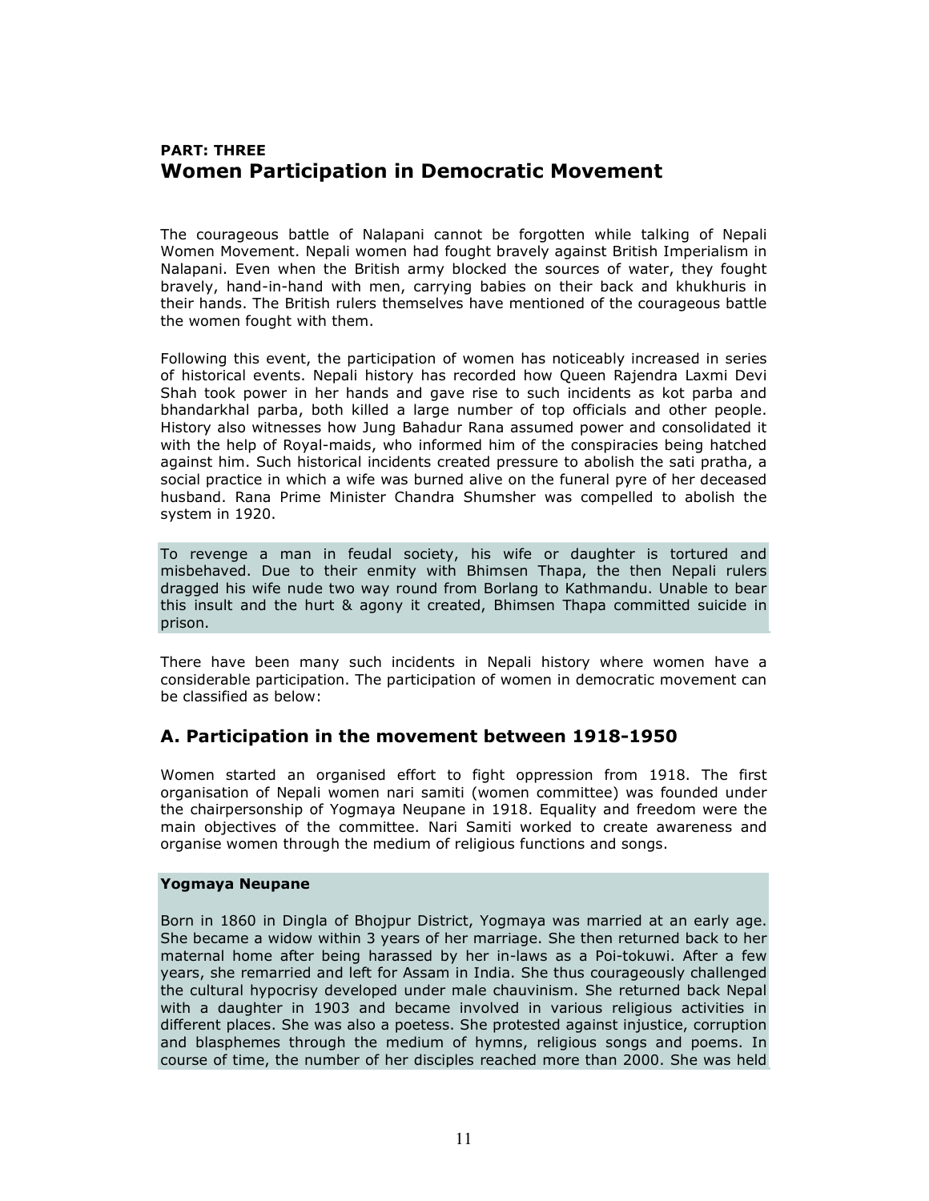## PART: THREE
## Women Participation in Democratic Movement

The courageous battle of Nalapani cannot be forgotten while talking of Nepali Women Movement. Nepali women had fought bravely against British Imperialism in Nalapani. Even when the British army blocked the sources of water, they fought bravely, hand-in-hand with men, carrying babies on their back and khukhuris in their hands. The British rulers themselves have mentioned of the courageous battle the women fought with them.

Following this event, the participation of women has noticeably increased in series of historical events. Nepali history has recorded how Queen Rajendra Laxmi Devi Shah took power in her hands and gave rise to such incidents as kot parba and bhandarkhal parba, both killed a large number of top officials and other people. History also witnesses how Jung Bahadur Rana assumed power and consolidated it with the help of Royal-maids, who informed him of the conspiracies being hatched against him. Such historical incidents created pressure to abolish the sati pratha, a social practice in which a wife was burned alive on the funeral pyre of her deceased husband. Rana Prime Minister Chandra Shumsher was compelled to abolish the system in 1920.

To revenge a man in feudal society, his wife or daughter is tortured and misbehaved. Due to their enmity with Bhimsen Thapa, the then Nepali rulers dragged his wife nude two way round from Borlang to Kathmandu. Unable to bear this insult and the hurt & agony it created, Bhimsen Thapa committed suicide in prison.

There have been many such incidents in Nepali history where women have a considerable participation. The participation of women in democratic movement can be classified as below:

### A. Participation in the movement between 1918-1950

Women started an organised effort to fight oppression from 1918. The first organisation of Nepali women nari samiti (women committee) was founded under the chairpersonship of Yogmaya Neupane in 1918. Equality and freedom were the main objectives of the committee. Nari Samiti worked to create awareness and organise women through the medium of religious functions and songs.

**Yogmaya Neupane**

Born in 1860 in Dingla of Bhojpur District, Yogmaya was married at an early age. She became a widow within 3 years of her marriage. She then returned back to her maternal home after being harassed by her in-laws as a Poi-tokuwi. After a few years, she remarried and left for Assam in India. She thus courageously challenged the cultural hypocrisy developed under male chauvinism. She returned back Nepal with a daughter in 1903 and became involved in various religious activities in different places. She was also a poetess. She protested against injustice, corruption and blasphemes through the medium of hymns, religious songs and poems. In course of time, the number of her disciples reached more than 2000. She was held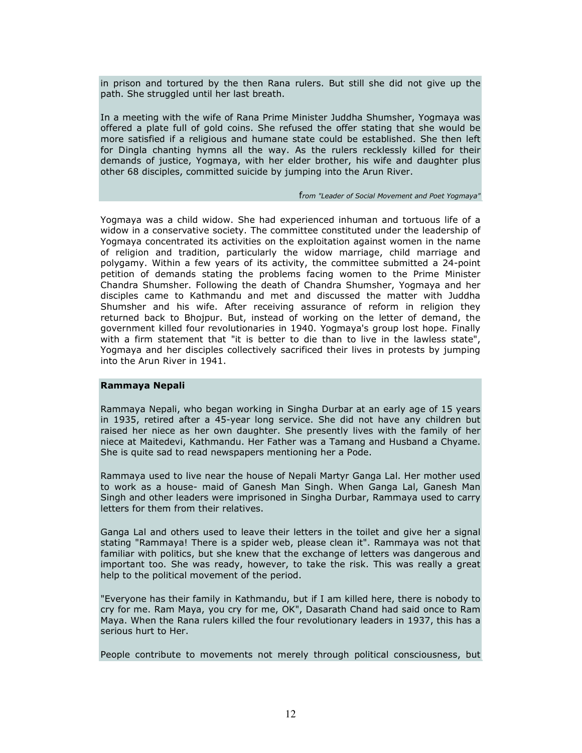in prison and tortured by the then Rana rulers. But still she did not give up the path. She struggled until her last breath.

In a meeting with the wife of Rana Prime Minister Juddha Shumsher, Yogmaya was offered a plate full of gold coins. She refused the offer stating that she would be more satisfied if a religious and humane state could be established. She then left for Dingla chanting hymns all the way. As the rulers recklessly killed for their demands of justice, Yogmaya, with her elder brother, his wife and daughter plus other 68 disciples, committed suicide by jumping into the Arun River.

f*rom "Leader of Social Movement and Poet Yogmaya"*

Yogmaya was a child widow. She had experienced inhuman and tortuous life of a widow in a conservative society. The committee constituted under the leadership of Yogmaya concentrated its activities on the exploitation against women in the name of religion and tradition, particularly the widow marriage, child marriage and polygamy. Within a few years of its activity, the committee submitted a 24-point petition of demands stating the problems facing women to the Prime Minister Chandra Shumsher. Following the death of Chandra Shumsher, Yogmaya and her disciples came to Kathmandu and met and discussed the matter with Juddha Shumsher and his wife. After receiving assurance of reform in religion they returned back to Bhojpur. But, instead of working on the letter of demand, the government killed four revolutionaries in 1940. Yogmaya's group lost hope. Finally with a firm statement that "it is better to die than to live in the lawless state", Yogmaya and her disciples collectively sacrificed their lives in protests by jumping into the Arun River in 1941.

**Rammaya Nepali**

Rammaya Nepali, who began working in Singha Durbar at an early age of 15 years in 1935, retired after a 45-year long service. She did not have any children but raised her niece as her own daughter. She presently lives with the family of her niece at Maitedevi, Kathmandu. Her Father was a Tamang and Husband a Chyame. She is quite sad to read newspapers mentioning her a Pode.

Rammaya used to live near the house of Nepali Martyr Ganga Lal. Her mother used to work as a house- maid of Ganesh Man Singh. When Ganga Lal, Ganesh Man Singh and other leaders were imprisoned in Singha Durbar, Rammaya used to carry letters for them from their relatives.

Ganga Lal and others used to leave their letters in the toilet and give her a signal stating "Rammaya! There is a spider web, please clean it". Rammaya was not that familiar with politics, but she knew that the exchange of letters was dangerous and important too. She was ready, however, to take the risk. This was really a great help to the political movement of the period.

"Everyone has their family in Kathmandu, but if I am killed here, there is nobody to cry for me. Ram Maya, you cry for me, OK", Dasarath Chand had said once to Ram Maya. When the Rana rulers killed the four revolutionary leaders in 1937, this has a serious hurt to Her.

People contribute to movements not merely through political consciousness, but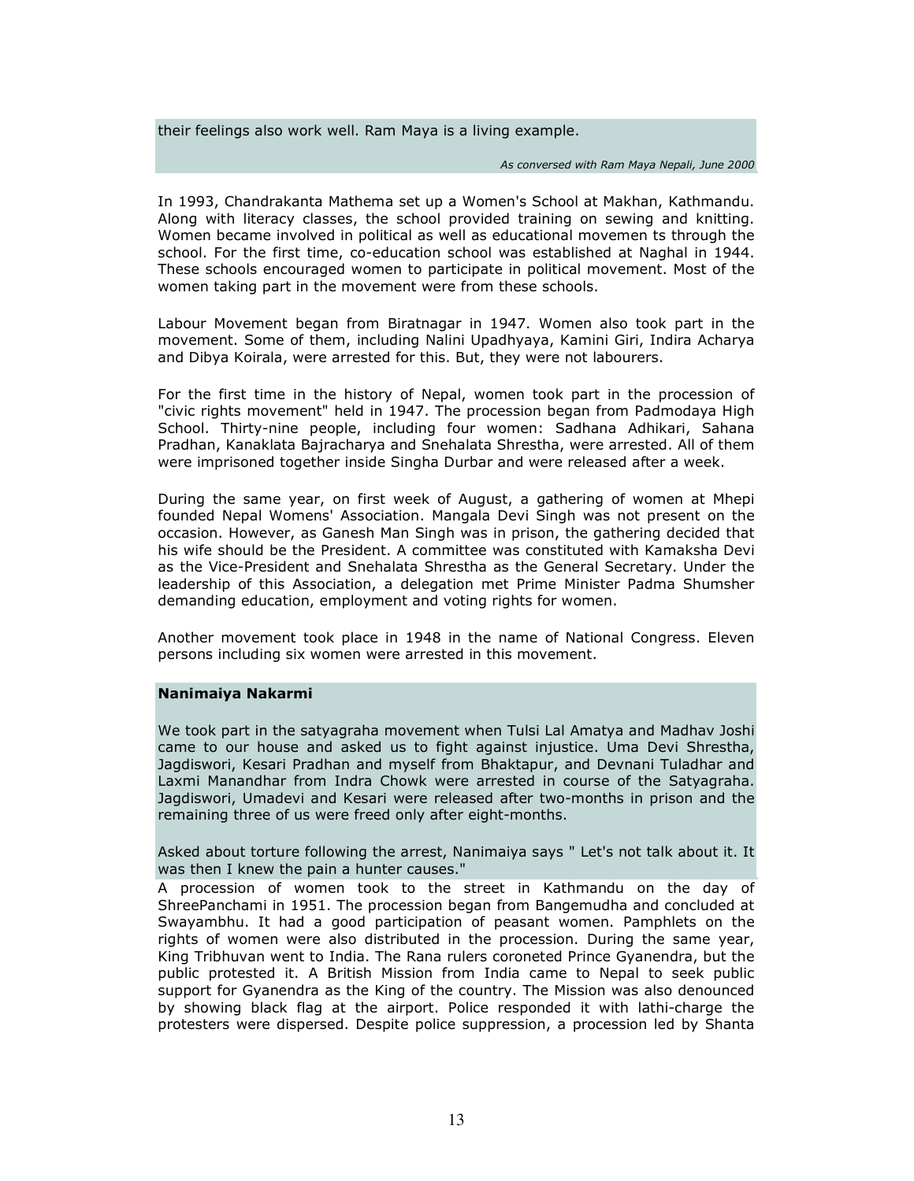their feelings also work well. Ram Maya is a living example.

*As conversed with Ram Maya Nepali, June 2000*

In 1993, Chandrakanta Mathema set up a Women's School at Makhan, Kathmandu. Along with literacy classes, the school provided training on sewing and knitting. Women became involved in political as well as educational movemen ts through the school. For the first time, co-education school was established at Naghal in 1944. These schools encouraged women to participate in political movement. Most of the women taking part in the movement were from these schools.

Labour Movement began from Biratnagar in 1947. Women also took part in the movement. Some of them, including Nalini Upadhyaya, Kamini Giri, Indira Acharya and Dibya Koirala, were arrested for this. But, they were not labourers.

For the first time in the history of Nepal, women took part in the procession of "civic rights movement" held in 1947. The procession began from Padmodaya High School. Thirty-nine people, including four women: Sadhana Adhikari, Sahana Pradhan, Kanaklata Bajracharya and Snehalata Shrestha, were arrested. All of them were imprisoned together inside Singha Durbar and were released after a week.

During the same year, on first week of August, a gathering of women at Mhepi founded Nepal Womens' Association. Mangala Devi Singh was not present on the occasion. However, as Ganesh Man Singh was in prison, the gathering decided that his wife should be the President. A committee was constituted with Kamaksha Devi as the Vice-President and Snehalata Shrestha as the General Secretary. Under the leadership of this Association, a delegation met Prime Minister Padma Shumsher demanding education, employment and voting rights for women.

Another movement took place in 1948 in the name of National Congress. Eleven persons including six women were arrested in this movement.

**Nanimaiya Nakarmi**

We took part in the satyagraha movement when Tulsi Lal Amatya and Madhav Joshi came to our house and asked us to fight against injustice. Uma Devi Shrestha, Jagdiswori, Kesari Pradhan and myself from Bhaktapur, and Devnani Tuladhar and Laxmi Manandhar from Indra Chowk were arrested in course of the Satyagraha. Jagdiswori, Umadevi and Kesari were released after two-months in prison and the remaining three of us were freed only after eight-months.

Asked about torture following the arrest, Nanimaiya says " Let's not talk about it. It was then I knew the pain a hunter causes."

A procession of women took to the street in Kathmandu on the day of ShreePanchami in 1951. The procession began from Bangemudha and concluded at Swayambhu. It had a good participation of peasant women. Pamphlets on the rights of women were also distributed in the procession. During the same year, King Tribhuvan went to India. The Rana rulers coroneted Prince Gyanendra, but the public protested it. A British Mission from India came to Nepal to seek public support for Gyanendra as the King of the country. The Mission was also denounced by showing black flag at the airport. Police responded it with lathi-charge the protesters were dispersed. Despite police suppression, a procession led by Shanta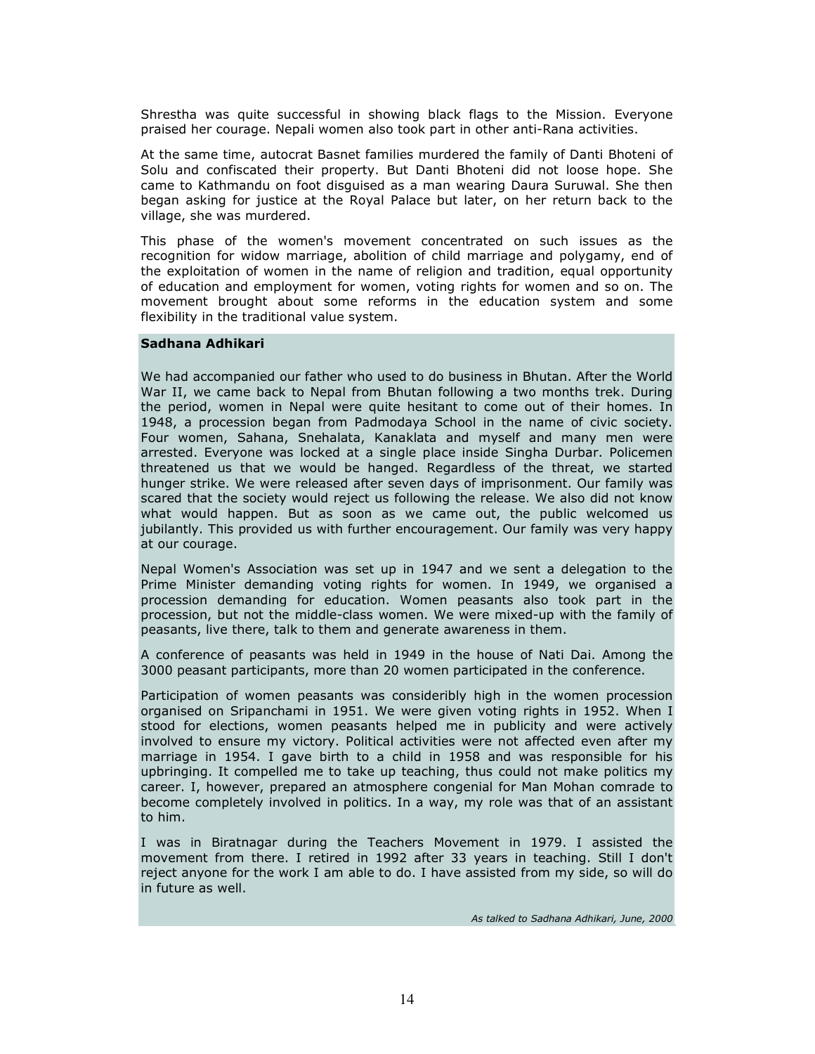Shrestha was quite successful in showing black flags to the Mission. Everyone praised her courage. Nepali women also took part in other anti-Rana activities.

At the same time, autocrat Basnet families murdered the family of Danti Bhoteni of Solu and confiscated their property. But Danti Bhoteni did not loose hope. She came to Kathmandu on foot disguised as a man wearing Daura Suruwal. She then began asking for justice at the Royal Palace but later, on her return back to the village, she was murdered.

This phase of the women's movement concentrated on such issues as the recognition for widow marriage, abolition of child marriage and polygamy, end of the exploitation of women in the name of religion and tradition, equal opportunity of education and employment for women, voting rights for women and so on. The movement brought about some reforms in the education system and some flexibility in the traditional value system.

**Sadhana Adhikari**

We had accompanied our father who used to do business in Bhutan. After the World War II, we came back to Nepal from Bhutan following a two months trek. During the period, women in Nepal were quite hesitant to come out of their homes. In 1948, a procession began from Padmodaya School in the name of civic society. Four women, Sahana, Snehalata, Kanaklata and myself and many men were arrested. Everyone was locked at a single place inside Singha Durbar. Policemen threatened us that we would be hanged. Regardless of the threat, we started hunger strike. We were released after seven days of imprisonment. Our family was scared that the society would reject us following the release. We also did not know what would happen. But as soon as we came out, the public welcomed us jubilantly. This provided us with further encouragement. Our family was very happy at our courage.

Nepal Women's Association was set up in 1947 and we sent a delegation to the Prime Minister demanding voting rights for women. In 1949, we organised a procession demanding for education. Women peasants also took part in the procession, but not the middle-class women. We were mixed-up with the family of peasants, live there, talk to them and generate awareness in them.

A conference of peasants was held in 1949 in the house of Nati Dai. Among the 3000 peasant participants, more than 20 women participated in the conference.

Participation of women peasants was considieribly high in the women procession organised on Sripanchami in 1951. We were given voting rights in 1952. When I stood for elections, women peasants helped me in publicity and were actively involved to ensure my victory. Political activities were not affected even after my marriage in 1954. I gave birth to a child in 1958 and was responsible for his upbringing. It compelled me to take up teaching, thus could not make politics my career. I, however, prepared an atmosphere congenial for Man Mohan comrade to become completely involved in politics. In a way, my role was that of an assistant to him.

I was in Biratnagar during the Teachers Movement in 1979. I assisted the movement from there. I retired in 1992 after 33 years in teaching. Still I don't reject anyone for the work I am able to do. I have assisted from my side, so will do in future as well.

*As talked to Sadhana Adhikari, June, 2000*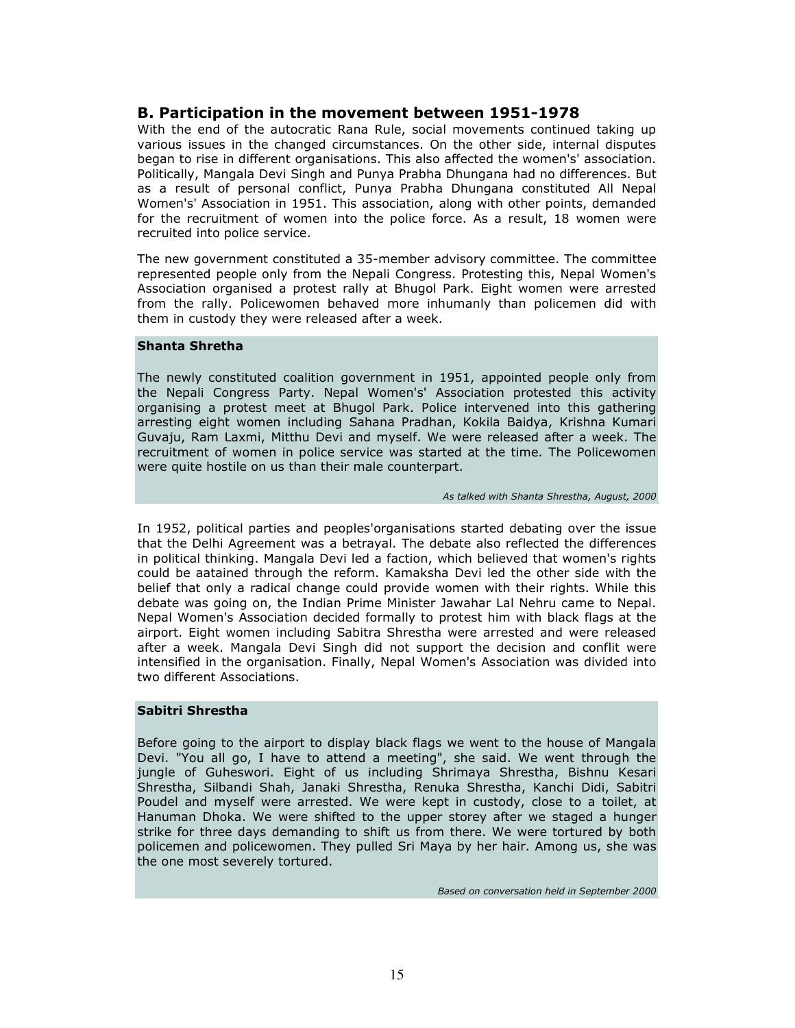## B. Participation in the movement between 1951-1978

With the end of the autocratic Rana Rule, social movements continued taking up various issues in the changed circumstances. On the other side, internal disputes began to rise in different organisations. This also affected the women's' association. Politically, Mangala Devi Singh and Punya Prabha Dhungana had no differences. But as a result of personal conflict, Punya Prabha Dhungana constituted All Nepal Women's' Association in 1951. This association, along with other points, demanded for the recruitment of women into the police force. As a result, 18 women were recruited into police service.

The new government constituted a 35-member advisory committee. The committee represented people only from the Nepali Congress. Protesting this, Nepal Women's Association organised a protest rally at Bhugol Park. Eight women were arrested from the rally. Policewomen behaved more inhumanly than policemen did with them in custody they were released after a week.

**Shanta Shretha**

The newly constituted coalition government in 1951, appointed people only from the Nepali Congress Party. Nepal Women's' Association protested this activity organising a protest meet at Bhugol Park. Police intervened into this gathering arresting eight women including Sahana Pradhan, Kokila Baidya, Krishna Kumari Guvaju, Ram Laxmi, Mitthu Devi and myself. We were released after a week. The recruitment of women in police service was started at the time. The Policewomen were quite hostile on us than their male counterpart.

*As talked with Shanta Shrestha, August, 2000*

In 1952, political parties and peoples'organisations started debating over the issue that the Delhi Agreement was a betrayal. The debate also reflected the differences in political thinking. Mangala Devi led a faction, which believed that women's rights could be aatained through the reform. Kamaksha Devi led the other side with the belief that only a radical change could provide women with their rights. While this debate was going on, the Indian Prime Minister Jawahar Lal Nehru came to Nepal. Nepal Women's Association decided formally to protest him with black flags at the airport. Eight women including Sabitra Shrestha were arrested and were released after a week. Mangala Devi Singh did not support the decision and conflit were intensified in the organisation. Finally, Nepal Women's Association was divided into two different Associations.

**Sabitri Shrestha**

Before going to the airport to display black flags we went to the house of Mangala Devi. "You all go, I have to attend a meeting", she said. We went through the jungle of Guheswori. Eight of us including Shrimaya Shrestha, Bishnu Kesari Shrestha, Silbandi Shah, Janaki Shrestha, Renuka Shrestha, Kanchi Didi, Sabitri Poudel and myself were arrested. We were kept in custody, close to a toilet, at Hanuman Dhoka. We were shifted to the upper storey after we staged a hunger strike for three days demanding to shift us from there. We were tortured by both policemen and policewomen. They pulled Sri Maya by her hair. Among us, she was the one most severely tortured.

*Based on conversation held in September 2000*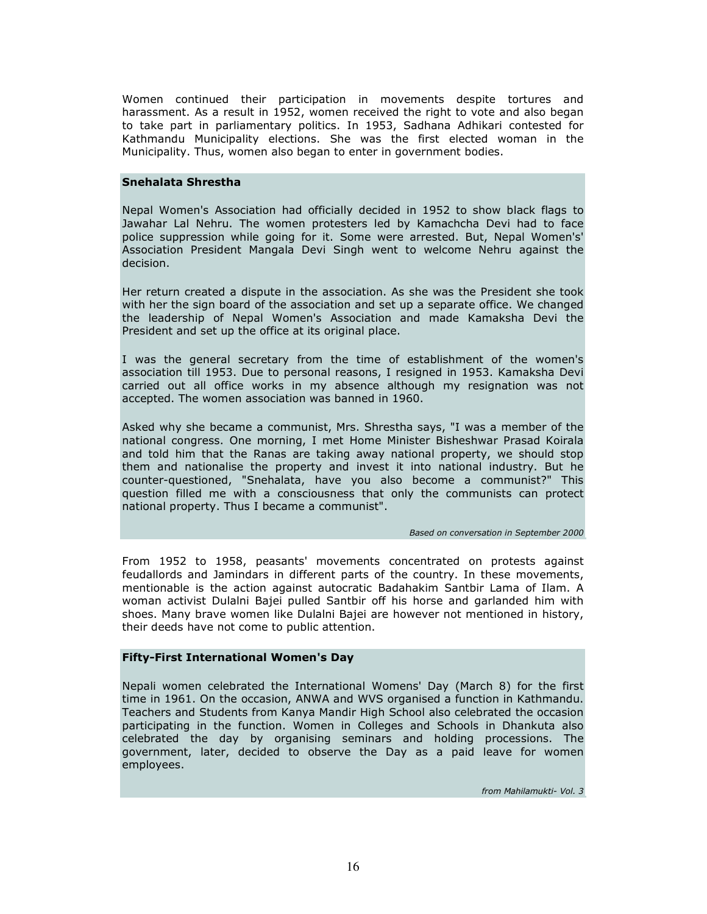Women continued their participation in movements despite tortures and harassment. As a result in 1952, women received the right to vote and also began to take part in parliamentary politics. In 1953, Sadhana Adhikari contested for Kathmandu Municipality elections. She was the first elected woman in the Municipality. Thus, women also began to enter in government bodies.

### Snehalata Shrestha

Nepal Women's Association had officially decided in 1952 to show black flags to Jawahar Lal Nehru. The women protesters led by Kamachcha Devi had to face police suppression while going for it. Some were arrested. But, Nepal Women's' Association President Mangala Devi Singh went to welcome Nehru against the decision.

Her return created a dispute in the association. As she was the President she took with her the sign board of the association and set up a separate office. We changed the leadership of Nepal Women's Association and made Kamaksha Devi the President and set up the office at its original place.

I was the general secretary from the time of establishment of the women's association till 1953. Due to personal reasons, I resigned in 1953. Kamaksha Devi carried out all office works in my absence although my resignation was not accepted. The women association was banned in 1960.

Asked why she became a communist, Mrs. Shrestha says, "I was a member of the national congress. One morning, I met Home Minister Bisheshwar Prasad Koirala and told him that the Ranas are taking away national property, we should stop them and nationalise the property and invest it into national industry. But he counter-questioned, "Snehalata, have you also become a communist?" This question filled me with a consciousness that only the communists can protect national property. Thus I became a communist".

*Based on conversation in September 2000*

From 1952 to 1958, peasants' movements concentrated on protests against feudallords and Jamindars in different parts of the country. In these movements, mentionable is the action against autocratic Badahakim Santbir Lama of Ilam. A woman activist Dulalni Bajei pulled Santbir off his horse and garlanded him with shoes. Many brave women like Dulalni Bajei are however not mentioned in history, their deeds have not come to public attention.

### Fifty-First International Women's Day

Nepali women celebrated the International Womens' Day (March 8) for the first time in 1961. On the occasion, ANWA and WVS organised a function in Kathmandu. Teachers and Students from Kanya Mandir High School also celebrated the occasion participating in the function. Women in Colleges and Schools in Dhankuta also celebrated the day by organising seminars and holding processions. The government, later, decided to observe the Day as a paid leave for women employees.

*from Mahilamukti- Vol. 3*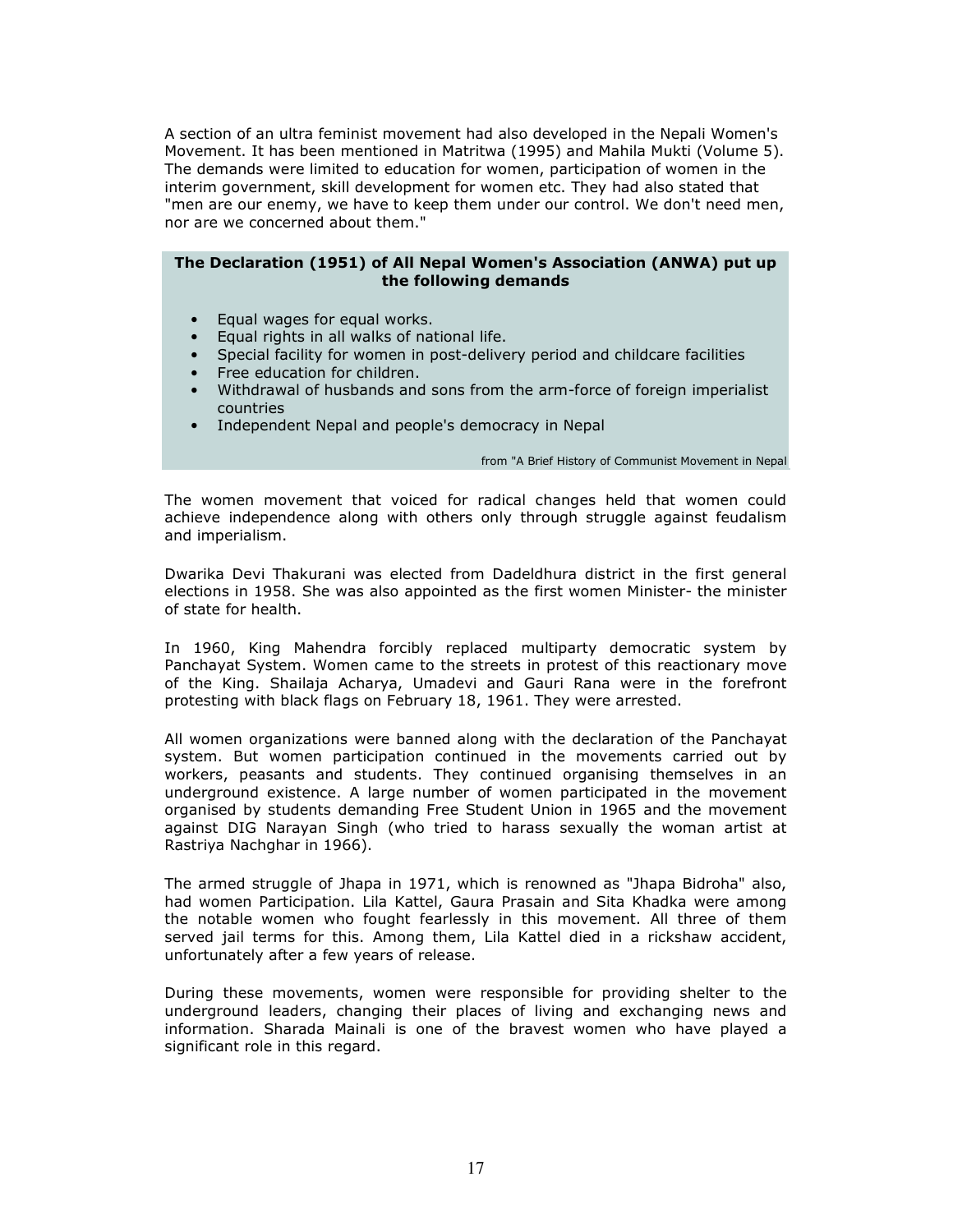A section of an ultra feminist movement had also developed in the Nepali Women's Movement. It has been mentioned in Matritwa (1995) and Mahila Mukti (Volume 5). The demands were limited to education for women, participation of women in the interim government, skill development for women etc. They had also stated that "men are our enemy, we have to keep them under our control. We don't need men, nor are we concerned about them."

**The Declaration (1951) of All Nepal Women's Association (ANWA) put up the following demands**

- Equal wages for equal works.
- Equal rights in all walks of national life.
- Special facility for women in post-delivery period and childcare facilities
- Free education for children.
- Withdrawal of husbands and sons from the arm-force of foreign imperialist countries
- Independent Nepal and people's democracy in Nepal

from "A Brief History of Communist Movement in Nepal

The women movement that voiced for radical changes held that women could achieve independence along with others only through struggle against feudalism and imperialism.

Dwarika Devi Thakurani was elected from Dadeldhura district in the first general elections in 1958. She was also appointed as the first women Minister- the minister of state for health.

In 1960, King Mahendra forcibly replaced multiparty democratic system by Panchayat System. Women came to the streets in protest of this reactionary move of the King. Shailaja Acharya, Umadevi and Gauri Rana were in the forefront protesting with black flags on February 18, 1961. They were arrested.

All women organizations were banned along with the declaration of the Panchayat system. But women participation continued in the movements carried out by workers, peasants and students. They continued organising themselves in an underground existence. A large number of women participated in the movement organised by students demanding Free Student Union in 1965 and the movement against DIG Narayan Singh (who tried to harass sexually the woman artist at Rastriya Nachghar in 1966).

The armed struggle of Jhapa in 1971, which is renowned as "Jhapa Bidroha" also, had women Participation. Lila Kattel, Gaura Prasain and Sita Khadka were among the notable women who fought fearlessly in this movement. All three of them served jail terms for this. Among them, Lila Kattel died in a rickshaw accident, unfortunately after a few years of release.

During these movements, women were responsible for providing shelter to the underground leaders, changing their places of living and exchanging news and information. Sharada Mainali is one of the bravest women who have played a significant role in this regard.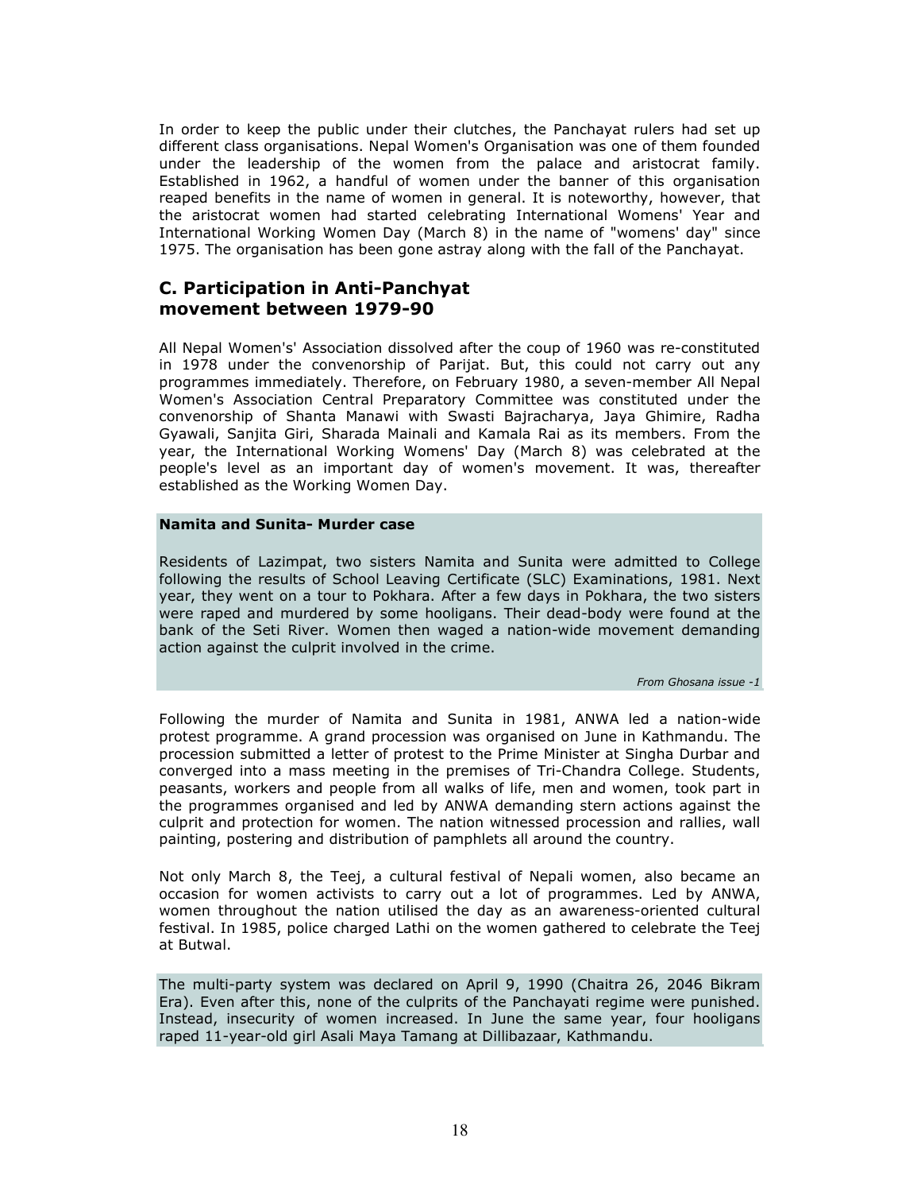In order to keep the public under their clutches, the Panchayat rulers had set up different class organisations. Nepal Women's Organisation was one of them founded under the leadership of the women from the palace and aristocrat family. Established in 1962, a handful of women under the banner of this organisation reaped benefits in the name of women in general. It is noteworthy, however, that the aristocrat women had started celebrating International Womens' Year and International Working Women Day (March 8) in the name of "womens' day" since 1975. The organisation has been gone astray along with the fall of the Panchayat.

## C. Participation in Anti-Panchyat movement between 1979-90

All Nepal Women's' Association dissolved after the coup of 1960 was re-constituted in 1978 under the convenorship of Parijat. But, this could not carry out any programmes immediately. Therefore, on February 1980, a seven-member All Nepal Women's Association Central Preparatory Committee was constituted under the convenorship of Shanta Manawi with Swasti Bajracharya, Jaya Ghimire, Radha Gyawali, Sanjita Giri, Sharada Mainali and Kamala Rai as its members. From the year, the International Working Womens' Day (March 8) was celebrated at the people's level as an important day of women's movement. It was, thereafter established as the Working Women Day.

**Namita and Sunita- Murder case**

Residents of Lazimpat, two sisters Namita and Sunita were admitted to College following the results of School Leaving Certificate (SLC) Examinations, 1981. Next year, they went on a tour to Pokhara. After a few days in Pokhara, the two sisters were raped and murdered by some hooligans. Their dead-body were found at the bank of the Seti River. Women then waged a nation-wide movement demanding action against the culprit involved in the crime.

*From Ghosana issue -1*

Following the murder of Namita and Sunita in 1981, ANWA led a nation-wide protest programme. A grand procession was organised on June in Kathmandu. The procession submitted a letter of protest to the Prime Minister at Singha Durbar and converged into a mass meeting in the premises of Tri-Chandra College. Students, peasants, workers and people from all walks of life, men and women, took part in the programmes organised and led by ANWA demanding stern actions against the culprit and protection for women. The nation witnessed procession and rallies, wall painting, postering and distribution of pamphlets all around the country.

Not only March 8, the Teej, a cultural festival of Nepali women, also became an occasion for women activists to carry out a lot of programmes. Led by ANWA, women throughout the nation utilised the day as an awareness-oriented cultural festival. In 1985, police charged Lathi on the women gathered to celebrate the Teej at Butwal.

The multi-party system was declared on April 9, 1990 (Chaitra 26, 2046 Bikram Era). Even after this, none of the culprits of the Panchayati regime were punished. Instead, insecurity of women increased. In June the same year, four hooligans raped 11-year-old girl Asali Maya Tamang at Dillibazaar, Kathmandu.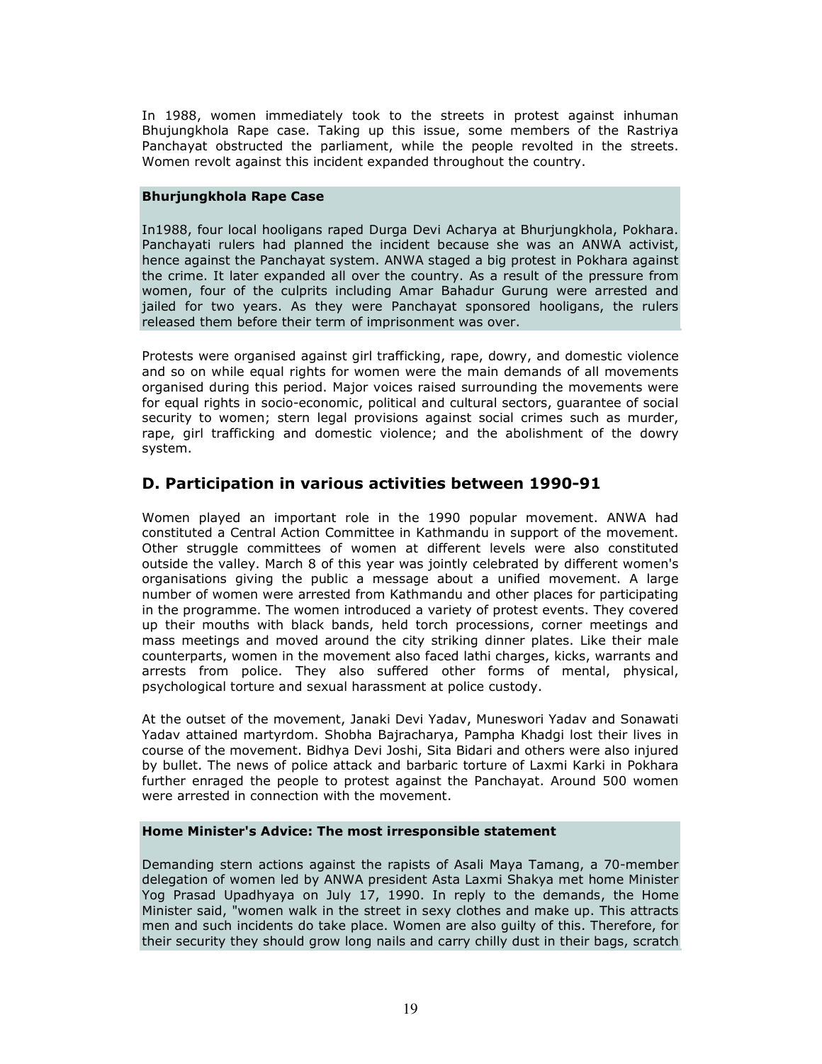In 1988, women immediately took to the streets in protest against inhuman Bhujungkhola Rape case. Taking up this issue, some members of the Rastriya Panchayat obstructed the parliament, while the people revolted in the streets. Women revolt against this incident expanded throughout the country.

**Bhurjungkhola Rape Case**

In1988, four local hooligans raped Durga Devi Acharya at Bhurjungkhola, Pokhara. Panchayati rulers had planned the incident because she was an ANWA activist, hence against the Panchayat system. ANWA staged a big protest in Pokhara against the crime. It later expanded all over the country. As a result of the pressure from women, four of the culprits including Amar Bahadur Gurung were arrested and jailed for two years. As they were Panchayat sponsored hooligans, the rulers released them before their term of imprisonment was over.

Protests were organised against girl trafficking, rape, dowry, and domestic violence and so on while equal rights for women were the main demands of all movements organised during this period. Major voices raised surrounding the movements were for equal rights in socio-economic, political and cultural sectors, guarantee of social security to women; stern legal provisions against social crimes such as murder, rape, girl trafficking and domestic violence; and the abolishment of the dowry system.

## D. Participation in various activities between 1990-91

Women played an important role in the 1990 popular movement. ANWA had constituted a Central Action Committee in Kathmandu in support of the movement. Other struggle committees of women at different levels were also constituted outside the valley. March 8 of this year was jointly celebrated by different women's organisations giving the public a message about a unified movement. A large number of women were arrested from Kathmandu and other places for participating in the programme. The women introduced a variety of protest events. They covered up their mouths with black bands, held torch processions, corner meetings and mass meetings and moved around the city striking dinner plates. Like their male counterparts, women in the movement also faced lathi charges, kicks, warrants and arrests from police. They also suffered other forms of mental, physical, psychological torture and sexual harassment at police custody.

At the outset of the movement, Janaki Devi Yadav, Muneswori Yadav and Sonawati Yadav attained martyrdom. Shobha Bajracharya, Pampha Khadgi lost their lives in course of the movement. Bidhya Devi Joshi, Sita Bidari and others were also injured by bullet. The news of police attack and barbaric torture of Laxmi Karki in Pokhara further enraged the people to protest against the Panchayat. Around 500 women were arrested in connection with the movement.

**Home Minister's Advice: The most irresponsible statement**

Demanding stern actions against the rapists of Asali Maya Tamang, a 70-member delegation of women led by ANWA president Asta Laxmi Shakya met home Minister Yog Prasad Upadhyaya on July 17, 1990. In reply to the demands, the Home Minister said, "women walk in the street in sexy clothes and make up. This attracts men and such incidents do take place. Women are also guilty of this. Therefore, for their security they should grow long nails and carry chilly dust in their bags, scratch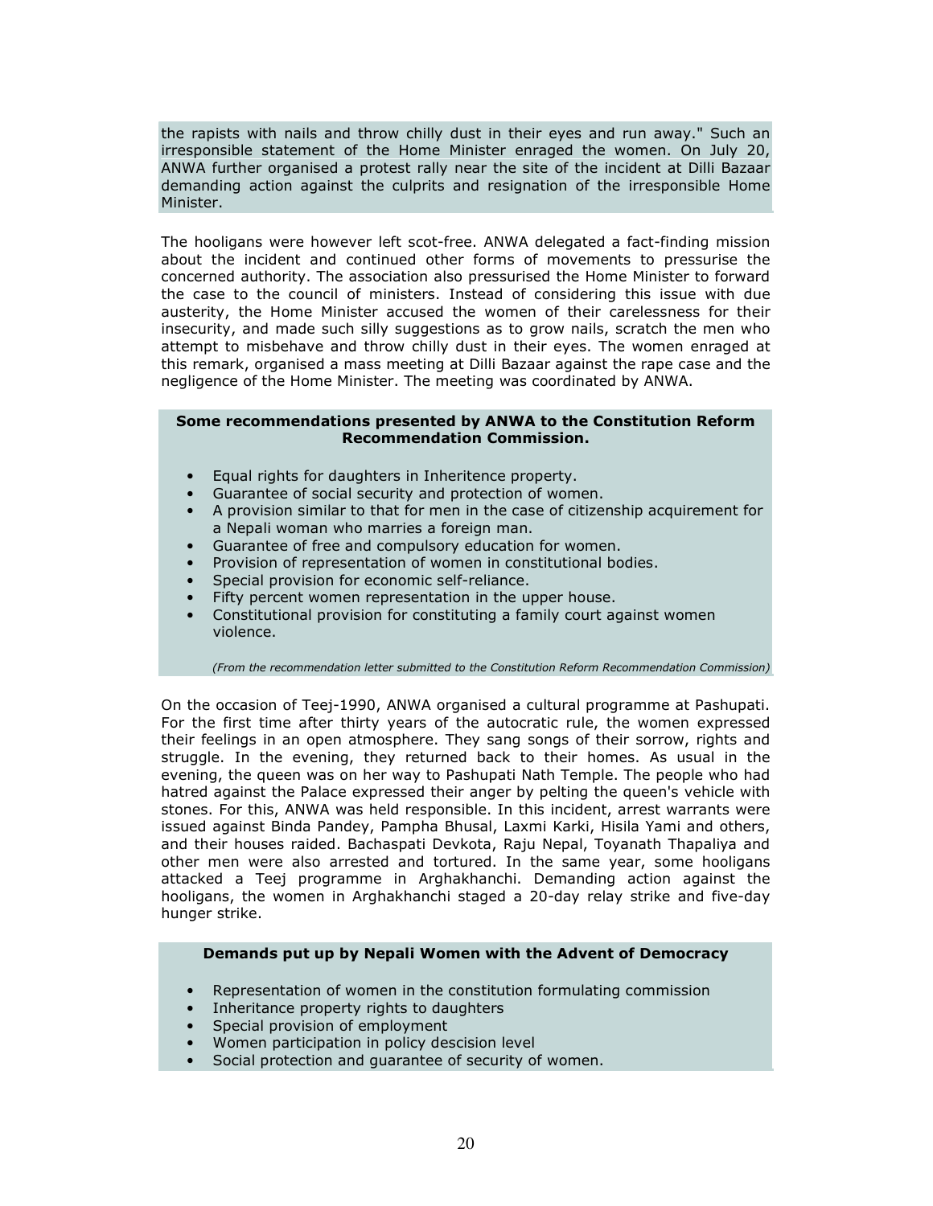the rapists with nails and throw chilly dust in their eyes and run away." Such an irresponsible statement of the Home Minister enraged the women. On July 20, ANWA further organised a protest rally near the site of the incident at Dilli Bazaar demanding action against the culprits and resignation of the irresponsible Home Minister.

The hooligans were however left scot-free. ANWA delegated a fact-finding mission about the incident and continued other forms of movements to pressurise the concerned authority. The association also pressurised the Home Minister to forward the case to the council of ministers. Instead of considering this issue with due austerity, the Home Minister accused the women of their carelessness for their insecurity, and made such silly suggestions as to grow nails, scratch the men who attempt to misbehave and throw chilly dust in their eyes. The women enraged at this remark, organised a mass meeting at Dilli Bazaar against the rape case and the negligence of the Home Minister. The meeting was coordinated by ANWA.

**Some recommendations presented by ANWA to the Constitution Reform Recommendation Commission.**

- Equal rights for daughters in Inheritence property.
- Guarantee of social security and protection of women.
- A provision similar to that for men in the case of citizenship acquirement for a Nepali woman who marries a foreign man.
- Guarantee of free and compulsory education for women.
- Provision of representation of women in constitutional bodies.
- Special provision for economic self-reliance.
- Fifty percent women representation in the upper house.
- Constitutional provision for constituting a family court against women violence.

*(From the recommendation letter submitted to the Constitution Reform Recommendation Commission)*

On the occasion of Teej-1990, ANWA organised a cultural programme at Pashupati. For the first time after thirty years of the autocratic rule, the women expressed their feelings in an open atmosphere. They sang songs of their sorrow, rights and struggle. In the evening, they returned back to their homes. As usual in the evening, the queen was on her way to Pashupati Nath Temple. The people who had hatred against the Palace expressed their anger by pelting the queen's vehicle with stones. For this, ANWA was held responsible. In this incident, arrest warrants were issued against Binda Pandey, Pampha Bhusal, Laxmi Karki, Hisila Yami and others, and their houses raided. Bachaspati Devkota, Raju Nepal, Toyanath Thapaliya and other men were also arrested and tortured. In the same year, some hooligans attacked a Teej programme in Arghakhanchi. Demanding action against the hooligans, the women in Arghakhanchi staged a 20-day relay strike and five-day hunger strike.

**Demands put up by Nepali Women with the Advent of Democracy**

- Representation of women in the constitution formulating commission
- Inheritance property rights to daughters
- Special provision of employment
- Women participation in policy descision level
- Social protection and guarantee of security of women.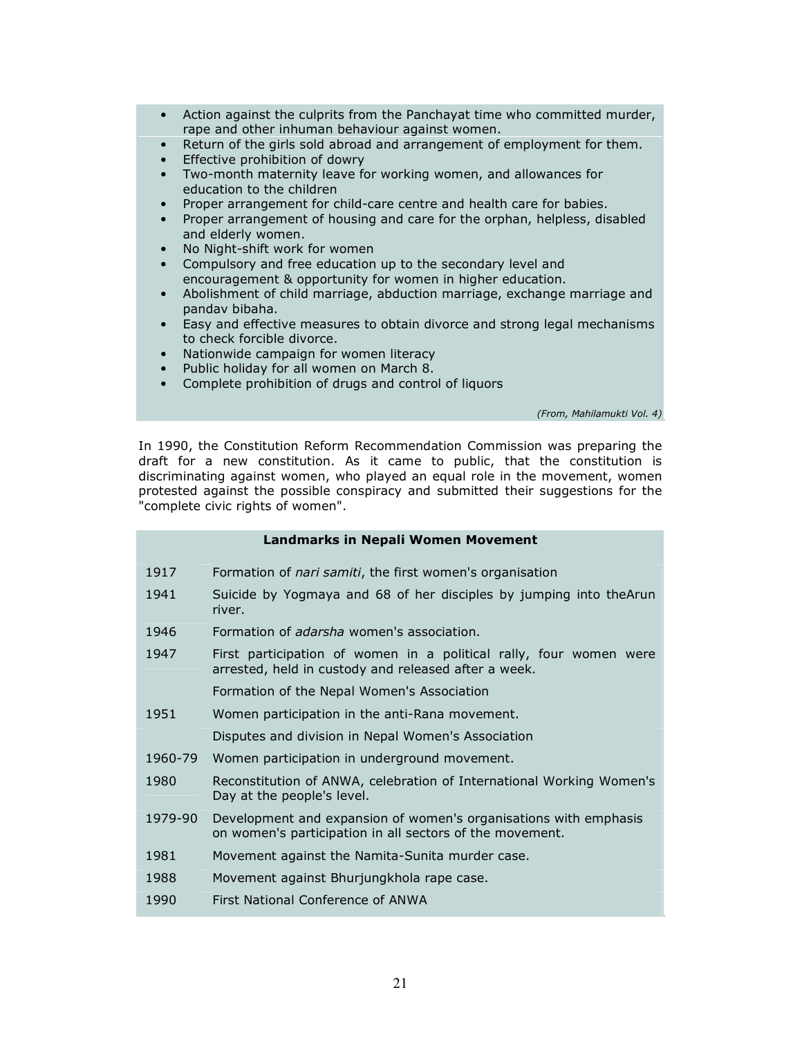- Action against the culprits from the Panchayat time who committed murder, rape and other inhuman behaviour against women.
- Return of the girls sold abroad and arrangement of employment for them.
- Effective prohibition of dowry
- Two-month maternity leave for working women, and allowances for education to the children
- Proper arrangement for child-care centre and health care for babies.
- Proper arrangement of housing and care for the orphan, helpless, disabled and elderly women.
- No Night-shift work for women
- Compulsory and free education up to the secondary level and encouragement & opportunity for women in higher education.
- Abolishment of child marriage, abduction marriage, exchange marriage and pandav bibaha.
- Easy and effective measures to obtain divorce and strong legal mechanisms to check forcible divorce.
- Nationwide campaign for women literacy
- Public holiday for all women on March 8.
- Complete prohibition of drugs and control of liquors

*(From, Mahilamukti Vol. 4)*

In 1990, the Constitution Reform Recommendation Commission was preparing the draft for a new constitution. As it came to public, that the constitution is discriminating against women, who played an equal role in the movement, women protested against the possible conspiracy and submitted their suggestions for the "complete civic rights of women".

**Landmarks in Nepali Women Movement**

| Year | Event |
|---|---|
| 1917 | Formation of *nari samiti*, the first women's organisation |
| 1941 | Suicide by Yogmaya and 68 of her disciples by jumping into theArun river. |
| 1946 | Formation of *adarsha* women's association. |
| 1947 | First participation of women in a political rally, four women were arrested, held in custody and released after a week. |
| | Formation of the Nepal Women's Association |
| 1951 | Women participation in the anti-Rana movement. |
| | Disputes and division in Nepal Women's Association |
| 1960-79 | Women participation in underground movement. |
| 1980 | Reconstitution of ANWA, celebration of International Working Women's Day at the people's level. |
| 1979-90 | Development and expansion of women's organisations with emphasis on women's participation in all sectors of the movement. |
| 1981 | Movement against the Namita-Sunita murder case. |
| 1988 | Movement against Bhurjungkhola rape case. |
| 1990 | First National Conference of ANWA |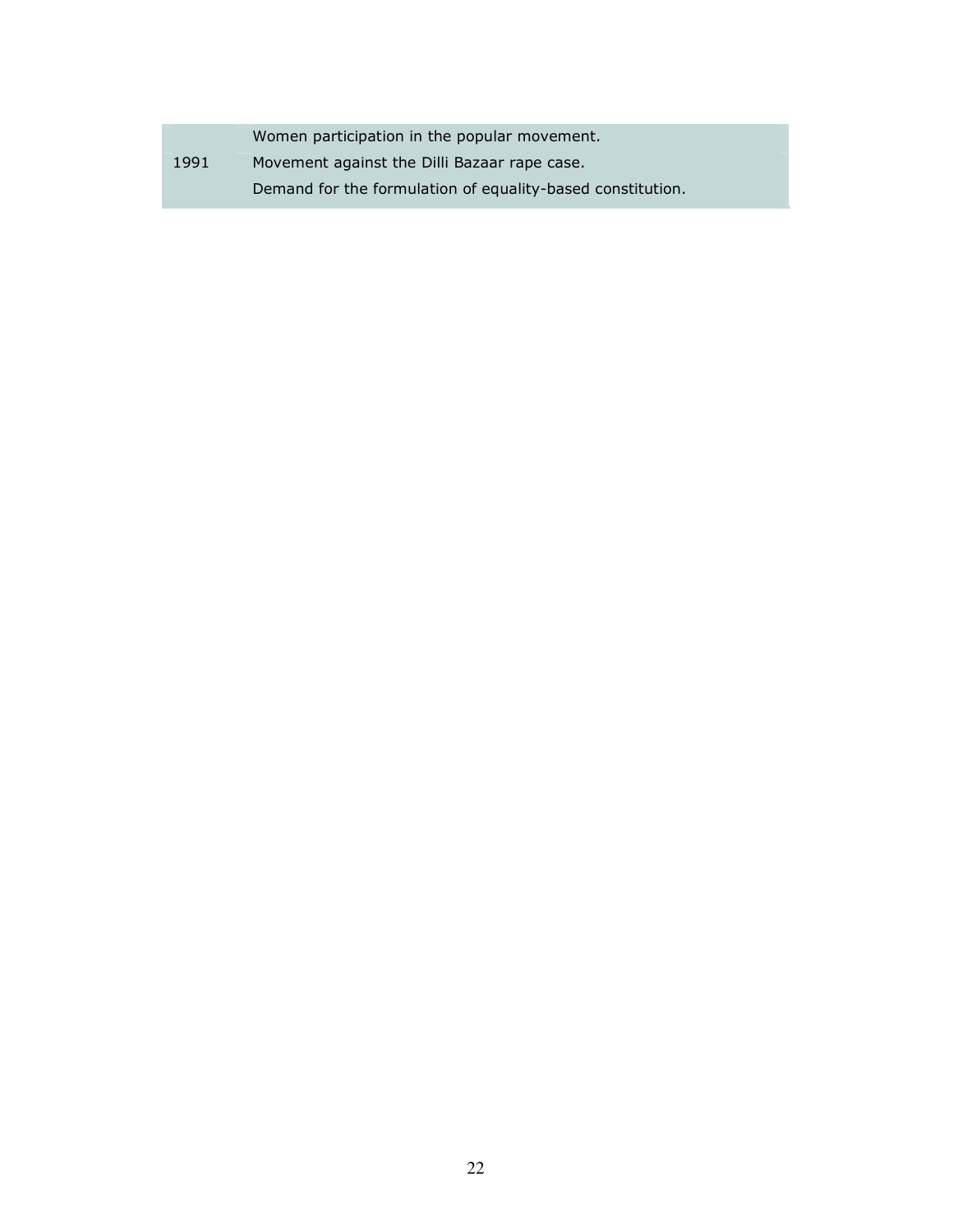| | |
|---|---|
| 1991 | Women participation in the popular movement.<br>Movement against the Dilli Bazaar rape case.<br>Demand for the formulation of equality-based constitution. |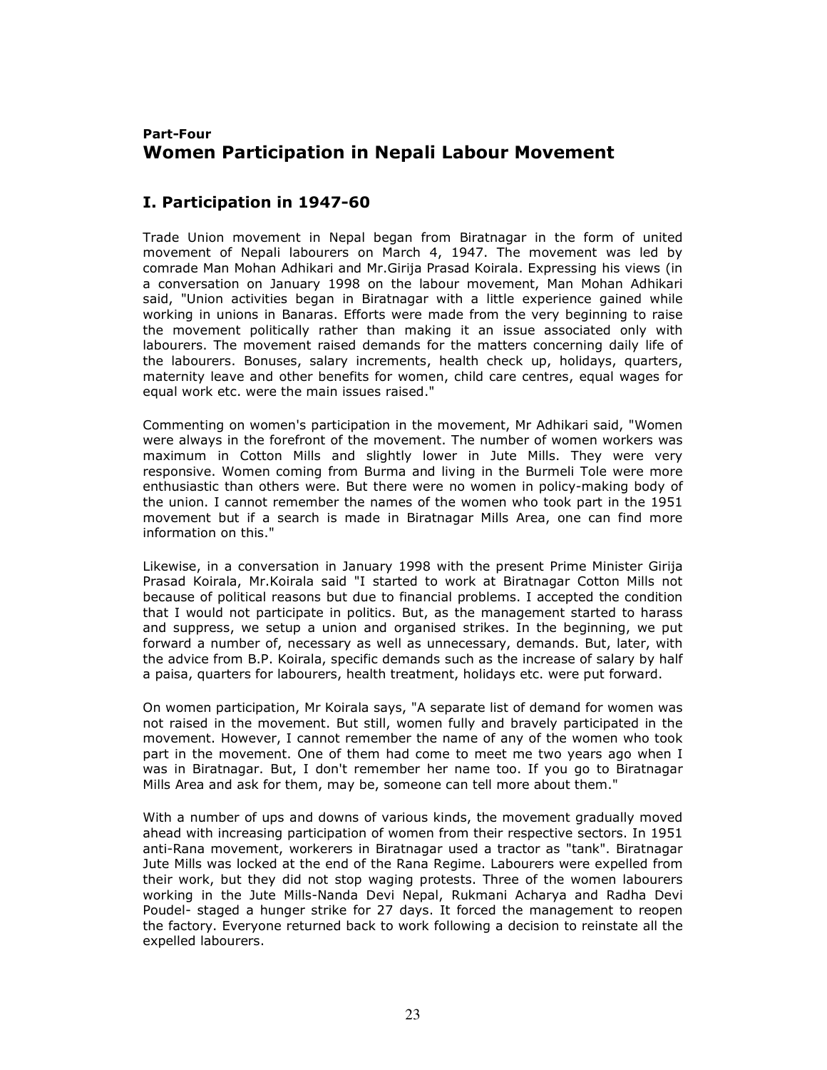**Part-Four**
# Women Participation in Nepali Labour Movement

## I. Participation in 1947-60

Trade Union movement in Nepal began from Biratnagar in the form of united movement of Nepali labourers on March 4, 1947. The movement was led by comrade Man Mohan Adhikari and Mr.Girija Prasad Koirala. Expressing his views (in a conversation on January 1998 on the labour movement, Man Mohan Adhikari said, "Union activities began in Biratnagar with a little experience gained while working in unions in Banaras. Efforts were made from the very beginning to raise the movement politically rather than making it an issue associated only with labourers. The movement raised demands for the matters concerning daily life of the labourers. Bonuses, salary increments, health check up, holidays, quarters, maternity leave and other benefits for women, child care centres, equal wages for equal work etc. were the main issues raised."

Commenting on women's participation in the movement, Mr Adhikari said, "Women were always in the forefront of the movement. The number of women workers was maximum in Cotton Mills and slightly lower in Jute Mills. They were very responsive. Women coming from Burma and living in the Burmeli Tole were more enthusiastic than others were. But there were no women in policy-making body of the union. I cannot remember the names of the women who took part in the 1951 movement but if a search is made in Biratnagar Mills Area, one can find more information on this."

Likewise, in a conversation in January 1998 with the present Prime Minister Girija Prasad Koirala, Mr.Koirala said "I started to work at Biratnagar Cotton Mills not because of political reasons but due to financial problems. I accepted the condition that I would not participate in politics. But, as the management started to harass and suppress, we setup a union and organised strikes. In the beginning, we put forward a number of, necessary as well as unnecessary, demands. But, later, with the advice from B.P. Koirala, specific demands such as the increase of salary by half a paisa, quarters for labourers, health treatment, holidays etc. were put forward.

On women participation, Mr Koirala says, "A separate list of demand for women was not raised in the movement. But still, women fully and bravely participated in the movement. However, I cannot remember the name of any of the women who took part in the movement. One of them had come to meet me two years ago when I was in Biratnagar. But, I don't remember her name too. If you go to Biratnagar Mills Area and ask for them, may be, someone can tell more about them."

With a number of ups and downs of various kinds, the movement gradually moved ahead with increasing participation of women from their respective sectors. In 1951 anti-Rana movement, workerers in Biratnagar used a tractor as "tank". Biratnagar Jute Mills was locked at the end of the Rana Regime. Labourers were expelled from their work, but they did not stop waging protests. Three of the women labourers working in the Jute Mills-Nanda Devi Nepal, Rukmani Acharya and Radha Devi Poudel- staged a hunger strike for 27 days. It forced the management to reopen the factory. Everyone returned back to work following a decision to reinstate all the expelled labourers.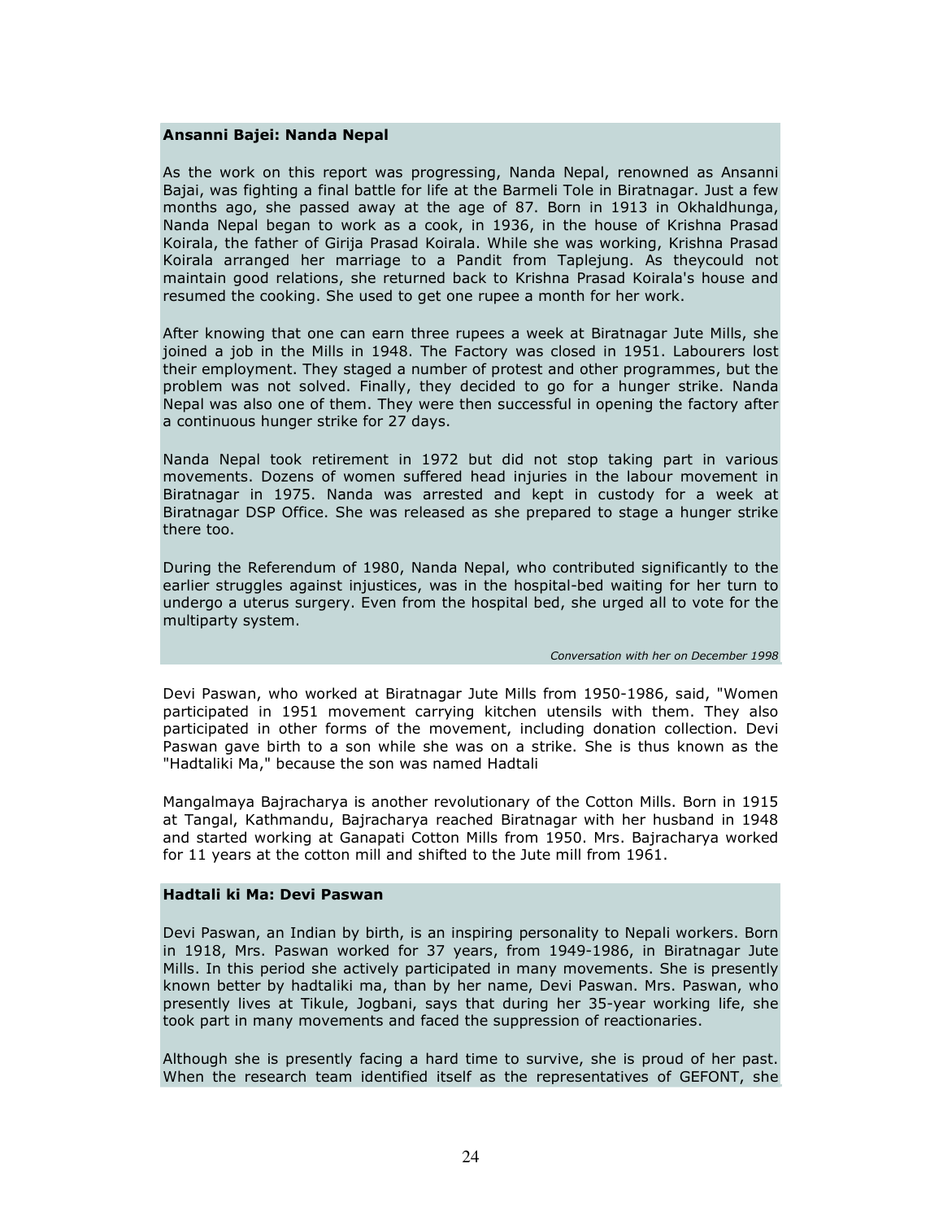**Ansanni Bajei: Nanda Nepal**

As the work on this report was progressing, Nanda Nepal, renowned as Ansanni Bajai, was fighting a final battle for life at the Barmeli Tole in Biratnagar. Just a few months ago, she passed away at the age of 87. Born in 1913 in Okhaldhunga, Nanda Nepal began to work as a cook, in 1936, in the house of Krishna Prasad Koirala, the father of Girija Prasad Koirala. While she was working, Krishna Prasad Koirala arranged her marriage to a Pandit from Taplejung. As theycould not maintain good relations, she returned back to Krishna Prasad Koirala's house and resumed the cooking. She used to get one rupee a month for her work.

After knowing that one can earn three rupees a week at Biratnagar Jute Mills, she joined a job in the Mills in 1948. The Factory was closed in 1951. Labourers lost their employment. They staged a number of protest and other programmes, but the problem was not solved. Finally, they decided to go for a hunger strike. Nanda Nepal was also one of them. They were then successful in opening the factory after a continuous hunger strike for 27 days.

Nanda Nepal took retirement in 1972 but did not stop taking part in various movements. Dozens of women suffered head injuries in the labour movement in Biratnagar in 1975. Nanda was arrested and kept in custody for a week at Biratnagar DSP Office. She was released as she prepared to stage a hunger strike there too.

During the Referendum of 1980, Nanda Nepal, who contributed significantly to the earlier struggles against injustices, was in the hospital-bed waiting for her turn to undergo a uterus surgery. Even from the hospital bed, she urged all to vote for the multiparty system.

*Conversation with her on December 1998*

Devi Paswan, who worked at Biratnagar Jute Mills from 1950-1986, said, "Women participated in 1951 movement carrying kitchen utensils with them. They also participated in other forms of the movement, including donation collection. Devi Paswan gave birth to a son while she was on a strike. She is thus known as the "Hadtaliki Ma," because the son was named Hadtali

Mangalmaya Bajracharya is another revolutionary of the Cotton Mills. Born in 1915 at Tangal, Kathmandu, Bajracharya reached Biratnagar with her husband in 1948 and started working at Ganapati Cotton Mills from 1950. Mrs. Bajracharya worked for 11 years at the cotton mill and shifted to the Jute mill from 1961.

**Hadtali ki Ma: Devi Paswan**

Devi Paswan, an Indian by birth, is an inspiring personality to Nepali workers. Born in 1918, Mrs. Paswan worked for 37 years, from 1949-1986, in Biratnagar Jute Mills. In this period she actively participated in many movements. She is presently known better by hadtaliki ma, than by her name, Devi Paswan. Mrs. Paswan, who presently lives at Tikule, Jogbani, says that during her 35-year working life, she took part in many movements and faced the suppression of reactionaries.

Although she is presently facing a hard time to survive, she is proud of her past. When the research team identified itself as the representatives of GEFONT, she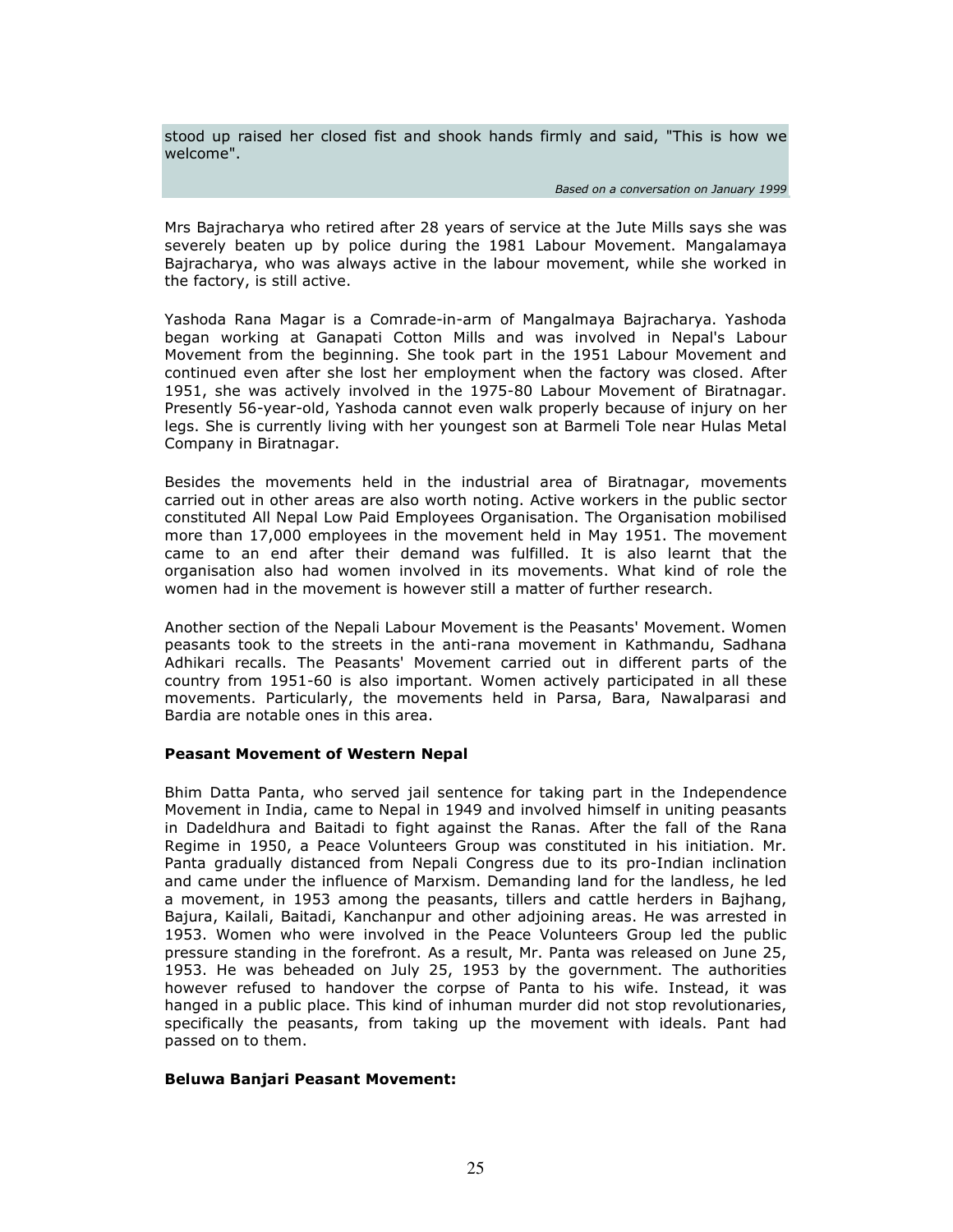stood up raised her closed fist and shook hands firmly and said, "This is how we welcome".

*Based on a conversation on January 1999*

Mrs Bajracharya who retired after 28 years of service at the Jute Mills says she was severely beaten up by police during the 1981 Labour Movement. Mangalamaya Bajracharya, who was always active in the labour movement, while she worked in the factory, is still active.

Yashoda Rana Magar is a Comrade-in-arm of Mangalmaya Bajracharya. Yashoda began working at Ganapati Cotton Mills and was involved in Nepal's Labour Movement from the beginning. She took part in the 1951 Labour Movement and continued even after she lost her employment when the factory was closed. After 1951, she was actively involved in the 1975-80 Labour Movement of Biratnagar. Presently 56-year-old, Yashoda cannot even walk properly because of injury on her legs. She is currently living with her youngest son at Barmeli Tole near Hulas Metal Company in Biratnagar.

Besides the movements held in the industrial area of Biratnagar, movements carried out in other areas are also worth noting. Active workers in the public sector constituted All Nepal Low Paid Employees Organisation. The Organisation mobilised more than 17,000 employees in the movement held in May 1951. The movement came to an end after their demand was fulfilled. It is also learnt that the organisation also had women involved in its movements. What kind of role the women had in the movement is however still a matter of further research.

Another section of the Nepali Labour Movement is the Peasants' Movement. Women peasants took to the streets in the anti-rana movement in Kathmandu, Sadhana Adhikari recalls. The Peasants' Movement carried out in different parts of the country from 1951-60 is also important. Women actively participated in all these movements. Particularly, the movements held in Parsa, Bara, Nawalparasi and Bardia are notable ones in this area.

**Peasant Movement of Western Nepal**

Bhim Datta Panta, who served jail sentence for taking part in the Independence Movement in India, came to Nepal in 1949 and involved himself in uniting peasants in Dadeldhura and Baitadi to fight against the Ranas. After the fall of the Rana Regime in 1950, a Peace Volunteers Group was constituted in his initiation. Mr. Panta gradually distanced from Nepali Congress due to its pro-Indian inclination and came under the influence of Marxism. Demanding land for the landless, he led a movement, in 1953 among the peasants, tillers and cattle herders in Bajhang, Bajura, Kailali, Baitadi, Kanchanpur and other adjoining areas. He was arrested in 1953. Women who were involved in the Peace Volunteers Group led the public pressure standing in the forefront. As a result, Mr. Panta was released on June 25, 1953. He was beheaded on July 25, 1953 by the government. The authorities however refused to handover the corpse of Panta to his wife. Instead, it was hanged in a public place. This kind of inhuman murder did not stop revolutionaries, specifically the peasants, from taking up the movement with ideals. Pant had passed on to them.

**Beluwa Banjari Peasant Movement:**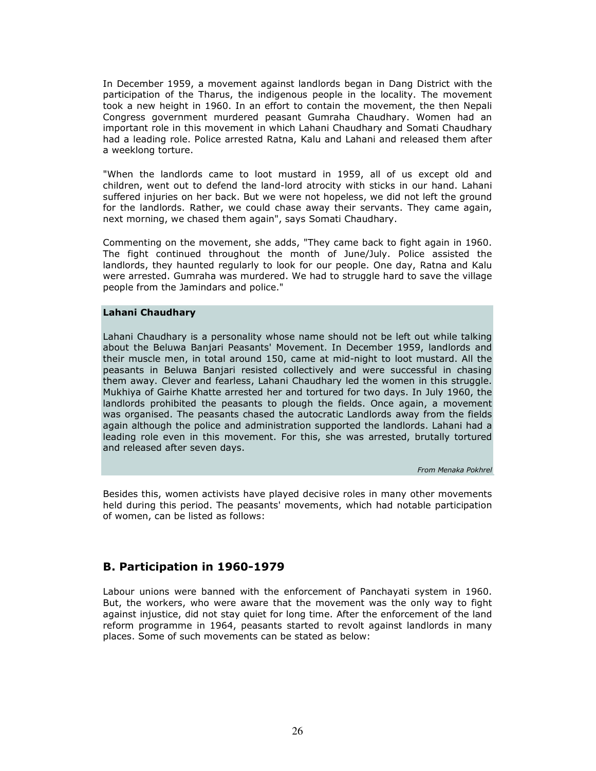In December 1959, a movement against landlords began in Dang District with the participation of the Tharus, the indigenous people in the locality. The movement took a new height in 1960. In an effort to contain the movement, the then Nepali Congress government murdered peasant Gumraha Chaudhary. Women had an important role in this movement in which Lahani Chaudhary and Somati Chaudhary had a leading role. Police arrested Ratna, Kalu and Lahani and released them after a weeklong torture.

"When the landlords came to loot mustard in 1959, all of us except old and children, went out to defend the land-lord atrocity with sticks in our hand. Lahani suffered injuries on her back. But we were not hopeless, we did not left the ground for the landlords. Rather, we could chase away their servants. They came again, next morning, we chased them again", says Somati Chaudhary.

Commenting on the movement, she adds, "They came back to fight again in 1960. The fight continued throughout the month of June/July. Police assisted the landlords, they haunted regularly to look for our people. One day, Ratna and Kalu were arrested. Gumraha was murdered. We had to struggle hard to save the village people from the Jamindars and police."

**Lahani Chaudhary**

Lahani Chaudhary is a personality whose name should not be left out while talking about the Beluwa Banjari Peasants' Movement. In December 1959, landlords and their muscle men, in total around 150, came at mid-night to loot mustard. All the peasants in Beluwa Banjari resisted collectively and were successful in chasing them away. Clever and fearless, Lahani Chaudhary led the women in this struggle. Mukhiya of Gairhe Khatte arrested her and tortured for two days. In July 1960, the landlords prohibited the peasants to plough the fields. Once again, a movement was organised. The peasants chased the autocratic Landlords away from the fields again although the police and administration supported the landlords. Lahani had a leading role even in this movement. For this, she was arrested, brutally tortured and released after seven days.

*From Menaka Pokhrel*

Besides this, women activists have played decisive roles in many other movements held during this period. The peasants' movements, which had notable participation of women, can be listed as follows:

## B. Participation in 1960-1979

Labour unions were banned with the enforcement of Panchayati system in 1960. But, the workers, who were aware that the movement was the only way to fight against injustice, did not stay quiet for long time. After the enforcement of the land reform programme in 1964, peasants started to revolt against landlords in many places. Some of such movements can be stated as below: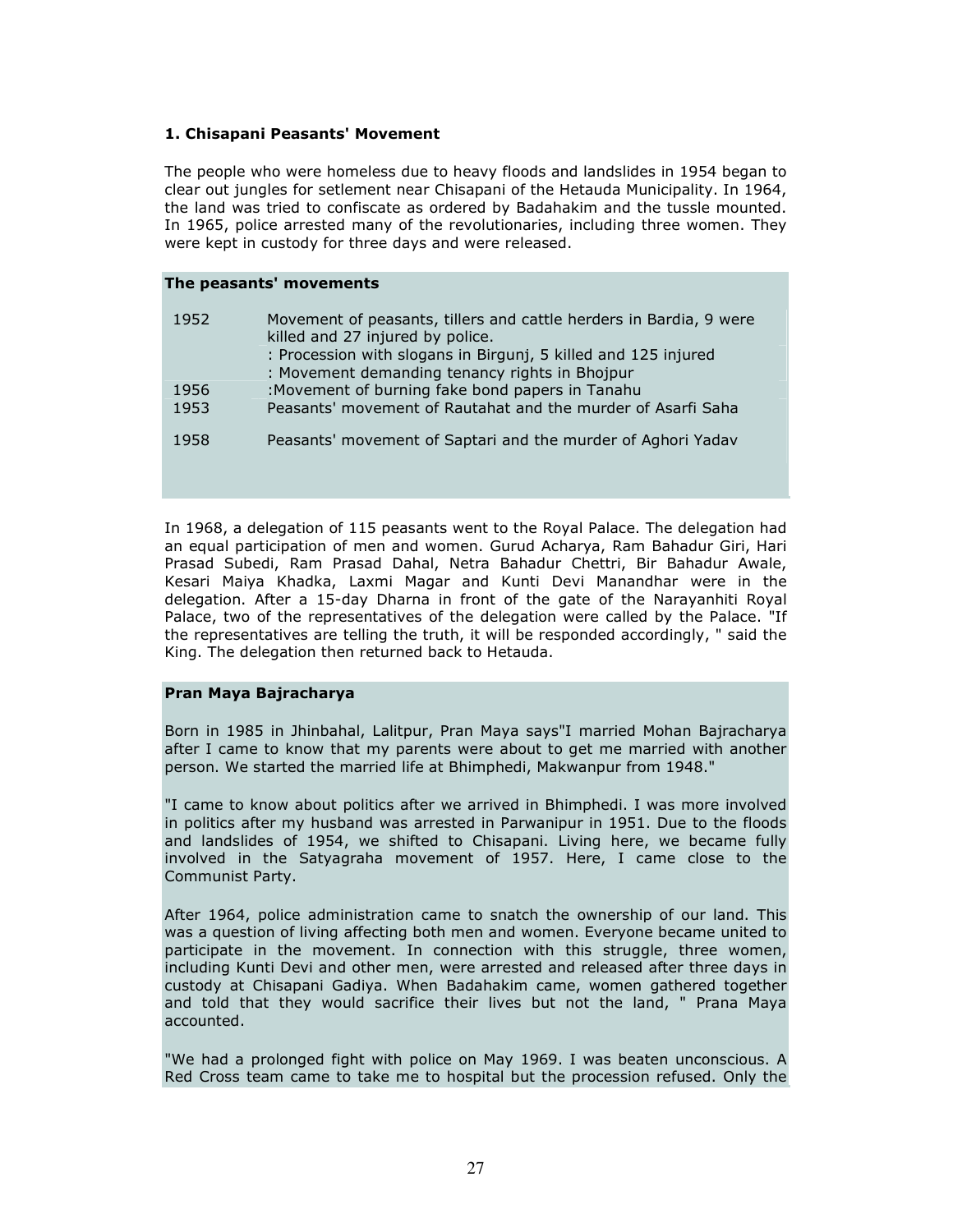**1. Chisapani Peasants' Movement**

The people who were homeless due to heavy floods and landslides in 1954 began to clear out jungles for setlement near Chisapani of the Hetauda Municipality. In 1964, the land was tried to confiscate as ordered by Badahakim and the tussle mounted. In 1965, police arrested many of the revolutionaries, including three women. They were kept in custody for three days and were released.

**The peasants' movements**

| | |
|---|---|
| 1952 | Movement of peasants, tillers and cattle herders in Bardia, 9 were killed and 27 injured by police.<br>: Procession with slogans in Birgunj, 5 killed and 125 injured<br>: Movement demanding tenancy rights in Bhojpur |
| 1956 | :Movement of burning fake bond papers in Tanahu |
| 1953 | Peasants' movement of Rautahat and the murder of Asarfi Saha |
| 1958 | Peasants' movement of Saptari and the murder of Aghori Yadav |

In 1968, a delegation of 115 peasants went to the Royal Palace. The delegation had an equal participation of men and women. Gurud Acharya, Ram Bahadur Giri, Hari Prasad Subedi, Ram Prasad Dahal, Netra Bahadur Chettri, Bir Bahadur Awale, Kesari Maiya Khadka, Laxmi Magar and Kunti Devi Manandhar were in the delegation. After a 15-day Dharna in front of the gate of the Narayanhiti Royal Palace, two of the representatives of the delegation were called by the Palace. "If the representatives are telling the truth, it will be responded accordingly, " said the King. The delegation then returned back to Hetauda.

**Pran Maya Bajracharya**

Born in 1985 in Jhinbahal, Lalitpur, Pran Maya says"I married Mohan Bajracharya after I came to know that my parents were about to get me married with another person. We started the married life at Bhimphedi, Makwanpur from 1948."

"I came to know about politics after we arrived in Bhimphedi. I was more involved in politics after my husband was arrested in Parwanipur in 1951. Due to the floods and landslides of 1954, we shifted to Chisapani. Living here, we became fully involved in the Satyagraha movement of 1957. Here, I came close to the Communist Party.

After 1964, police administration came to snatch the ownership of our land. This was a question of living affecting both men and women. Everyone became united to participate in the movement. In connection with this struggle, three women, including Kunti Devi and other men, were arrested and released after three days in custody at Chisapani Gadiya. When Badahakim came, women gathered together and told that they would sacrifice their lives but not the land, " Prana Maya accounted.

"We had a prolonged fight with police on May 1969. I was beaten unconscious. A Red Cross team came to take me to hospital but the procession refused. Only the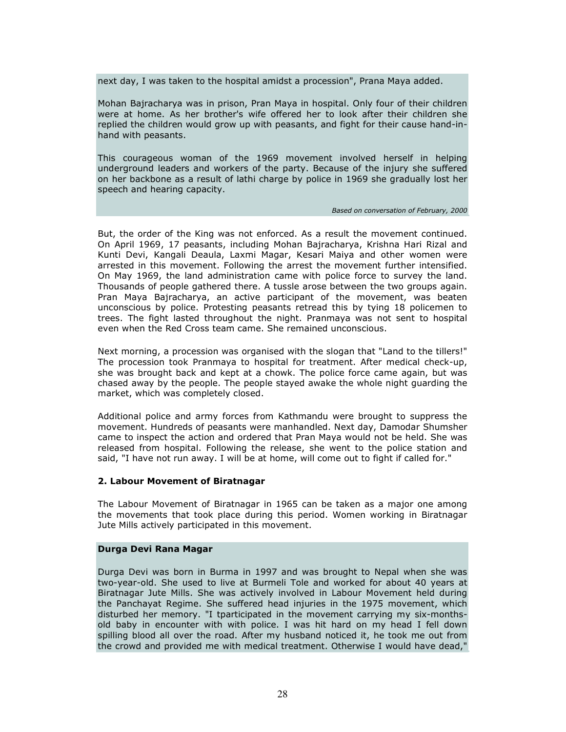next day, I was taken to the hospital amidst a procession", Prana Maya added.

Mohan Bajracharya was in prison, Pran Maya in hospital. Only four of their children were at home. As her brother's wife offered her to look after their children she replied the children would grow up with peasants, and fight for their cause hand-in-hand with peasants.

This courageous woman of the 1969 movement involved herself in helping underground leaders and workers of the party. Because of the injury she suffered on her backbone as a result of lathi charge by police in 1969 she gradually lost her speech and hearing capacity.

*Based on conversation of February, 2000*

But, the order of the King was not enforced. As a result the movement continued. On April 1969, 17 peasants, including Mohan Bajracharya, Krishna Hari Rizal and Kunti Devi, Kangali Deaula, Laxmi Magar, Kesari Maiya and other women were arrested in this movement. Following the arrest the movement further intensified. On May 1969, the land administration came with police force to survey the land. Thousands of people gathered there. A tussle arose between the two groups again. Pran Maya Bajracharya, an active participant of the movement, was beaten unconscious by police. Protesting peasants retread this by tying 18 policemen to trees. The fight lasted throughout the night. Pranmaya was not sent to hospital even when the Red Cross team came. She remained unconscious.

Next morning, a procession was organised with the slogan that "Land to the tillers!" The procession took Pranmaya to hospital for treatment. After medical check-up, she was brought back and kept at a chowk. The police force came again, but was chased away by the people. The people stayed awake the whole night guarding the market, which was completely closed.

Additional police and army forces from Kathmandu were brought to suppress the movement. Hundreds of peasants were manhandled. Next day, Damodar Shumsher came to inspect the action and ordered that Pran Maya would not be held. She was released from hospital. Following the release, she went to the police station and said, "I have not run away. I will be at home, will come out to fight if called for."

### 2. Labour Movement of Biratnagar

The Labour Movement of Biratnagar in 1965 can be taken as a major one among the movements that took place during this period. Women working in Biratnagar Jute Mills actively participated in this movement.

**Durga Devi Rana Magar**

Durga Devi was born in Burma in 1997 and was brought to Nepal when she was two-year-old. She used to live at Burmeli Tole and worked for about 40 years at Biratnagar Jute Mills. She was actively involved in Labour Movement held during the Panchayat Regime. She suffered head injuries in the 1975 movement, which disturbed her memory. "I tparticipated in the movement carrying my six-months-old baby in encounter with with police. I was hit hard on my head I fell down spilling blood all over the road. After my husband noticed it, he took me out from the crowd and provided me with medical treatment. Otherwise I would have dead,"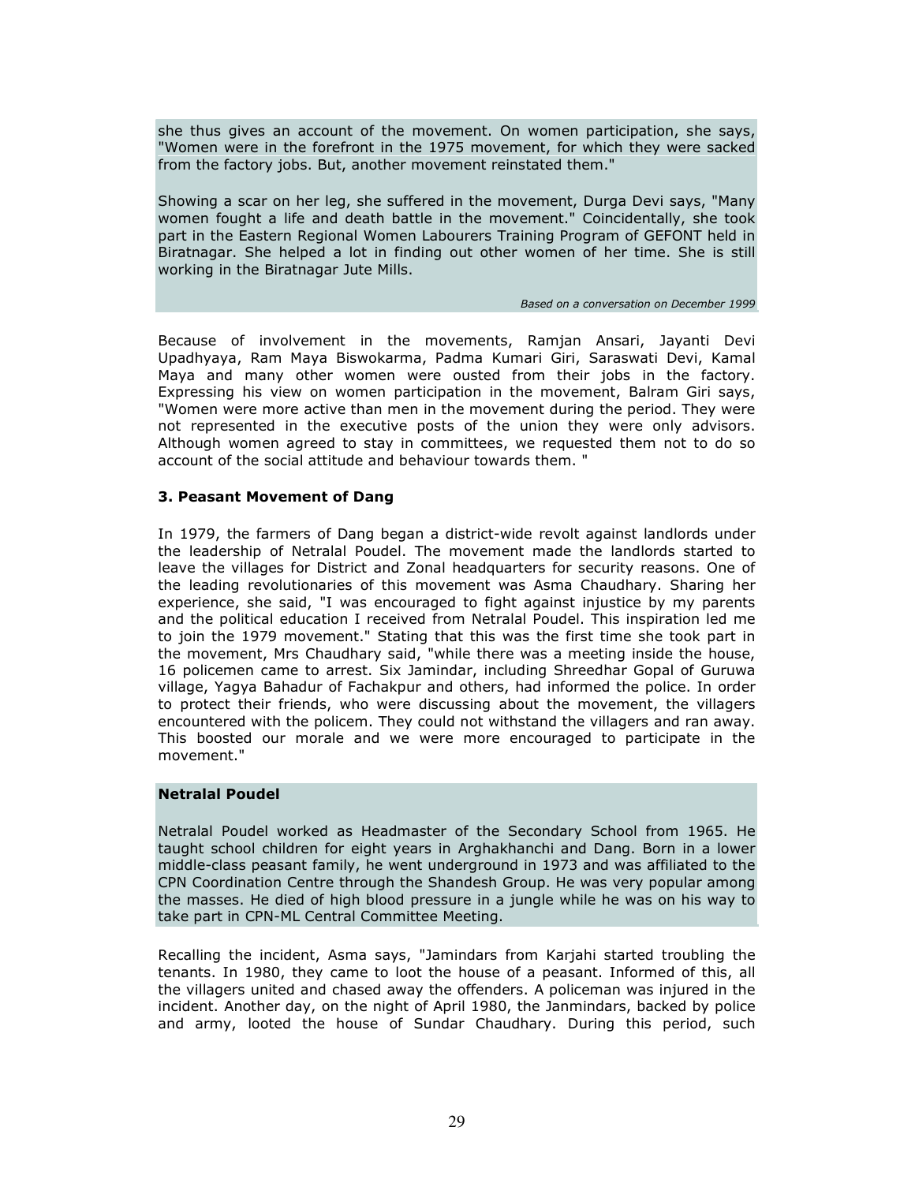she thus gives an account of the movement. On women participation, she says, "Women were in the forefront in the 1975 movement, for which they were sacked from the factory jobs. But, another movement reinstated them."

Showing a scar on her leg, she suffered in the movement, Durga Devi says, "Many women fought a life and death battle in the movement." Coincidentally, she took part in the Eastern Regional Women Labourers Training Program of GEFONT held in Biratnagar. She helped a lot in finding out other women of her time. She is still working in the Biratnagar Jute Mills.

*Based on a conversation on December 1999*

Because of involvement in the movements, Ramjan Ansari, Jayanti Devi Upadhyaya, Ram Maya Biswokarma, Padma Kumari Giri, Saraswati Devi, Kamal Maya and many other women were ousted from their jobs in the factory. Expressing his view on women participation in the movement, Balram Giri says, "Women were more active than men in the movement during the period. They were not represented in the executive posts of the union they were only advisors. Although women agreed to stay in committees, we requested them not to do so account of the social attitude and behaviour towards them. "

### 3. Peasant Movement of Dang

In 1979, the farmers of Dang began a district-wide revolt against landlords under the leadership of Netralal Poudel. The movement made the landlords started to leave the villages for District and Zonal headquarters for security reasons. One of the leading revolutionaries of this movement was Asma Chaudhary. Sharing her experience, she said, "I was encouraged to fight against injustice by my parents and the political education I received from Netralal Poudel. This inspiration led me to join the 1979 movement." Stating that this was the first time she took part in the movement, Mrs Chaudhary said, "while there was a meeting inside the house, 16 policemen came to arrest. Six Jamindar, including Shreedhar Gopal of Guruwa village, Yagya Bahadur of Fachakpur and others, had informed the police. In order to protect their friends, who were discussing about the movement, the villagers encountered with the policem. They could not withstand the villagers and ran away. This boosted our morale and we were more encouraged to participate in the movement."

**Netralal Poudel**

Netralal Poudel worked as Headmaster of the Secondary School from 1965. He taught school children for eight years in Arghakhanchi and Dang. Born in a lower middle-class peasant family, he went underground in 1973 and was affiliated to the CPN Coordination Centre through the Shandesh Group. He was very popular among the masses. He died of high blood pressure in a jungle while he was on his way to take part in CPN-ML Central Committee Meeting.

Recalling the incident, Asma says, "Jamindars from Karjahi started troubling the tenants. In 1980, they came to loot the house of a peasant. Informed of this, all the villagers united and chased away the offenders. A policeman was injured in the incident. Another day, on the night of April 1980, the Janmindars, backed by police and army, looted the house of Sundar Chaudhary. During this period, such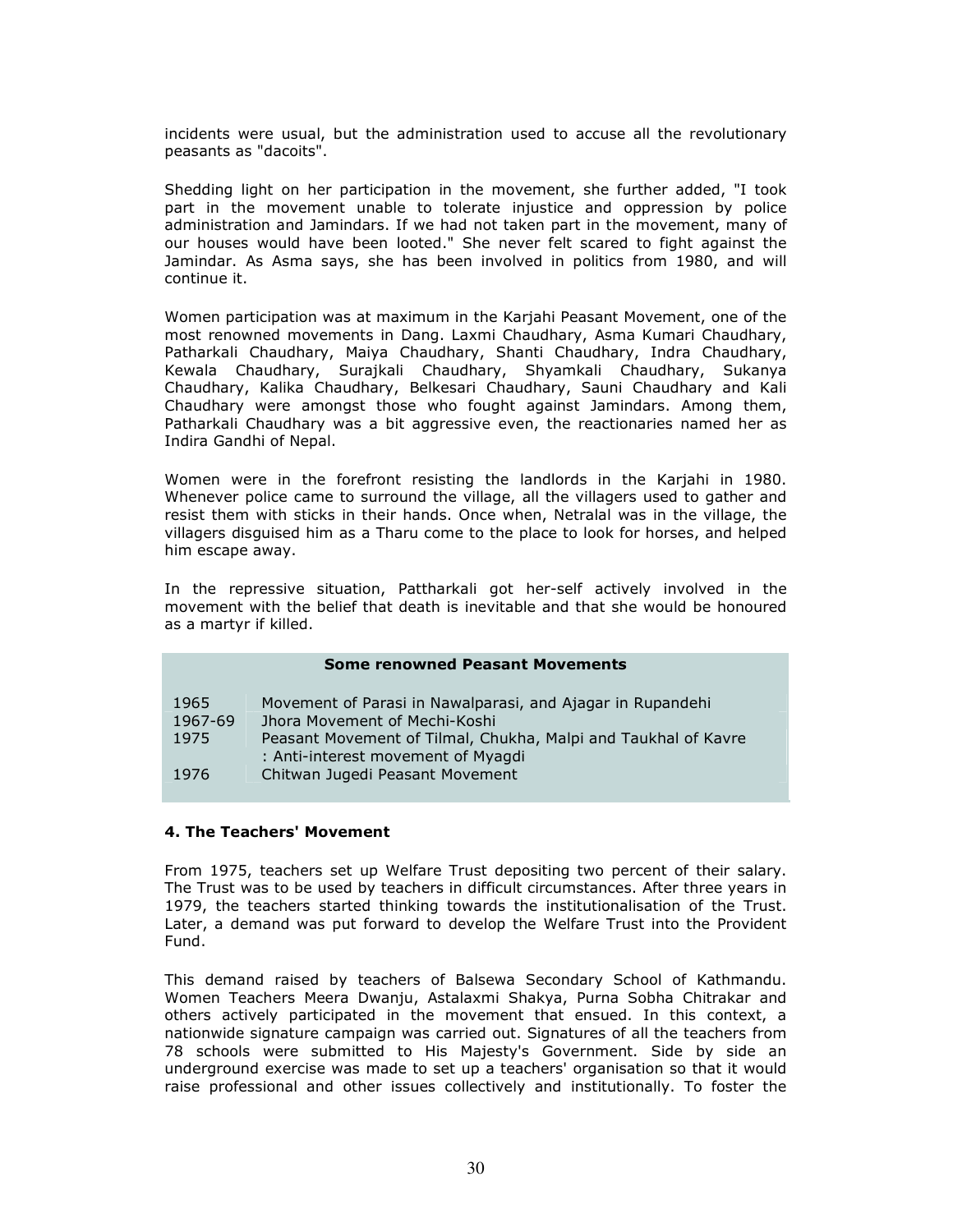incidents were usual, but the administration used to accuse all the revolutionary peasants as "dacoits".

Shedding light on her participation in the movement, she further added, "I took part in the movement unable to tolerate injustice and oppression by police administration and Jamindars. If we had not taken part in the movement, many of our houses would have been looted." She never felt scared to fight against the Jamindar. As Asma says, she has been involved in politics from 1980, and will continue it.

Women participation was at maximum in the Karjahi Peasant Movement, one of the most renowned movements in Dang. Laxmi Chaudhary, Asma Kumari Chaudhary, Patharkali Chaudhary, Maiya Chaudhary, Shanti Chaudhary, Indra Chaudhary, Kewala Chaudhary, Surajkali Chaudhary, Shyamkali Chaudhary, Sukanya Chaudhary, Kalika Chaudhary, Belkesari Chaudhary, Sauni Chaudhary and Kali Chaudhary were amongst those who fought against Jamindars. Among them, Patharkali Chaudhary was a bit aggressive even, the reactionaries named her as Indira Gandhi of Nepal.

Women were in the forefront resisting the landlords in the Karjahi in 1980. Whenever police came to surround the village, all the villagers used to gather and resist them with sticks in their hands. Once when, Netralal was in the village, the villagers disguised him as a Tharu come to the place to look for horses, and helped him escape away.

In the repressive situation, Pattharkali got her-self actively involved in the movement with the belief that death is inevitable and that she would be honoured as a martyr if killed.

| Some renowned Peasant Movements | |
|---|---|
| 1965 | Movement of Parasi in Nawalparasi, and Ajagar in Rupandehi |
| 1967-69 | Jhora Movement of Mechi-Koshi |
| 1975 | Peasant Movement of Tilmal, Chukha, Malpi and Taukhal of Kavre : Anti-interest movement of Myagdi |
| 1976 | Chitwan Jugedi Peasant Movement |

#### 4. The Teachers' Movement

From 1975, teachers set up Welfare Trust depositing two percent of their salary. The Trust was to be used by teachers in difficult circumstances. After three years in 1979, the teachers started thinking towards the institutionalisation of the Trust. Later, a demand was put forward to develop the Welfare Trust into the Provident Fund.

This demand raised by teachers of Balsewa Secondary School of Kathmandu. Women Teachers Meera Dwanju, Astalaxmi Shakya, Purna Sobha Chitrakar and others actively participated in the movement that ensued. In this context, a nationwide signature campaign was carried out. Signatures of all the teachers from 78 schools were submitted to His Majesty's Government. Side by side an underground exercise was made to set up a teachers' organisation so that it would raise professional and other issues collectively and institutionally. To foster the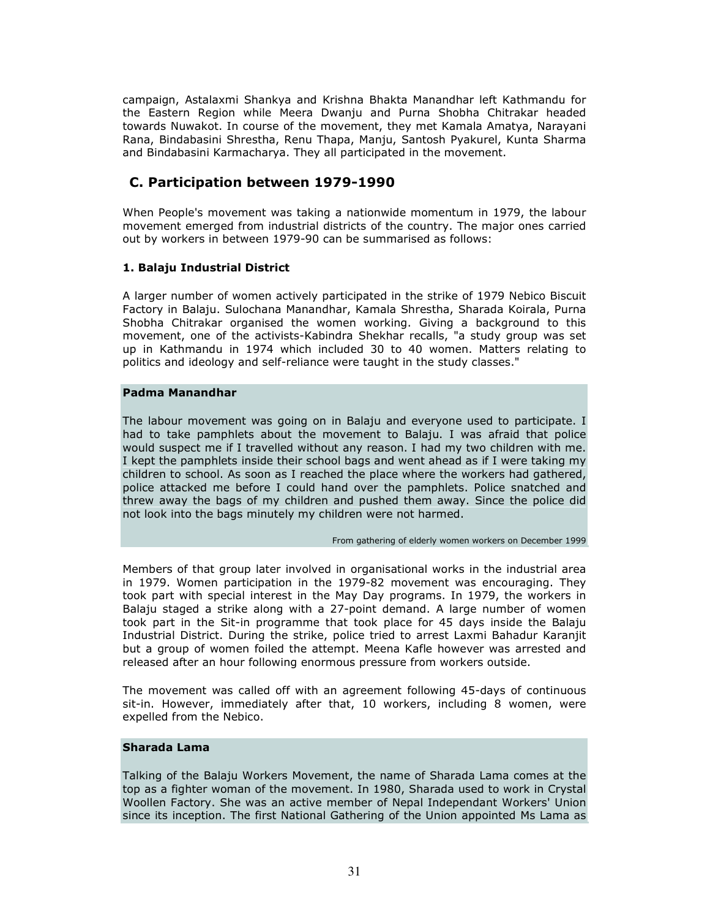campaign, Astalaxmi Shankya and Krishna Bhakta Manandhar left Kathmandu for the Eastern Region while Meera Dwanju and Purna Shobha Chitrakar headed towards Nuwakot. In course of the movement, they met Kamala Amatya, Narayani Rana, Bindabasini Shrestha, Renu Thapa, Manju, Santosh Pyakurel, Kunta Sharma and Bindabasini Karmacharya. They all participated in the movement.

## C. Participation between 1979-1990

When People's movement was taking a nationwide momentum in 1979, the labour movement emerged from industrial districts of the country. The major ones carried out by workers in between 1979-90 can be summarised as follows:

### 1. Balaju Industrial District

A larger number of women actively participated in the strike of 1979 Nebico Biscuit Factory in Balaju. Sulochana Manandhar, Kamala Shrestha, Sharada Koirala, Purna Shobha Chitrakar organised the women working. Giving a background to this movement, one of the activists-Kabindra Shekhar recalls, "a study group was set up in Kathmandu in 1974 which included 30 to 40 women. Matters relating to politics and ideology and self-reliance were taught in the study classes."

**Padma Manandhar**

The labour movement was going on in Balaju and everyone used to participate. I had to take pamphlets about the movement to Balaju. I was afraid that police would suspect me if I travelled without any reason. I had my two children with me. I kept the pamphlets inside their school bags and went ahead as if I were taking my children to school. As soon as I reached the place where the workers had gathered, police attacked me before I could hand over the pamphlets. Police snatched and threw away the bags of my children and pushed them away. Since the police did not look into the bags minutely my children were not harmed.

From gathering of elderly women workers on December 1999

Members of that group later involved in organisational works in the industrial area in 1979. Women participation in the 1979-82 movement was encouraging. They took part with special interest in the May Day programs. In 1979, the workers in Balaju staged a strike along with a 27-point demand. A large number of women took part in the Sit-in programme that took place for 45 days inside the Balaju Industrial District. During the strike, police tried to arrest Laxmi Bahadur Karanjit but a group of women foiled the attempt. Meena Kafle however was arrested and released after an hour following enormous pressure from workers outside.

The movement was called off with an agreement following 45-days of continuous sit-in. However, immediately after that, 10 workers, including 8 women, were expelled from the Nebico.

**Sharada Lama**

Talking of the Balaju Workers Movement, the name of Sharada Lama comes at the top as a fighter woman of the movement. In 1980, Sharada used to work in Crystal Woollen Factory. She was an active member of Nepal Independant Workers' Union since its inception. The first National Gathering of the Union appointed Ms Lama as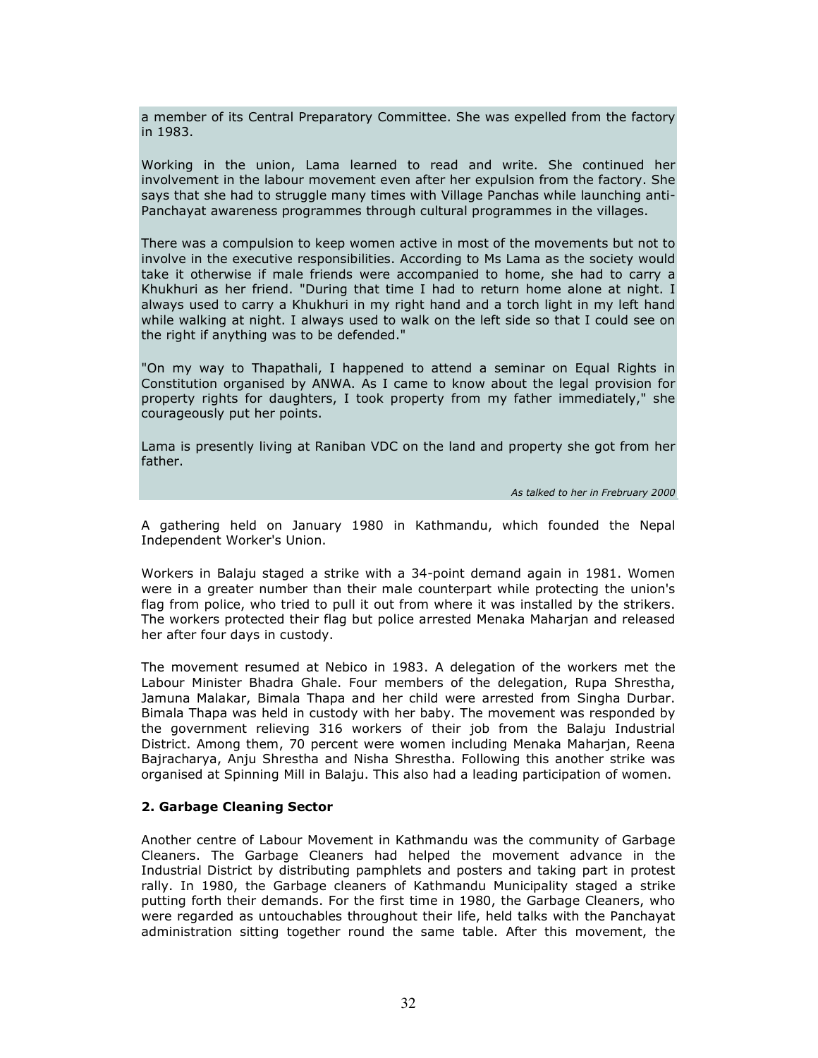a member of its Central Preparatory Committee. She was expelled from the factory in 1983.

Working in the union, Lama learned to read and write. She continued her involvement in the labour movement even after her expulsion from the factory. She says that she had to struggle many times with Village Panchas while launching anti-Panchayat awareness programmes through cultural programmes in the villages.

There was a compulsion to keep women active in most of the movements but not to involve in the executive responsibilities. According to Ms Lama as the society would take it otherwise if male friends were accompanied to home, she had to carry a Khukhuri as her friend. "During that time I had to return home alone at night. I always used to carry a Khukhuri in my right hand and a torch light in my left hand while walking at night. I always used to walk on the left side so that I could see on the right if anything was to be defended."

"On my way to Thapathali, I happened to attend a seminar on Equal Rights in Constitution organised by ANWA. As I came to know about the legal provision for property rights for daughters, I took property from my father immediately," she courageously put her points.

Lama is presently living at Raniban VDC on the land and property she got from her father.

*As talked to her in Frebruary 2000*

A gathering held on January 1980 in Kathmandu, which founded the Nepal Independent Worker's Union.

Workers in Balaju staged a strike with a 34-point demand again in 1981. Women were in a greater number than their male counterpart while protecting the union's flag from police, who tried to pull it out from where it was installed by the strikers. The workers protected their flag but police arrested Menaka Maharjan and released her after four days in custody.

The movement resumed at Nebico in 1983. A delegation of the workers met the Labour Minister Bhadra Ghale. Four members of the delegation, Rupa Shrestha, Jamuna Malakar, Bimala Thapa and her child were arrested from Singha Durbar. Bimala Thapa was held in custody with her baby. The movement was responded by the government relieving 316 workers of their job from the Balaju Industrial District. Among them, 70 percent were women including Menaka Maharjan, Reena Bajracharya, Anju Shrestha and Nisha Shrestha. Following this another strike was organised at Spinning Mill in Balaju. This also had a leading participation of women.

### 2. Garbage Cleaning Sector

Another centre of Labour Movement in Kathmandu was the community of Garbage Cleaners. The Garbage Cleaners had helped the movement advance in the Industrial District by distributing pamphlets and posters and taking part in protest rally. In 1980, the Garbage cleaners of Kathmandu Municipality staged a strike putting forth their demands. For the first time in 1980, the Garbage Cleaners, who were regarded as untouchables throughout their life, held talks with the Panchayat administration sitting together round the same table. After this movement, the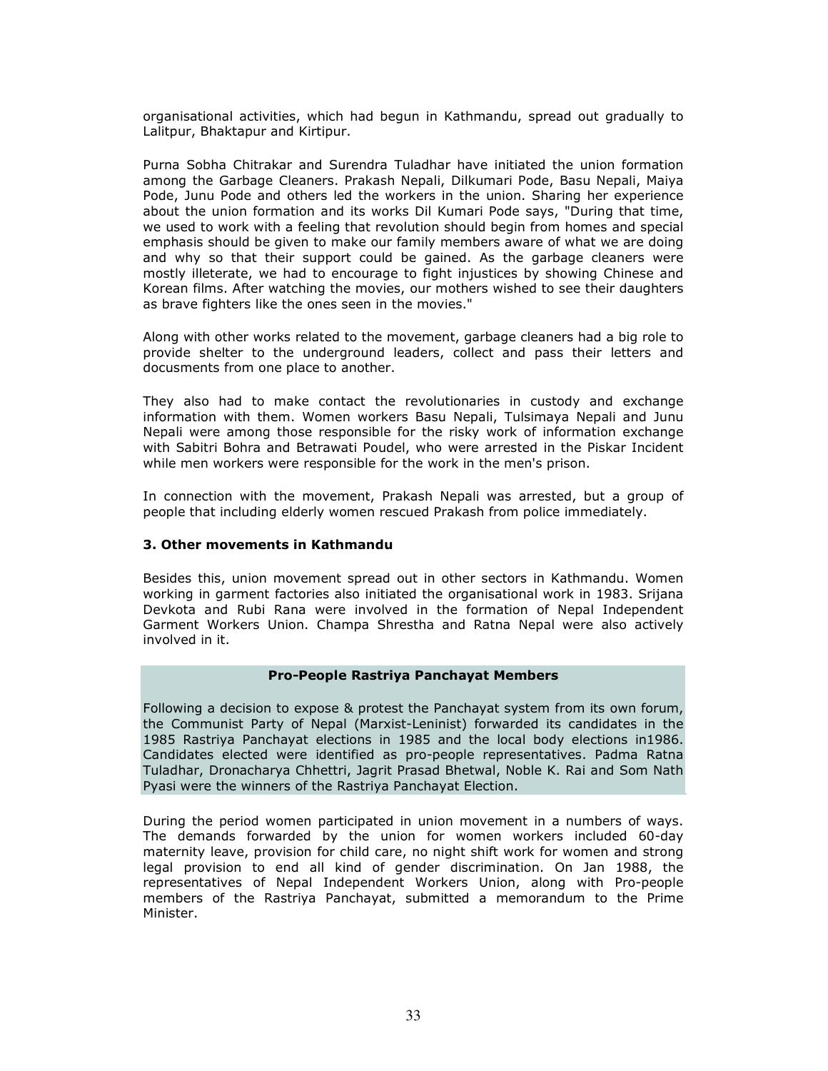organisational activities, which had begun in Kathmandu, spread out gradually to Lalitpur, Bhaktapur and Kirtipur.

Purna Sobha Chitrakar and Surendra Tuladhar have initiated the union formation among the Garbage Cleaners. Prakash Nepali, Dilkumari Pode, Basu Nepali, Maiya Pode, Junu Pode and others led the workers in the union. Sharing her experience about the union formation and its works Dil Kumari Pode says, "During that time, we used to work with a feeling that revolution should begin from homes and special emphasis should be given to make our family members aware of what we are doing and why so that their support could be gained. As the garbage cleaners were mostly illeterate, we had to encourage to fight injustices by showing Chinese and Korean films. After watching the movies, our mothers wished to see their daughters as brave fighters like the ones seen in the movies."

Along with other works related to the movement, garbage cleaners had a big role to provide shelter to the underground leaders, collect and pass their letters and docusments from one place to another.

They also had to make contact the revolutionaries in custody and exchange information with them. Women workers Basu Nepali, Tulsimaya Nepali and Junu Nepali were among those responsible for the risky work of information exchange with Sabitri Bohra and Betrawati Poudel, who were arrested in the Piskar Incident while men workers were responsible for the work in the men's prison.

In connection with the movement, Prakash Nepali was arrested, but a group of people that including elderly women rescued Prakash from police immediately.

### 3. Other movements in Kathmandu

Besides this, union movement spread out in other sectors in Kathmandu. Women working in garment factories also initiated the organisational work in 1983. Srijana Devkota and Rubi Rana were involved in the formation of Nepal Independent Garment Workers Union. Champa Shrestha and Ratna Nepal were also actively involved in it.

**Pro-People Rastriya Panchayat Members**

Following a decision to expose & protest the Panchayat system from its own forum, the Communist Party of Nepal (Marxist-Leninist) forwarded its candidates in the 1985 Rastriya Panchayat elections in 1985 and the local body elections in1986. Candidates elected were identified as pro-people representatives. Padma Ratna Tuladhar, Dronacharya Chhettri, Jagrit Prasad Bhetwal, Noble K. Rai and Som Nath Pyasi were the winners of the Rastriya Panchayat Election.

During the period women participated in union movement in a numbers of ways. The demands forwarded by the union for women workers included 60-day maternity leave, provision for child care, no night shift work for women and strong legal provision to end all kind of gender discrimination. On Jan 1988, the representatives of Nepal Independent Workers Union, along with Pro-people members of the Rastriya Panchayat, submitted a memorandum to the Prime Minister.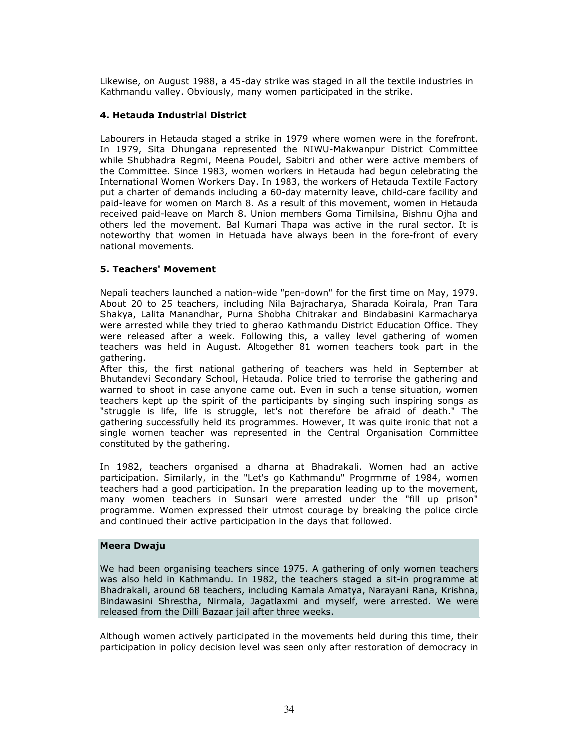Likewise, on August 1988, a 45-day strike was staged in all the textile industries in Kathmandu valley. Obviously, many women participated in the strike.

### 4. Hetauda Industrial District

Labourers in Hetauda staged a strike in 1979 where women were in the forefront. In 1979, Sita Dhungana represented the NIWU-Makwanpur District Committee while Shubhadra Regmi, Meena Poudel, Sabitri and other were active members of the Committee. Since 1983, women workers in Hetauda had begun celebrating the International Women Workers Day. In 1983, the workers of Hetauda Textile Factory put a charter of demands including a 60-day maternity leave, child-care facility and paid-leave for women on March 8. As a result of this movement, women in Hetauda received paid-leave on March 8. Union members Goma Timilsina, Bishnu Ojha and others led the movement. Bal Kumari Thapa was active in the rural sector. It is noteworthy that women in Hetuada have always been in the fore-front of every national movements.

### 5. Teachers' Movement

Nepali teachers launched a nation-wide "pen-down" for the first time on May, 1979. About 20 to 25 teachers, including Nila Bajracharya, Sharada Koirala, Pran Tara Shakya, Lalita Manandhar, Purna Shobha Chitrakar and Bindabasini Karmacharya were arrested while they tried to gherao Kathmandu District Education Office. They were released after a week. Following this, a valley level gathering of women teachers was held in August. Altogether 81 women teachers took part in the gathering.

After this, the first national gathering of teachers was held in September at Bhutandevi Secondary School, Hetauda. Police tried to terrorise the gathering and warned to shoot in case anyone came out. Even in such a tense situation, women teachers kept up the spirit of the participants by singing such inspiring songs as "struggle is life, life is struggle, let's not therefore be afraid of death." The gathering successfully held its programmes. However, It was quite ironic that not a single women teacher was represented in the Central Organisation Committee constituted by the gathering.

In 1982, teachers organised a dharna at Bhadrakali. Women had an active participation. Similarly, in the "Let's go Kathmandu" Progrmme of 1984, women teachers had a good participation. In the preparation leading up to the movement, many women teachers in Sunsari were arrested under the "fill up prison" programme. Women expressed their utmost courage by breaking the police circle and continued their active participation in the days that followed.

**Meera Dwaju**

We had been organising teachers since 1975. A gathering of only women teachers was also held in Kathmandu. In 1982, the teachers staged a sit-in programme at Bhadrakali, around 68 teachers, including Kamala Amatya, Narayani Rana, Krishna, Bindawasini Shrestha, Nirmala, Jagatlaxmi and myself, were arrested. We were released from the Dilli Bazaar jail after three weeks.

Although women actively participated in the movements held during this time, their participation in policy decision level was seen only after restoration of democracy in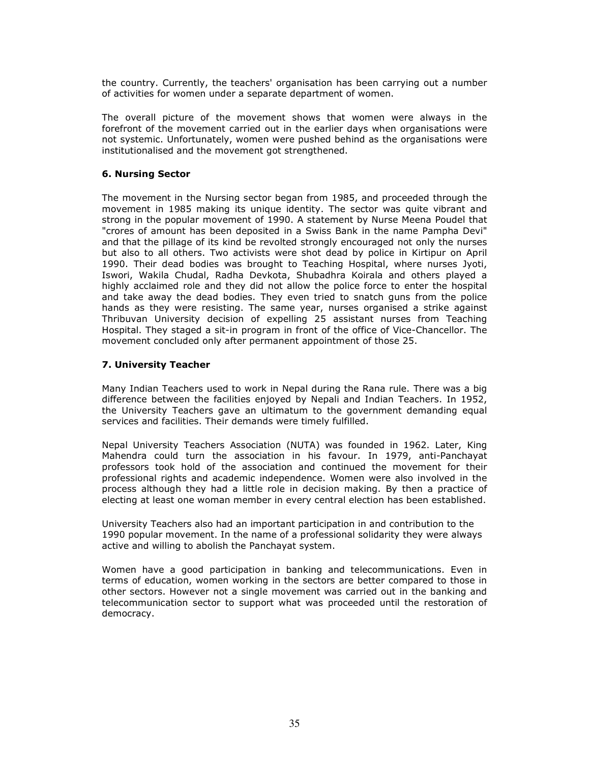the country. Currently, the teachers' organisation has been carrying out a number of activities for women under a separate department of women.

The overall picture of the movement shows that women were always in the forefront of the movement carried out in the earlier days when organisations were not systemic. Unfortunately, women were pushed behind as the organisations were institutionalised and the movement got strengthened.

### 6. Nursing Sector

The movement in the Nursing sector began from 1985, and proceeded through the movement in 1985 making its unique identity. The sector was quite vibrant and strong in the popular movement of 1990. A statement by Nurse Meena Poudel that "crores of amount has been deposited in a Swiss Bank in the name Pampha Devi" and that the pillage of its kind be revolted strongly encouraged not only the nurses but also to all others. Two activists were shot dead by police in Kirtipur on April 1990. Their dead bodies was brought to Teaching Hospital, where nurses Jyoti, Iswori, Wakila Chudal, Radha Devkota, Shubadhra Koirala and others played a highly acclaimed role and they did not allow the police force to enter the hospital and take away the dead bodies. They even tried to snatch guns from the police hands as they were resisting. The same year, nurses organised a strike against Thribuvan University decision of expelling 25 assistant nurses from Teaching Hospital. They staged a sit-in program in front of the office of Vice-Chancellor. The movement concluded only after permanent appointment of those 25.

### 7. University Teacher

Many Indian Teachers used to work in Nepal during the Rana rule. There was a big difference between the facilities enjoyed by Nepali and Indian Teachers. In 1952, the University Teachers gave an ultimatum to the government demanding equal services and facilities. Their demands were timely fulfilled.

Nepal University Teachers Association (NUTA) was founded in 1962. Later, King Mahendra could turn the association in his favour. In 1979, anti-Panchayat professors took hold of the association and continued the movement for their professional rights and academic independence. Women were also involved in the process although they had a little role in decision making. By then a practice of electing at least one woman member in every central election has been established.

University Teachers also had an important participation in and contribution to the 1990 popular movement. In the name of a professional solidarity they were always active and willing to abolish the Panchayat system.

Women have a good participation in banking and telecommunications. Even in terms of education, women working in the sectors are better compared to those in other sectors. However not a single movement was carried out in the banking and telecommunication sector to support what was proceeded until the restoration of democracy.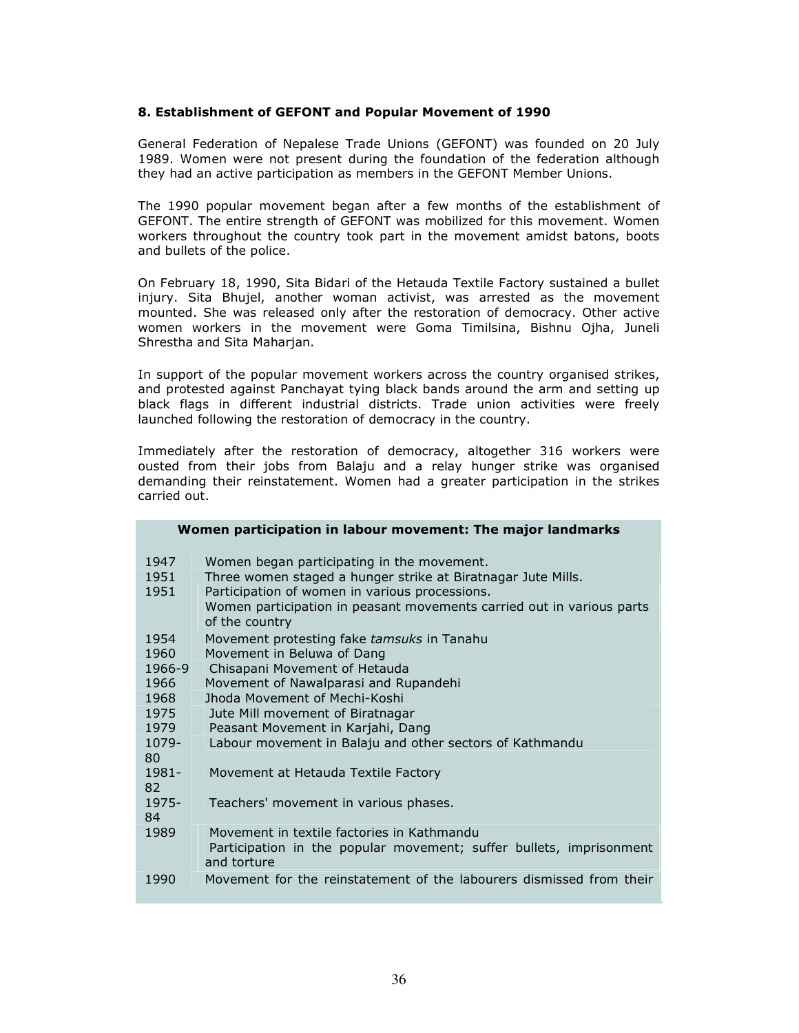**8. Establishment of GEFONT and Popular Movement of 1990**

General Federation of Nepalese Trade Unions (GEFONT) was founded on 20 July 1989. Women were not present during the foundation of the federation although they had an active participation as members in the GEFONT Member Unions.

The 1990 popular movement began after a few months of the establishment of GEFONT. The entire strength of GEFONT was mobilized for this movement. Women workers throughout the country took part in the movement amidst batons, boots and bullets of the police.

On February 18, 1990, Sita Bidari of the Hetauda Textile Factory sustained a bullet injury. Sita Bhujel, another woman activist, was arrested as the movement mounted. She was released only after the restoration of democracy. Other active women workers in the movement were Goma Timilsina, Bishnu Ojha, Juneli Shrestha and Sita Maharjan.

In support of the popular movement workers across the country organised strikes, and protested against Panchayat tying black bands around the arm and setting up black flags in different industrial districts. Trade union activities were freely launched following the restoration of democracy in the country.

Immediately after the restoration of democracy, altogether 316 workers were ousted from their jobs from Balaju and a relay hunger strike was organised demanding their reinstatement. Women had a greater participation in the strikes carried out.

| **Women participation in labour movement: The major landmarks** | |
|---|---|
| 1947 | Women began participating in the movement. |
| 1951 | Three women staged a hunger strike at Biratnagar Jute Mills. |
| 1951 | Participation of women in various processions. |
| | Women participation in peasant movements carried out in various parts of the country |
| 1954 | Movement protesting fake *tamsuks* in Tanahu |
| 1960 | Movement in Beluwa of Dang |
| 1966-9 | Chisapani Movement of Hetauda |
| 1966 | Movement of Nawalparasi and Rupandehi |
| 1968 | Jhoda Movement of Mechi-Koshi |
| 1975 | Jute Mill movement of Biratnagar |
| 1979 | Peasant Movement in Karjahi, Dang |
| 1079-80 | Labour movement in Balaju and other sectors of Kathmandu |
| 1981-82 | Movement at Hetauda Textile Factory |
| 1975-84 | Teachers' movement in various phases. |
| 1989 | Movement in textile factories in Kathmandu |
| | Participation in the popular movement; suffer bullets, imprisonment and torture |
| 1990 | Movement for the reinstatement of the labourers dismissed from their |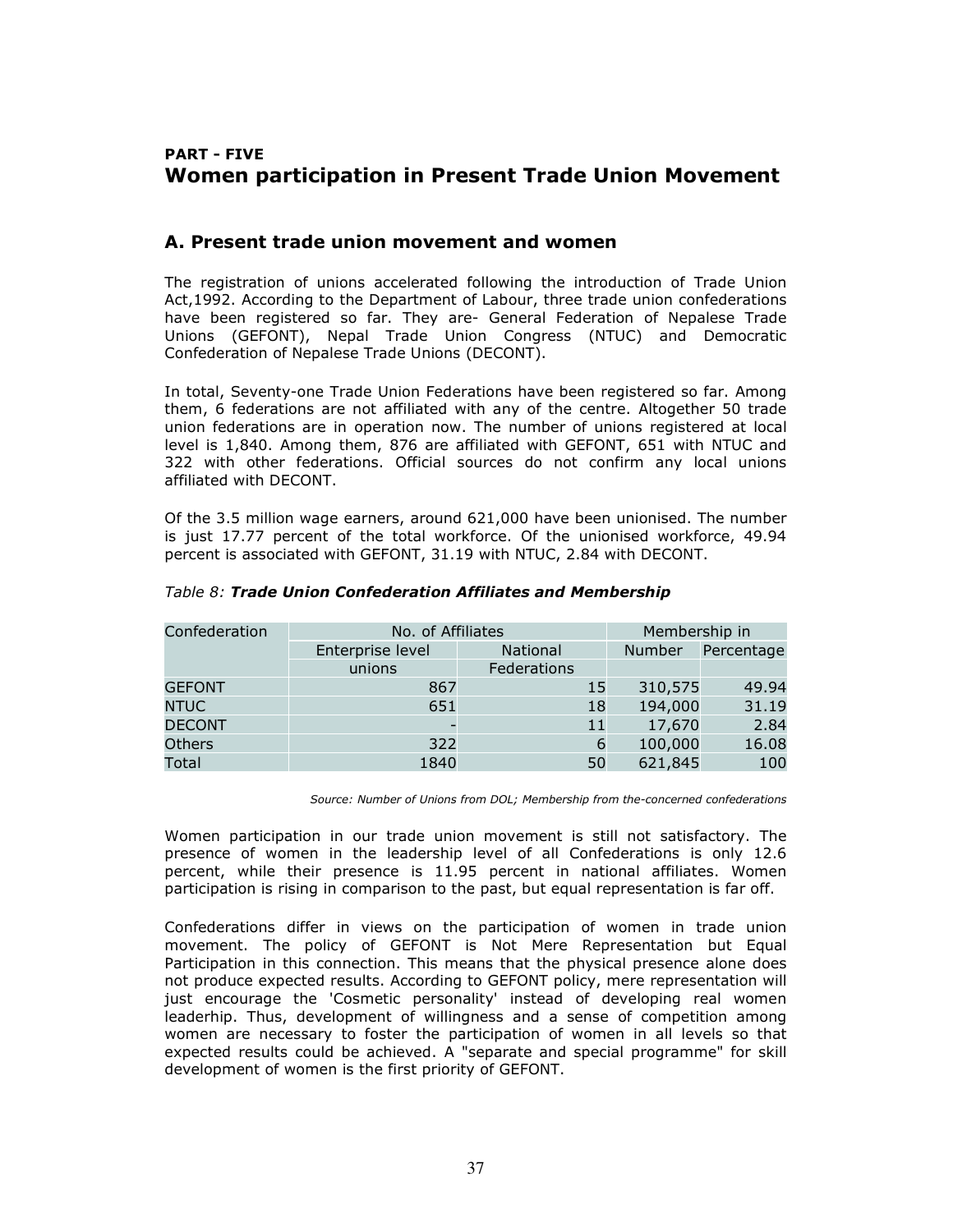**PART - FIVE**

# Women participation in Present Trade Union Movement

## A. Present trade union movement and women

The registration of unions accelerated following the introduction of Trade Union Act,1992. According to the Department of Labour, three trade union confederations have been registered so far. They are- General Federation of Nepalese Trade Unions (GEFONT), Nepal Trade Union Congress (NTUC) and Democratic Confederation of Nepalese Trade Unions (DECONT).

In total, Seventy-one Trade Union Federations have been registered so far. Among them, 6 federations are not affiliated with any of the centre. Altogether 50 trade union federations are in operation now. The number of unions registered at local level is 1,840. Among them, 876 are affiliated with GEFONT, 651 with NTUC and 322 with other federations. Official sources do not confirm any local unions affiliated with DECONT.

Of the 3.5 million wage earners, around 621,000 have been unionised. The number is just 17.77 percent of the total workforce. Of the unionised workforce, 49.94 percent is associated with GEFONT, 31.19 with NTUC, 2.84 with DECONT.

*Table 8:* ***Trade Union Confederation Affiliates and Membership***

| Confederation | No. of Affiliates | | Membership in | |
|---|---|---|---|---|
| | Enterprise level unions | National Federations | Number | Percentage |
| GEFONT | 867 | 15 | 310,575 | 49.94 |
| NTUC | 651 | 18 | 194,000 | 31.19 |
| DECONT | - | 11 | 17,670 | 2.84 |
| Others | 322 | 6 | 100,000 | 16.08 |
| Total | 1840 | 50 | 621,845 | 100 |

*Source: Number of Unions from DOL; Membership from the-concerned confederations*

Women participation in our trade union movement is still not satisfactory. The presence of women in the leadership level of all Confederations is only 12.6 percent, while their presence is 11.95 percent in national affiliates. Women participation is rising in comparison to the past, but equal representation is far off.

Confederations differ in views on the participation of women in trade union movement. The policy of GEFONT is Not Mere Representation but Equal Participation in this connection. This means that the physical presence alone does not produce expected results. According to GEFONT policy, mere representation will just encourage the 'Cosmetic personality' instead of developing real women leaderhip. Thus, development of willingness and a sense of competition among women are necessary to foster the participation of women in all levels so that expected results could be achieved. A "separate and special programme" for skill development of women is the first priority of GEFONT.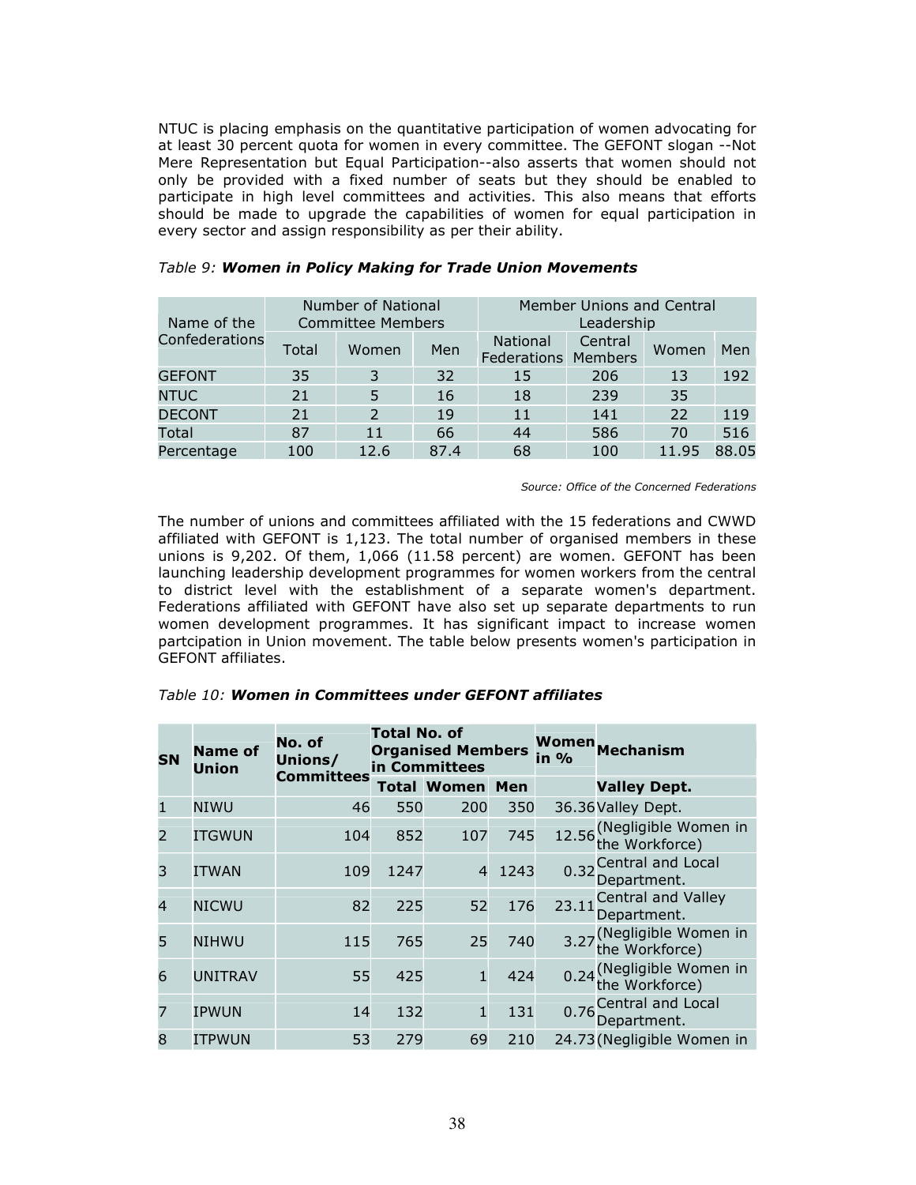NTUC is placing emphasis on the quantitative participation of women advocating for at least 30 percent quota for women in every committee. The GEFONT slogan --Not Mere Representation but Equal Participation--also asserts that women should not only be provided with a fixed number of seats but they should be enabled to participate in high level committees and activities. This also means that efforts should be made to upgrade the capabilities of women for equal participation in every sector and assign responsibility as per their ability.

*Table 9:* ***Women in Policy Making for Trade Union Movements***

| Name of the Confederations | Number of National Committee Members | | | Member Unions and Central Leadership | | | |
|---|---|---|---|---|---|---|---|
| | Total | Women | Men | National Federations | Central Members | Women | Men |
| GEFONT | 35 | 3 | 32 | 15 | 206 | 13 | 192 |
| NTUC | 21 | 5 | 16 | 18 | 239 | 35 | |
| DECONT | 21 | 2 | 19 | 11 | 141 | 22 | 119 |
| Total | 87 | 11 | 66 | 44 | 586 | 70 | 516 |
| Percentage | 100 | 12.6 | 87.4 | 68 | 100 | 11.95 | 88.05 |

*Source: Office of the Concerned Federations*

The number of unions and committees affiliated with the 15 federations and CWWD affiliated with GEFONT is 1,123. The total number of organised members in these unions is 9,202. Of them, 1,066 (11.58 percent) are women. GEFONT has been launching leadership development programmes for women workers from the central to district level with the establishment of a separate women's department. Federations affiliated with GEFONT have also set up separate departments to run women development programmes. It has significant impact to increase women partcipation in Union movement. The table below presents women's participation in GEFONT affiliates.

*Table 10:* ***Women in Committees under GEFONT affiliates***

| SN | Name of Union | No. of Unions/ Committees | Total No. of Organised Members in Committees | | | Women in % | Mechanism |
|---|---|---|---|---|---|---|---|
| | | | Total | Women | Men | | Valley Dept. |
| 1 | NIWU | 46 | 550 | 200 | 350 | 36.36 | Valley Dept. |
| 2 | ITGWUN | 104 | 852 | 107 | 745 | 12.56 | (Negligible Women in the Workforce) |
| 3 | ITWAN | 109 | 1247 | 4 | 1243 | 0.32 | Central and Local Department. |
| 4 | NICWU | 82 | 225 | 52 | 176 | 23.11 | Central and Valley Department. |
| 5 | NIHWU | 115 | 765 | 25 | 740 | 3.27 | (Negligible Women in the Workforce) |
| 6 | UNITRAV | 55 | 425 | 1 | 424 | 0.24 | (Negligible Women in the Workforce) |
| 7 | IPWUN | 14 | 132 | 1 | 131 | 0.76 | Central and Local Department. |
| 8 | ITPWUN | 53 | 279 | 69 | 210 | 24.73 | (Negligible Women in |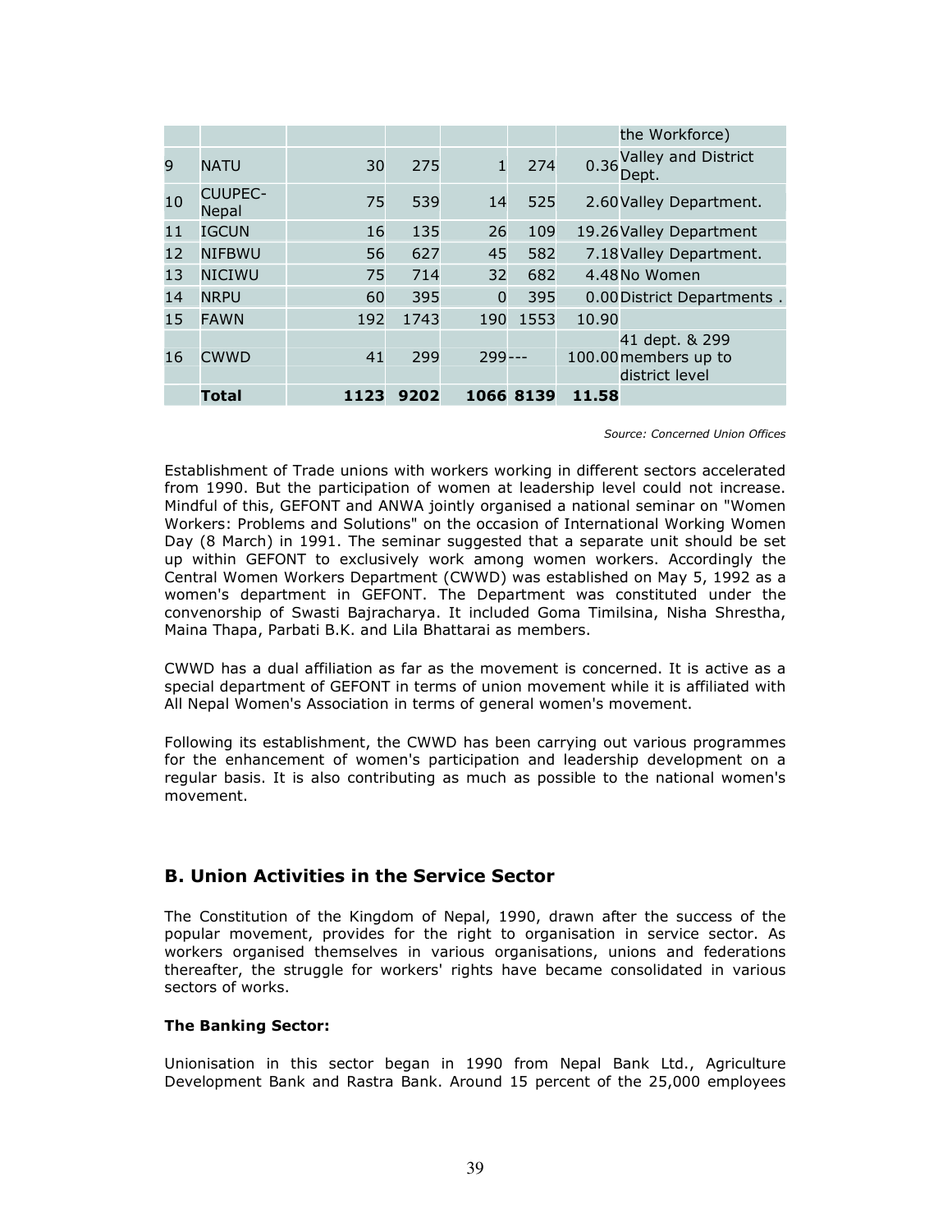| | | | | | | | |
|---|---|---|---|---|---|---|---|
| | | | | | | | the Workforce) |
| 9 | NATU | 30 | 275 | 1 | 274 | 0.36 | Valley and District Dept. |
| 10 | CUUPEC-Nepal | 75 | 539 | 14 | 525 | 2.60 | Valley Department. |
| 11 | IGCUN | 16 | 135 | 26 | 109 | 19.26 | Valley Department |
| 12 | NIFBWU | 56 | 627 | 45 | 582 | 7.18 | Valley Department. |
| 13 | NICIWU | 75 | 714 | 32 | 682 | 4.48 | No Women |
| 14 | NRPU | 60 | 395 | 0 | 395 | 0.00 | District Departments . |
| 15 | FAWN | 192 | 1743 | 190 | 1553 | 10.90 | |
| 16 | CWWD | 41 | 299 | 299 | --- | 100.00 | 41 dept. & 299 members up to district level |
| | **Total** | **1123** | **9202** | **1066** | **8139** | **11.58** | |

*Source: Concerned Union Offices*

Establishment of Trade unions with workers working in different sectors accelerated from 1990. But the participation of women at leadership level could not increase. Mindful of this, GEFONT and ANWA jointly organised a national seminar on "Women Workers: Problems and Solutions" on the occasion of International Working Women Day (8 March) in 1991. The seminar suggested that a separate unit should be set up within GEFONT to exclusively work among women workers. Accordingly the Central Women Workers Department (CWWD) was established on May 5, 1992 as a women's department in GEFONT. The Department was constituted under the convenorship of Swasti Bajracharya. It included Goma Timilsina, Nisha Shrestha, Maina Thapa, Parbati B.K. and Lila Bhattarai as members.

CWWD has a dual affiliation as far as the movement is concerned. It is active as a special department of GEFONT in terms of union movement while it is affiliated with All Nepal Women's Association in terms of general women's movement.

Following its establishment, the CWWD has been carrying out various programmes for the enhancement of women's participation and leadership development on a regular basis. It is also contributing as much as possible to the national women's movement.

## B. Union Activities in the Service Sector

The Constitution of the Kingdom of Nepal, 1990, drawn after the success of the popular movement, provides for the right to organisation in service sector. As workers organised themselves in various organisations, unions and federations thereafter, the struggle for workers' rights have became consolidated in various sectors of works.

**The Banking Sector:**

Unionisation in this sector began in 1990 from Nepal Bank Ltd., Agriculture Development Bank and Rastra Bank. Around 15 percent of the 25,000 employees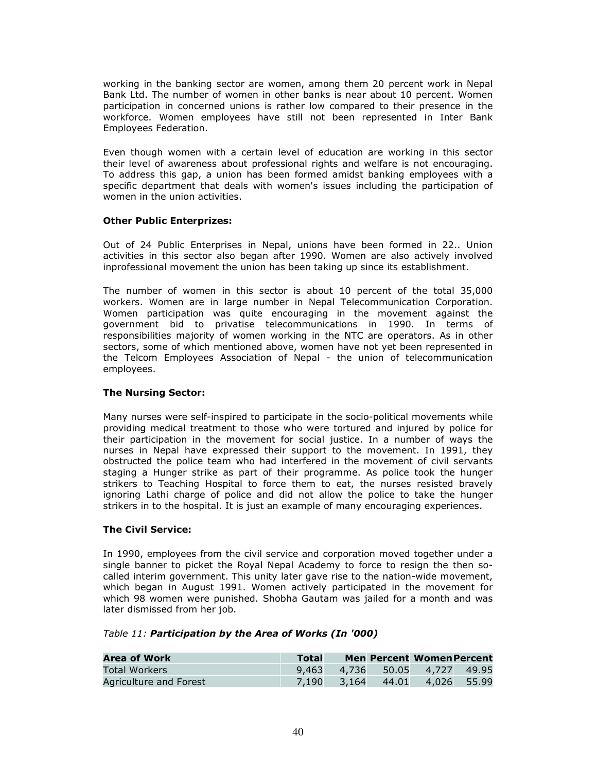working in the banking sector are women, among them 20 percent work in Nepal Bank Ltd. The number of women in other banks is near about 10 percent. Women participation in concerned unions is rather low compared to their presence in the workforce. Women employees have still not been represented in Inter Bank Employees Federation.

Even though women with a certain level of education are working in this sector their level of awareness about professional rights and welfare is not encouraging. To address this gap, a union has been formed amidst banking employees with a specific department that deals with women's issues including the participation of women in the union activities.

**Other Public Enterprizes:**

Out of 24 Public Enterprises in Nepal, unions have been formed in 22.. Union activities in this sector also began after 1990. Women are also actively involved inprofessional movement the union has been taking up since its establishment.

The number of women in this sector is about 10 percent of the total 35,000 workers. Women are in large number in Nepal Telecommunication Corporation. Women participation was quite encouraging in the movement against the government bid to privatise telecommunications in 1990. In terms of responsibilities majority of women working in the NTC are operators. As in other sectors, some of which mentioned above, women have not yet been represented in the Telcom Employees Association of Nepal - the union of telecommunication employees.

**The Nursing Sector:**

Many nurses were self-inspired to participate in the socio-political movements while providing medical treatment to those who were tortured and injured by police for their participation in the movement for social justice. In a number of ways the nurses in Nepal have expressed their support to the movement. In 1991, they obstructed the police team who had interfered in the movement of civil servants staging a Hunger strike as part of their programme. As police took the hunger strikers to Teaching Hospital to force them to eat, the nurses resisted bravely ignoring Lathi charge of police and did not allow the police to take the hunger strikers in to the hospital. It is just an example of many encouraging experiences.

**The Civil Service:**

In 1990, employees from the civil service and corporation moved together under a single banner to picket the Royal Nepal Academy to force to resign the then so-called interim government. This unity later gave rise to the nation-wide movement, which began in August 1991. Women actively participated in the movement for which 98 women were punished. Shobha Gautam was jailed for a month and was later dismissed from her job.

*Table 11: **Participation by the Area of Works (In '000)***

| Area of Work | Total | Men | Percent | Women | Percent |
|---|---|---|---|---|---|
| Total Workers | 9,463 | 4,736 | 50.05 | 4,727 | 49.95 |
| Agriculture and Forest | 7,190 | 3,164 | 44.01 | 4,026 | 55.99 |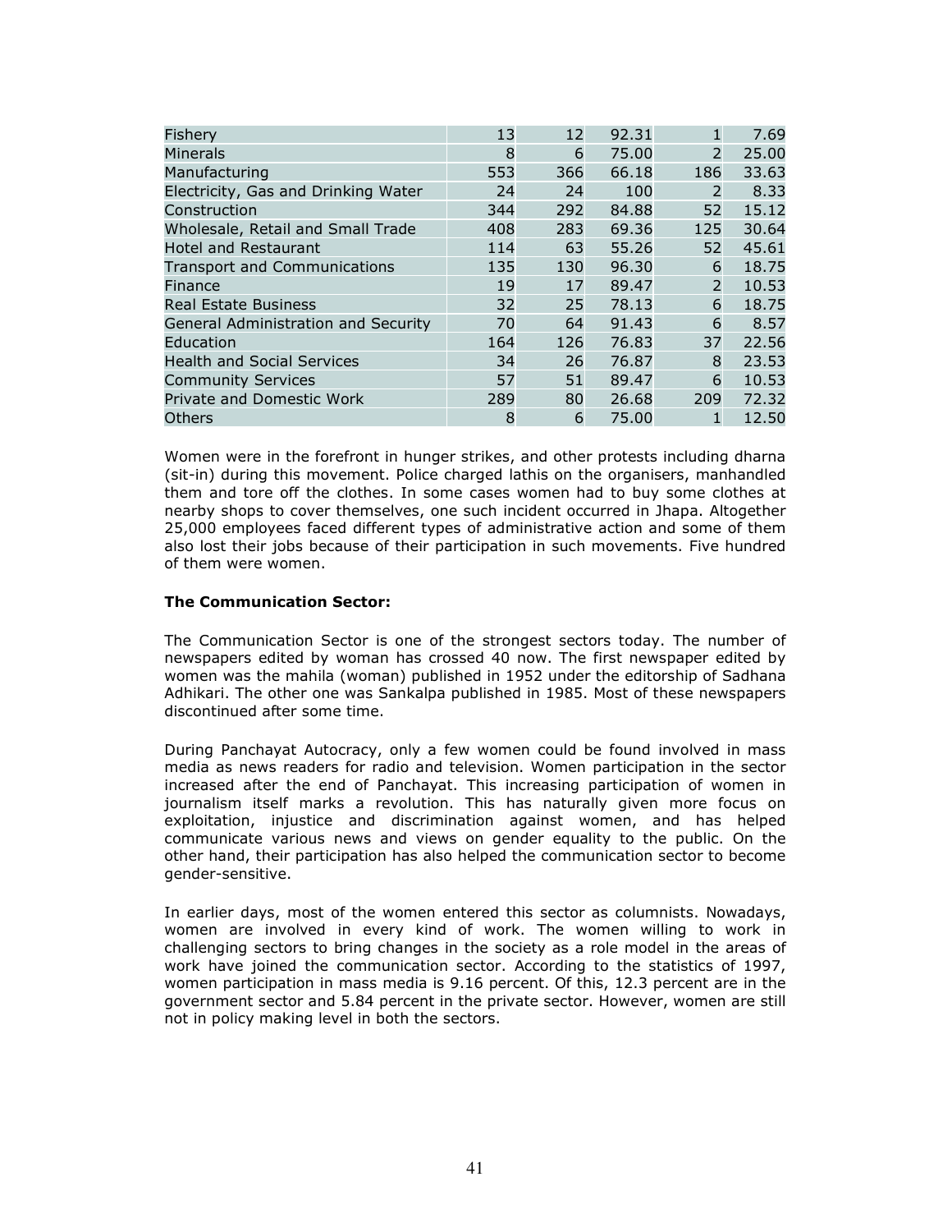| | | | | | |
|---|---|---|---|---|---|
| Fishery | 13 | 12 | 92.31 | 1 | 7.69 |
| Minerals | 8 | 6 | 75.00 | 2 | 25.00 |
| Manufacturing | 553 | 366 | 66.18 | 186 | 33.63 |
| Electricity, Gas and Drinking Water | 24 | 24 | 100 | 2 | 8.33 |
| Construction | 344 | 292 | 84.88 | 52 | 15.12 |
| Wholesale, Retail and Small Trade | 408 | 283 | 69.36 | 125 | 30.64 |
| Hotel and Restaurant | 114 | 63 | 55.26 | 52 | 45.61 |
| Transport and Communications | 135 | 130 | 96.30 | 6 | 18.75 |
| Finance | 19 | 17 | 89.47 | 2 | 10.53 |
| Real Estate Business | 32 | 25 | 78.13 | 6 | 18.75 |
| General Administration and Security | 70 | 64 | 91.43 | 6 | 8.57 |
| Education | 164 | 126 | 76.83 | 37 | 22.56 |
| Health and Social Services | 34 | 26 | 76.87 | 8 | 23.53 |
| Community Services | 57 | 51 | 89.47 | 6 | 10.53 |
| Private and Domestic Work | 289 | 80 | 26.68 | 209 | 72.32 |
| Others | 8 | 6 | 75.00 | 1 | 12.50 |

Women were in the forefront in hunger strikes, and other protests including dharna (sit-in) during this movement. Police charged lathis on the organisers, manhandled them and tore off the clothes. In some cases women had to buy some clothes at nearby shops to cover themselves, one such incident occurred in Jhapa. Altogether 25,000 employees faced different types of administrative action and some of them also lost their jobs because of their participation in such movements. Five hundred of them were women.

**The Communication Sector:**

The Communication Sector is one of the strongest sectors today. The number of newspapers edited by woman has crossed 40 now. The first newspaper edited by women was the mahila (woman) published in 1952 under the editorship of Sadhana Adhikari. The other one was Sankalpa published in 1985. Most of these newspapers discontinued after some time.

During Panchayat Autocracy, only a few women could be found involved in mass media as news readers for radio and television. Women participation in the sector increased after the end of Panchayat. This increasing participation of women in journalism itself marks a revolution. This has naturally given more focus on exploitation, injustice and discrimination against women, and has helped communicate various news and views on gender equality to the public. On the other hand, their participation has also helped the communication sector to become gender-sensitive.

In earlier days, most of the women entered this sector as columnists. Nowadays, women are involved in every kind of work. The women willing to work in challenging sectors to bring changes in the society as a role model in the areas of work have joined the communication sector. According to the statistics of 1997, women participation in mass media is 9.16 percent. Of this, 12.3 percent are in the government sector and 5.84 percent in the private sector. However, women are still not in policy making level in both the sectors.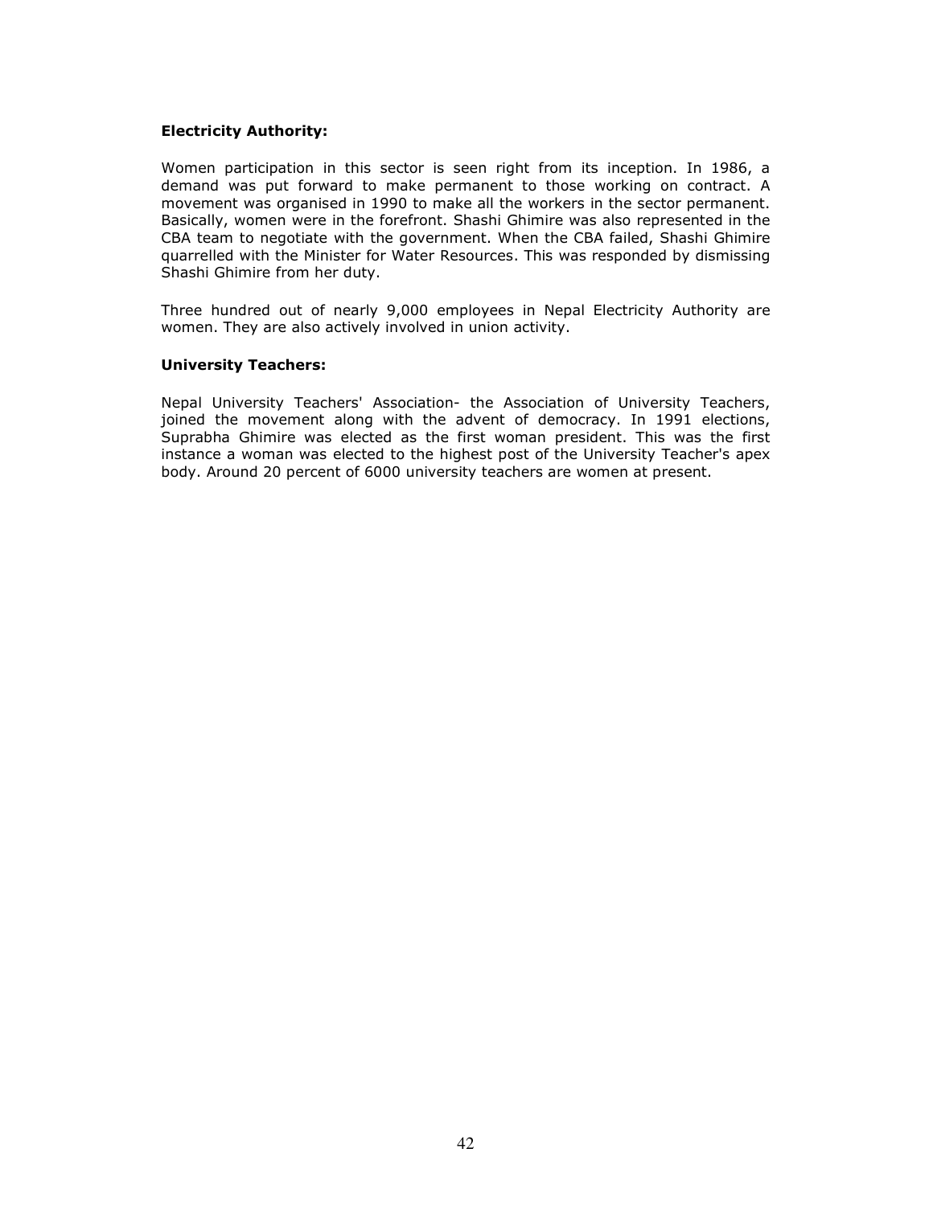**Electricity Authority:**

Women participation in this sector is seen right from its inception. In 1986, a demand was put forward to make permanent to those working on contract. A movement was organised in 1990 to make all the workers in the sector permanent. Basically, women were in the forefront. Shashi Ghimire was also represented in the CBA team to negotiate with the government. When the CBA failed, Shashi Ghimire quarrelled with the Minister for Water Resources. This was responded by dismissing Shashi Ghimire from her duty.

Three hundred out of nearly 9,000 employees in Nepal Electricity Authority are women. They are also actively involved in union activity.

**University Teachers:**

Nepal University Teachers' Association- the Association of University Teachers, joined the movement along with the advent of democracy. In 1991 elections, Suprabha Ghimire was elected as the first woman president. This was the first instance a woman was elected to the highest post of the University Teacher's apex body. Around 20 percent of 6000 university teachers are women at present.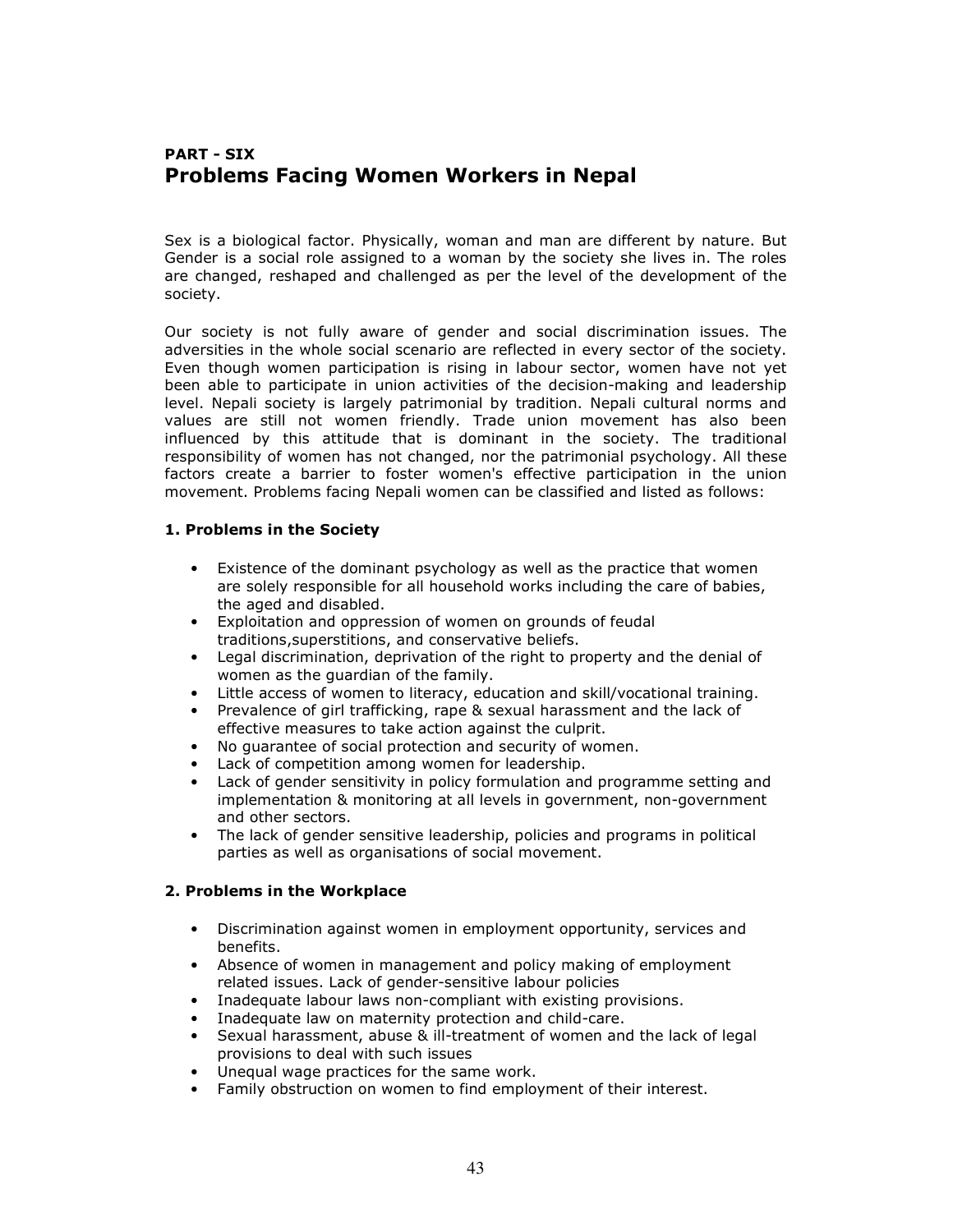## PART - SIX
## Problems Facing Women Workers in Nepal

Sex is a biological factor. Physically, woman and man are different by nature. But Gender is a social role assigned to a woman by the society she lives in. The roles are changed, reshaped and challenged as per the level of the development of the society.

Our society is not fully aware of gender and social discrimination issues. The adversities in the whole social scenario are reflected in every sector of the society. Even though women participation is rising in labour sector, women have not yet been able to participate in union activities of the decision-making and leadership level. Nepali society is largely patrimonial by tradition. Nepali cultural norms and values are still not women friendly. Trade union movement has also been influenced by this attitude that is dominant in the society. The traditional responsibility of women has not changed, nor the patrimonial psychology. All these factors create a barrier to foster women's effective participation in the union movement. Problems facing Nepali women can be classified and listed as follows:

### 1. Problems in the Society

- Existence of the dominant psychology as well as the practice that women are solely responsible for all household works including the care of babies, the aged and disabled.
- Exploitation and oppression of women on grounds of feudal traditions,superstitions, and conservative beliefs.
- Legal discrimination, deprivation of the right to property and the denial of women as the guardian of the family.
- Little access of women to literacy, education and skill/vocational training.
- Prevalence of girl trafficking, rape & sexual harassment and the lack of effective measures to take action against the culprit.
- No guarantee of social protection and security of women.
- Lack of competition among women for leadership.
- Lack of gender sensitivity in policy formulation and programme setting and implementation & monitoring at all levels in government, non-government and other sectors.
- The lack of gender sensitive leadership, policies and programs in political parties as well as organisations of social movement.

### 2. Problems in the Workplace

- Discrimination against women in employment opportunity, services and benefits.
- Absence of women in management and policy making of employment related issues. Lack of gender-sensitive labour policies
- Inadequate labour laws non-compliant with existing provisions.
- Inadequate law on maternity protection and child-care.
- Sexual harassment, abuse & ill-treatment of women and the lack of legal provisions to deal with such issues
- Unequal wage practices for the same work.
- Family obstruction on women to find employment of their interest.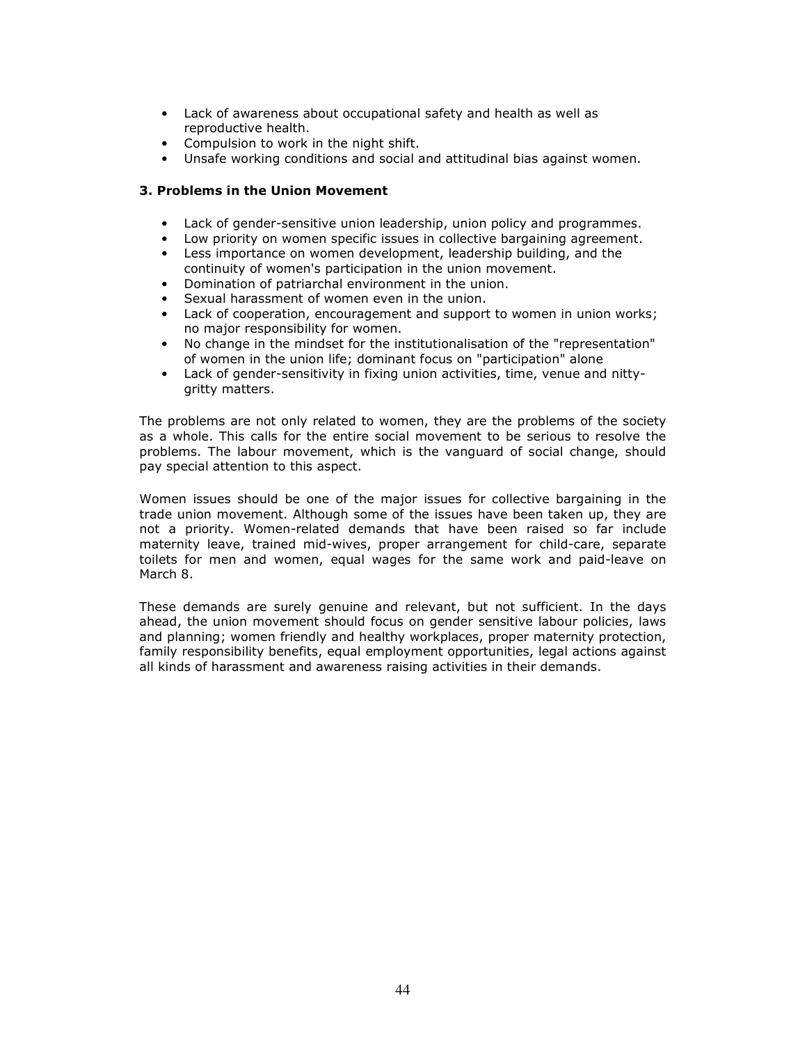- Lack of awareness about occupational safety and health as well as reproductive health.
- Compulsion to work in the night shift.
- Unsafe working conditions and social and attitudinal bias against women.

### 3. Problems in the Union Movement

- Lack of gender-sensitive union leadership, union policy and programmes.
- Low priority on women specific issues in collective bargaining agreement.
- Less importance on women development, leadership building, and the continuity of women's participation in the union movement.
- Domination of patriarchal environment in the union.
- Sexual harassment of women even in the union.
- Lack of cooperation, encouragement and support to women in union works; no major responsibility for women.
- No change in the mindset for the institutionalisation of the "representation" of women in the union life; dominant focus on "participation" alone
- Lack of gender-sensitivity in fixing union activities, time, venue and nitty-gritty matters.

The problems are not only related to women, they are the problems of the society as a whole. This calls for the entire social movement to be serious to resolve the problems. The labour movement, which is the vanguard of social change, should pay special attention to this aspect.

Women issues should be one of the major issues for collective bargaining in the trade union movement. Although some of the issues have been taken up, they are not a priority. Women-related demands that have been raised so far include maternity leave, trained mid-wives, proper arrangement for child-care, separate toilets for men and women, equal wages for the same work and paid-leave on March 8.

These demands are surely genuine and relevant, but not sufficient. In the days ahead, the union movement should focus on gender sensitive labour policies, laws and planning; women friendly and healthy workplaces, proper maternity protection, family responsibility benefits, equal employment opportunities, legal actions against all kinds of harassment and awareness raising activities in their demands.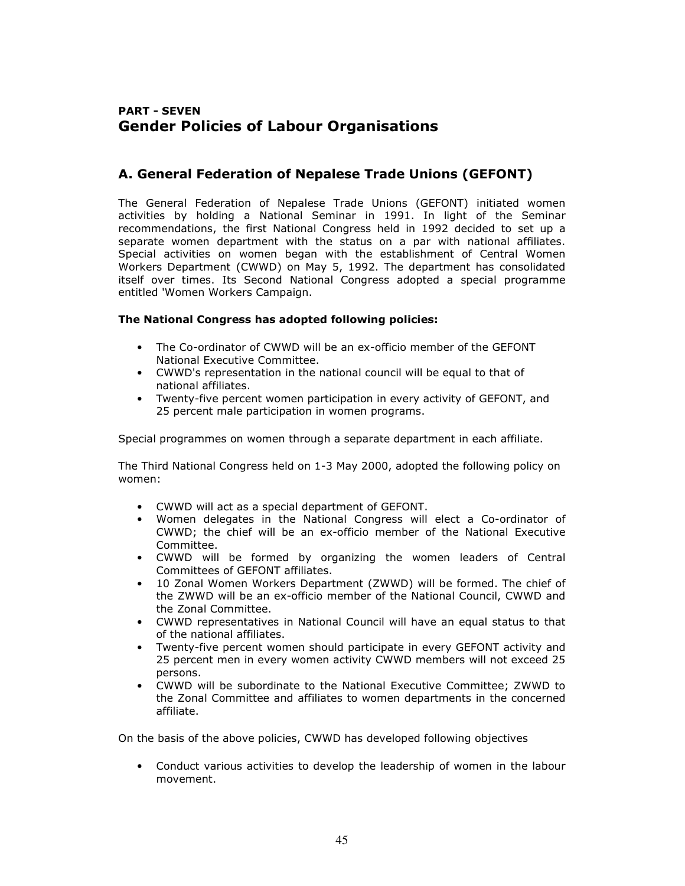# PART - SEVEN
# Gender Policies of Labour Organisations

## A. General Federation of Nepalese Trade Unions (GEFONT)

The General Federation of Nepalese Trade Unions (GEFONT) initiated women activities by holding a National Seminar in 1991. In light of the Seminar recommendations, the first National Congress held in 1992 decided to set up a separate women department with the status on a par with national affiliates. Special activities on women began with the establishment of Central Women Workers Department (CWWD) on May 5, 1992. The department has consolidated itself over times. Its Second National Congress adopted a special programme entitled 'Women Workers Campaign.

**The National Congress has adopted following policies:**

- The Co-ordinator of CWWD will be an ex-officio member of the GEFONT National Executive Committee.
- CWWD's representation in the national council will be equal to that of national affiliates.
- Twenty-five percent women participation in every activity of GEFONT, and 25 percent male participation in women programs.

Special programmes on women through a separate department in each affiliate.

The Third National Congress held on 1-3 May 2000, adopted the following policy on women:

- CWWD will act as a special department of GEFONT.
- Women delegates in the National Congress will elect a Co-ordinator of CWWD; the chief will be an ex-officio member of the National Executive Committee.
- CWWD will be formed by organizing the women leaders of Central Committees of GEFONT affiliates.
- 10 Zonal Women Workers Department (ZWWD) will be formed. The chief of the ZWWD will be an ex-officio member of the National Council, CWWD and the Zonal Committee.
- CWWD representatives in National Council will have an equal status to that of the national affiliates.
- Twenty-five percent women should participate in every GEFONT activity and 25 percent men in every women activity CWWD members will not exceed 25 persons.
- CWWD will be subordinate to the National Executive Committee; ZWWD to the Zonal Committee and affiliates to women departments in the concerned affiliate.

On the basis of the above policies, CWWD has developed following objectives

- Conduct various activities to develop the leadership of women in the labour movement.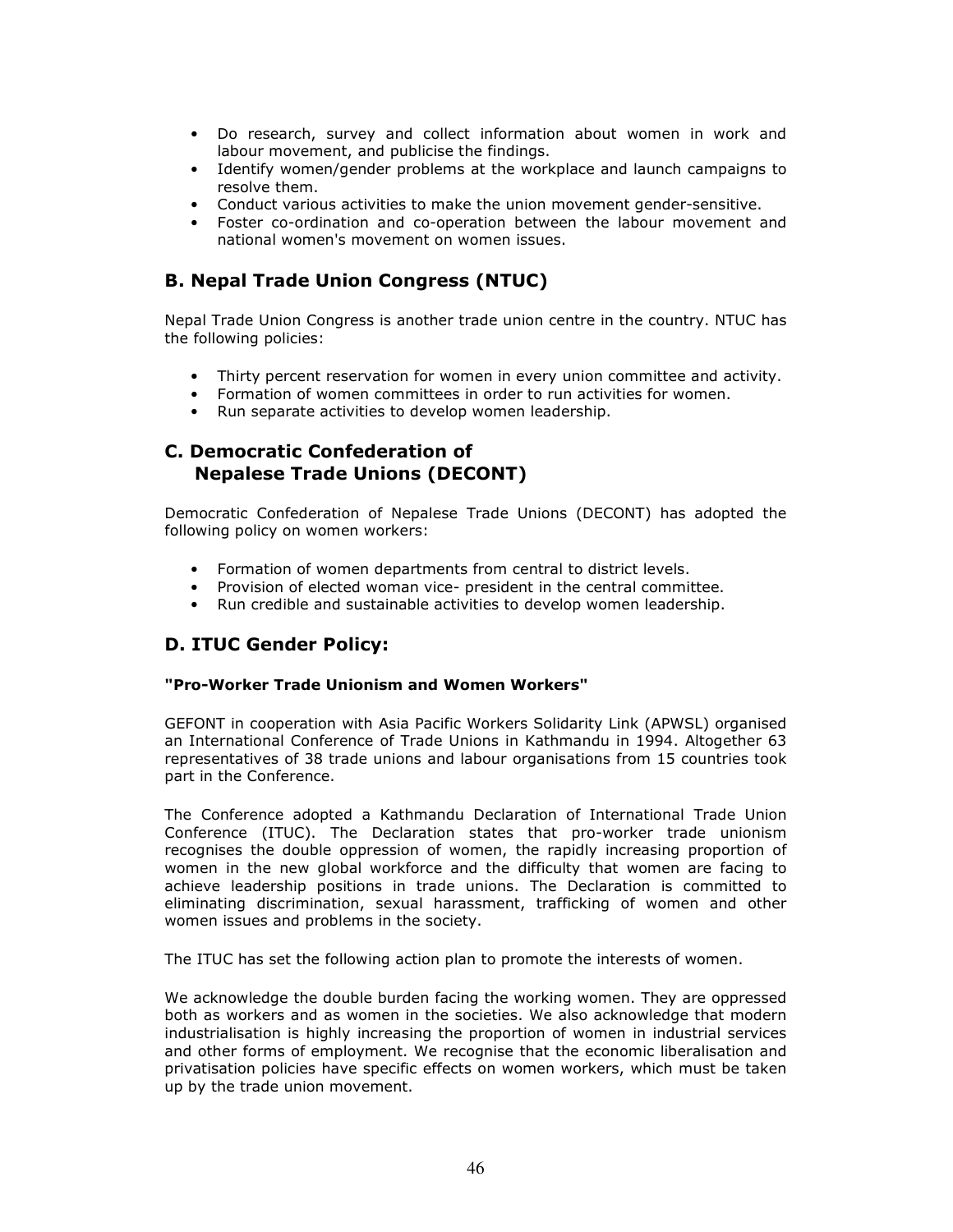- Do research, survey and collect information about women in work and labour movement, and publicise the findings.
- Identify women/gender problems at the workplace and launch campaigns to resolve them.
- Conduct various activities to make the union movement gender-sensitive.
- Foster co-ordination and co-operation between the labour movement and national women's movement on women issues.

## B. Nepal Trade Union Congress (NTUC)

Nepal Trade Union Congress is another trade union centre in the country. NTUC has the following policies:

- Thirty percent reservation for women in every union committee and activity.
- Formation of women committees in order to run activities for women.
- Run separate activities to develop women leadership.

## C. Democratic Confederation of Nepalese Trade Unions (DECONT)

Democratic Confederation of Nepalese Trade Unions (DECONT) has adopted the following policy on women workers:

- Formation of women departments from central to district levels.
- Provision of elected woman vice- president in the central committee.
- Run credible and sustainable activities to develop women leadership.

## D. ITUC Gender Policy:

**"Pro-Worker Trade Unionism and Women Workers"**

GEFONT in cooperation with Asia Pacific Workers Solidarity Link (APWSL) organised an International Conference of Trade Unions in Kathmandu in 1994. Altogether 63 representatives of 38 trade unions and labour organisations from 15 countries took part in the Conference.

The Conference adopted a Kathmandu Declaration of International Trade Union Conference (ITUC). The Declaration states that pro-worker trade unionism recognises the double oppression of women, the rapidly increasing proportion of women in the new global workforce and the difficulty that women are facing to achieve leadership positions in trade unions. The Declaration is committed to eliminating discrimination, sexual harassment, trafficking of women and other women issues and problems in the society.

The ITUC has set the following action plan to promote the interests of women.

We acknowledge the double burden facing the working women. They are oppressed both as workers and as women in the societies. We also acknowledge that modern industrialisation is highly increasing the proportion of women in industrial services and other forms of employment. We recognise that the economic liberalisation and privatisation policies have specific effects on women workers, which must be taken up by the trade union movement.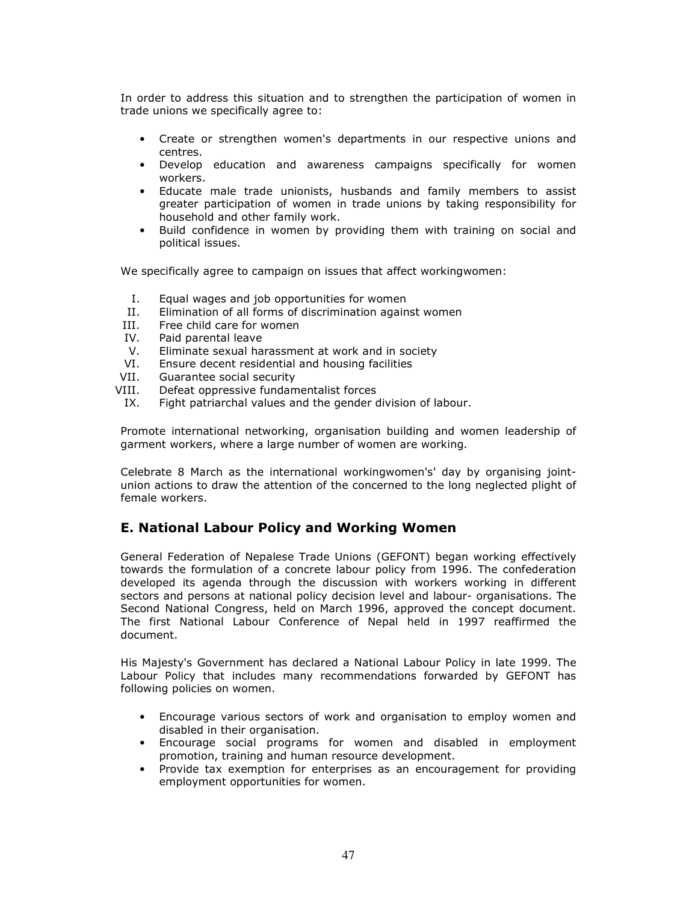In order to address this situation and to strengthen the participation of women in trade unions we specifically agree to:

- Create or strengthen women's departments in our respective unions and centres.
- Develop education and awareness campaigns specifically for women workers.
- Educate male trade unionists, husbands and family members to assist greater participation of women in trade unions by taking responsibility for household and other family work.
- Build confidence in women by providing them with training on social and political issues.

We specifically agree to campaign on issues that affect workingwomen:

I. Equal wages and job opportunities for women
II. Elimination of all forms of discrimination against women
III. Free child care for women
IV. Paid parental leave
V. Eliminate sexual harassment at work and in society
VI. Ensure decent residential and housing facilities
VII. Guarantee social security
VIII. Defeat oppressive fundamentalist forces
IX. Fight patriarchal values and the gender division of labour.

Promote international networking, organisation building and women leadership of garment workers, where a large number of women are working.

Celebrate 8 March as the international workingwomen's' day by organising joint-union actions to draw the attention of the concerned to the long neglected plight of female workers.

## E. National Labour Policy and Working Women

General Federation of Nepalese Trade Unions (GEFONT) began working effectively towards the formulation of a concrete labour policy from 1996. The confederation developed its agenda through the discussion with workers working in different sectors and persons at national policy decision level and labour- organisations. The Second National Congress, held on March 1996, approved the concept document. The first National Labour Conference of Nepal held in 1997 reaffirmed the document.

His Majesty's Government has declared a National Labour Policy in late 1999. The Labour Policy that includes many recommendations forwarded by GEFONT has following policies on women.

- Encourage various sectors of work and organisation to employ women and disabled in their organisation.
- Encourage social programs for women and disabled in employment promotion, training and human resource development.
- Provide tax exemption for enterprises as an encouragement for providing employment opportunities for women.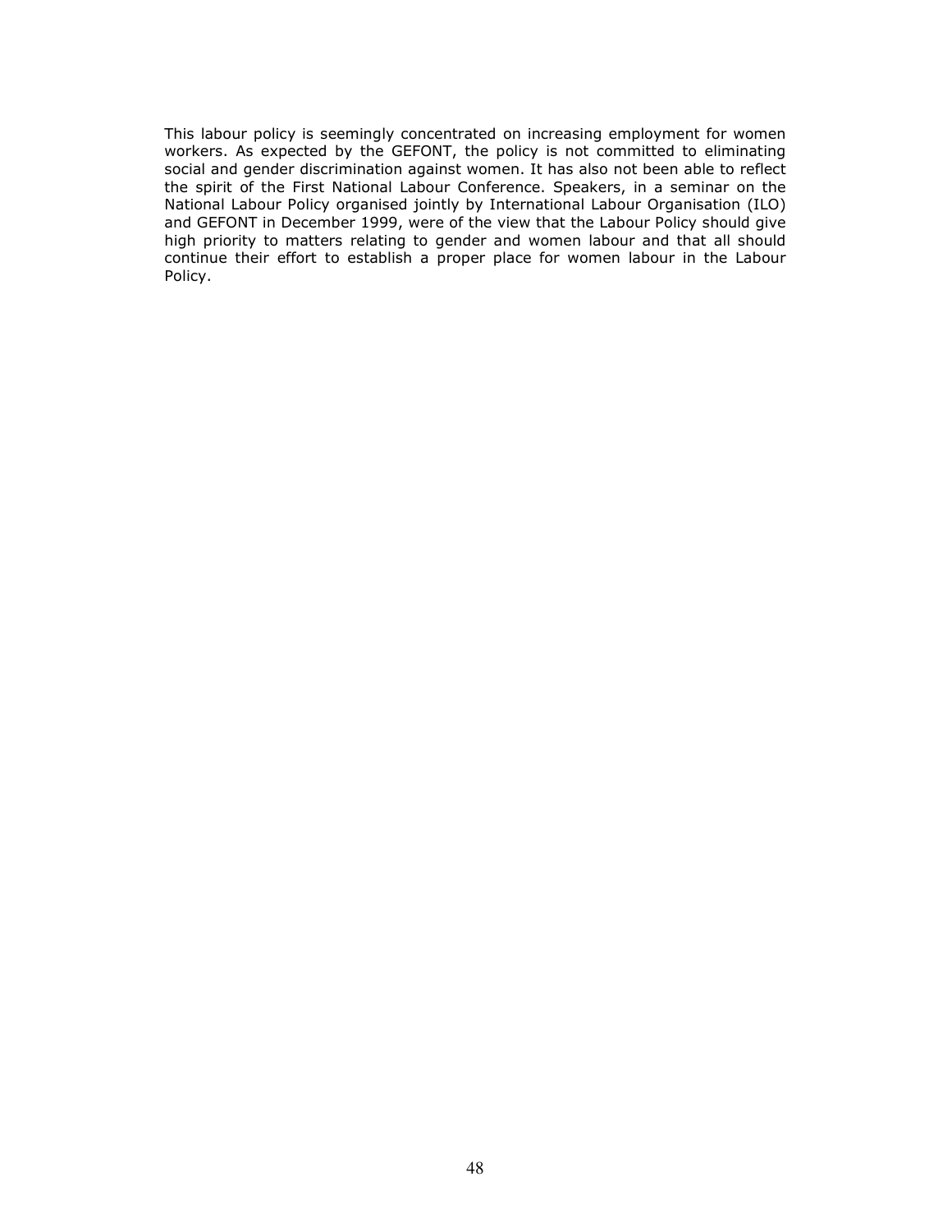This labour policy is seemingly concentrated on increasing employment for women workers. As expected by the GEFONT, the policy is not committed to eliminating social and gender discrimination against women. It has also not been able to reflect the spirit of the First National Labour Conference. Speakers, in a seminar on the National Labour Policy organised jointly by International Labour Organisation (ILO) and GEFONT in December 1999, were of the view that the Labour Policy should give high priority to matters relating to gender and women labour and that all should continue their effort to establish a proper place for women labour in the Labour Policy.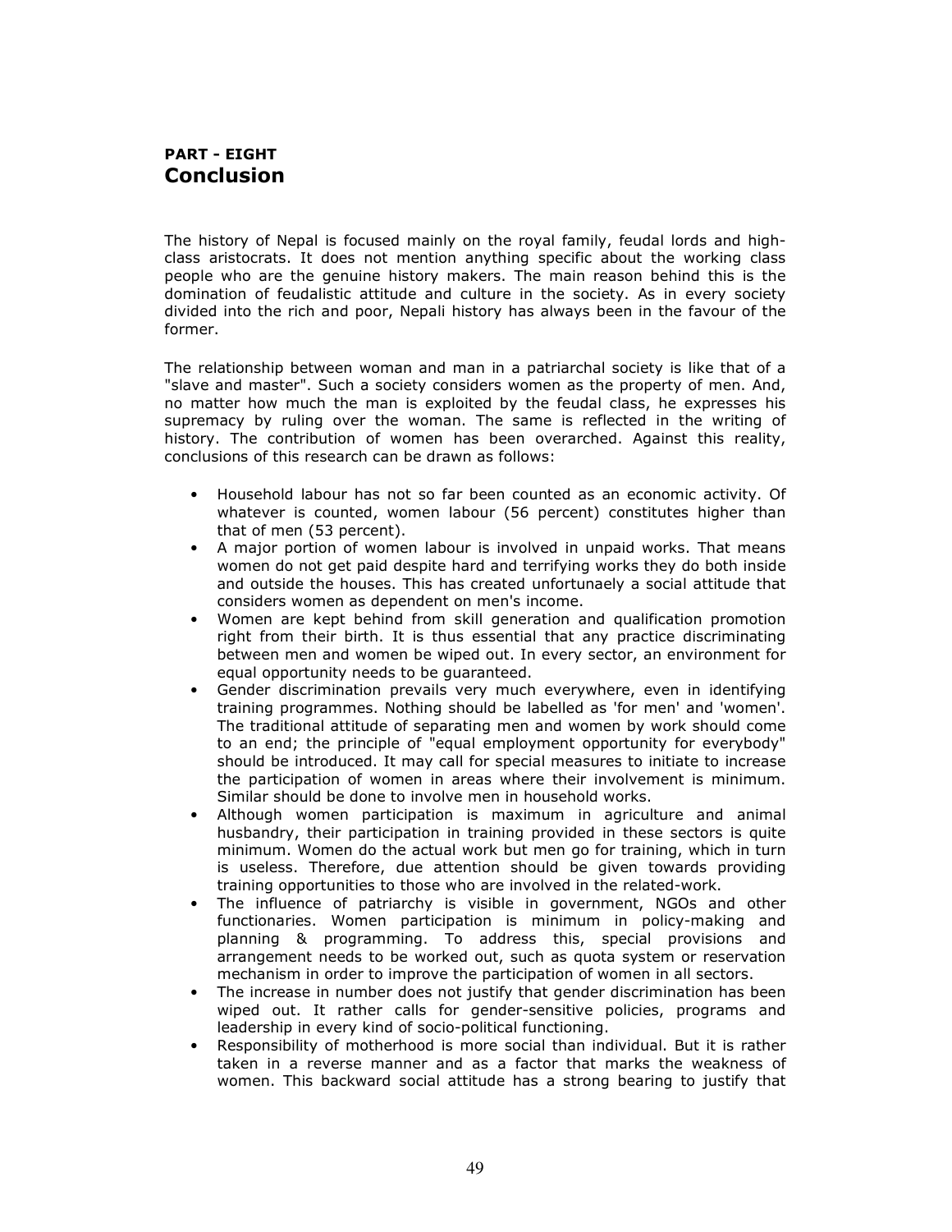## PART - EIGHT
# Conclusion

The history of Nepal is focused mainly on the royal family, feudal lords and high-class aristocrats. It does not mention anything specific about the working class people who are the genuine history makers. The main reason behind this is the domination of feudalistic attitude and culture in the society. As in every society divided into the rich and poor, Nepali history has always been in the favour of the former.

The relationship between woman and man in a patriarchal society is like that of a "slave and master". Such a society considers women as the property of men. And, no matter how much the man is exploited by the feudal class, he expresses his supremacy by ruling over the woman. The same is reflected in the writing of history. The contribution of women has been overarched. Against this reality, conclusions of this research can be drawn as follows:

- Household labour has not so far been counted as an economic activity. Of whatever is counted, women labour (56 percent) constitutes higher than that of men (53 percent).
- A major portion of women labour is involved in unpaid works. That means women do not get paid despite hard and terrifying works they do both inside and outside the houses. This has created unfortunaely a social attitude that considers women as dependent on men's income.
- Women are kept behind from skill generation and qualification promotion right from their birth. It is thus essential that any practice discriminating between men and women be wiped out. In every sector, an environment for equal opportunity needs to be guaranteed.
- Gender discrimination prevails very much everywhere, even in identifying training programmes. Nothing should be labelled as 'for men' and 'women'. The traditional attitude of separating men and women by work should come to an end; the principle of "equal employment opportunity for everybody" should be introduced. It may call for special measures to initiate to increase the participation of women in areas where their involvement is minimum. Similar should be done to involve men in household works.
- Although women participation is maximum in agriculture and animal husbandry, their participation in training provided in these sectors is quite minimum. Women do the actual work but men go for training, which in turn is useless. Therefore, due attention should be given towards providing training opportunities to those who are involved in the related-work.
- The influence of patriarchy is visible in government, NGOs and other functionaries. Women participation is minimum in policy-making and planning & programming. To address this, special provisions and arrangement needs to be worked out, such as quota system or reservation mechanism in order to improve the participation of women in all sectors.
- The increase in number does not justify that gender discrimination has been wiped out. It rather calls for gender-sensitive policies, programs and leadership in every kind of socio-political functioning.
- Responsibility of motherhood is more social than individual. But it is rather taken in a reverse manner and as a factor that marks the weakness of women. This backward social attitude has a strong bearing to justify that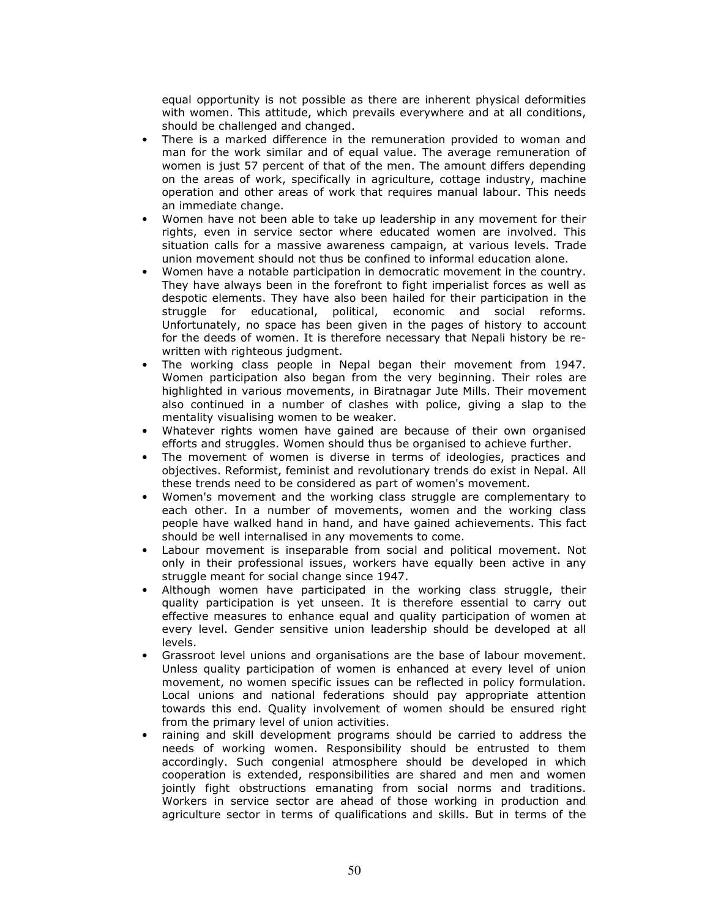equal opportunity is not possible as there are inherent physical deformities with women. This attitude, which prevails everywhere and at all conditions, should be challenged and changed.

- There is a marked difference in the remuneration provided to woman and man for the work similar and of equal value. The average remuneration of women is just 57 percent of that of the men. The amount differs depending on the areas of work, specifically in agriculture, cottage industry, machine operation and other areas of work that requires manual labour. This needs an immediate change.
- Women have not been able to take up leadership in any movement for their rights, even in service sector where educated women are involved. This situation calls for a massive awareness campaign, at various levels. Trade union movement should not thus be confined to informal education alone.
- Women have a notable participation in democratic movement in the country. They have always been in the forefront to fight imperialist forces as well as despotic elements. They have also been hailed for their participation in the struggle for educational, political, economic and social reforms. Unfortunately, no space has been given in the pages of history to account for the deeds of women. It is therefore necessary that Nepali history be re-written with righteous judgment.
- The working class people in Nepal began their movement from 1947. Women participation also began from the very beginning. Their roles are highlighted in various movements, in Biratnagar Jute Mills. Their movement also continued in a number of clashes with police, giving a slap to the mentality visualising women to be weaker.
- Whatever rights women have gained are because of their own organised efforts and struggles. Women should thus be organised to achieve further.
- The movement of women is diverse in terms of ideologies, practices and objectives. Reformist, feminist and revolutionary trends do exist in Nepal. All these trends need to be considered as part of women's movement.
- Women's movement and the working class struggle are complementary to each other. In a number of movements, women and the working class people have walked hand in hand, and have gained achievements. This fact should be well internalised in any movements to come.
- Labour movement is inseparable from social and political movement. Not only in their professional issues, workers have equally been active in any struggle meant for social change since 1947.
- Although women have participated in the working class struggle, their quality participation is yet unseen. It is therefore essential to carry out effective measures to enhance equal and quality participation of women at every level. Gender sensitive union leadership should be developed at all levels.
- Grassroot level unions and organisations are the base of labour movement. Unless quality participation of women is enhanced at every level of union movement, no women specific issues can be reflected in policy formulation. Local unions and national federations should pay appropriate attention towards this end. Quality involvement of women should be ensured right from the primary level of union activities.
- raining and skill development programs should be carried to address the needs of working women. Responsibility should be entrusted to them accordingly. Such congenial atmosphere should be developed in which cooperation is extended, responsibilities are shared and men and women jointly fight obstructions emanating from social norms and traditions. Workers in service sector are ahead of those working in production and agriculture sector in terms of qualifications and skills. But in terms of the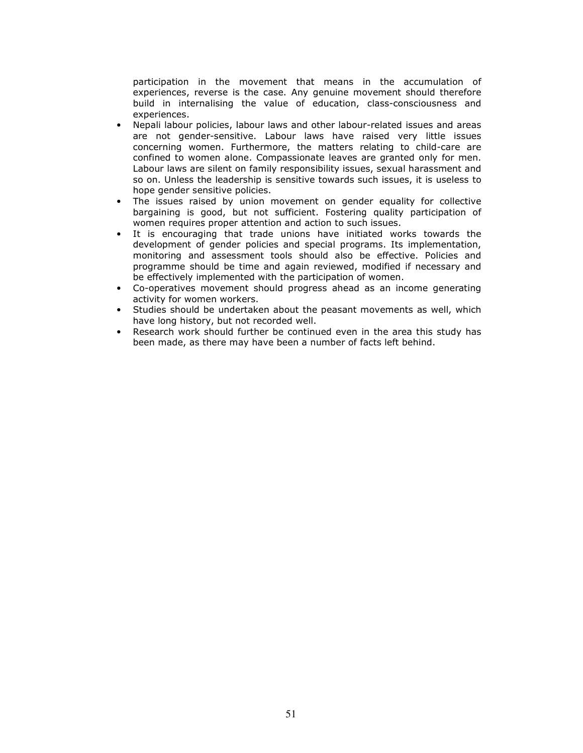participation in the movement that means in the accumulation of experiences, reverse is the case. Any genuine movement should therefore build in internalising the value of education, class-consciousness and experiences.

- Nepali labour policies, labour laws and other labour-related issues and areas are not gender-sensitive. Labour laws have raised very little issues concerning women. Furthermore, the matters relating to child-care are confined to women alone. Compassionate leaves are granted only for men. Labour laws are silent on family responsibility issues, sexual harassment and so on. Unless the leadership is sensitive towards such issues, it is useless to hope gender sensitive policies.
- The issues raised by union movement on gender equality for collective bargaining is good, but not sufficient. Fostering quality participation of women requires proper attention and action to such issues.
- It is encouraging that trade unions have initiated works towards the development of gender policies and special programs. Its implementation, monitoring and assessment tools should also be effective. Policies and programme should be time and again reviewed, modified if necessary and be effectively implemented with the participation of women.
- Co-operatives movement should progress ahead as an income generating activity for women workers.
- Studies should be undertaken about the peasant movements as well, which have long history, but not recorded well.
- Research work should further be continued even in the area this study has been made, as there may have been a number of facts left behind.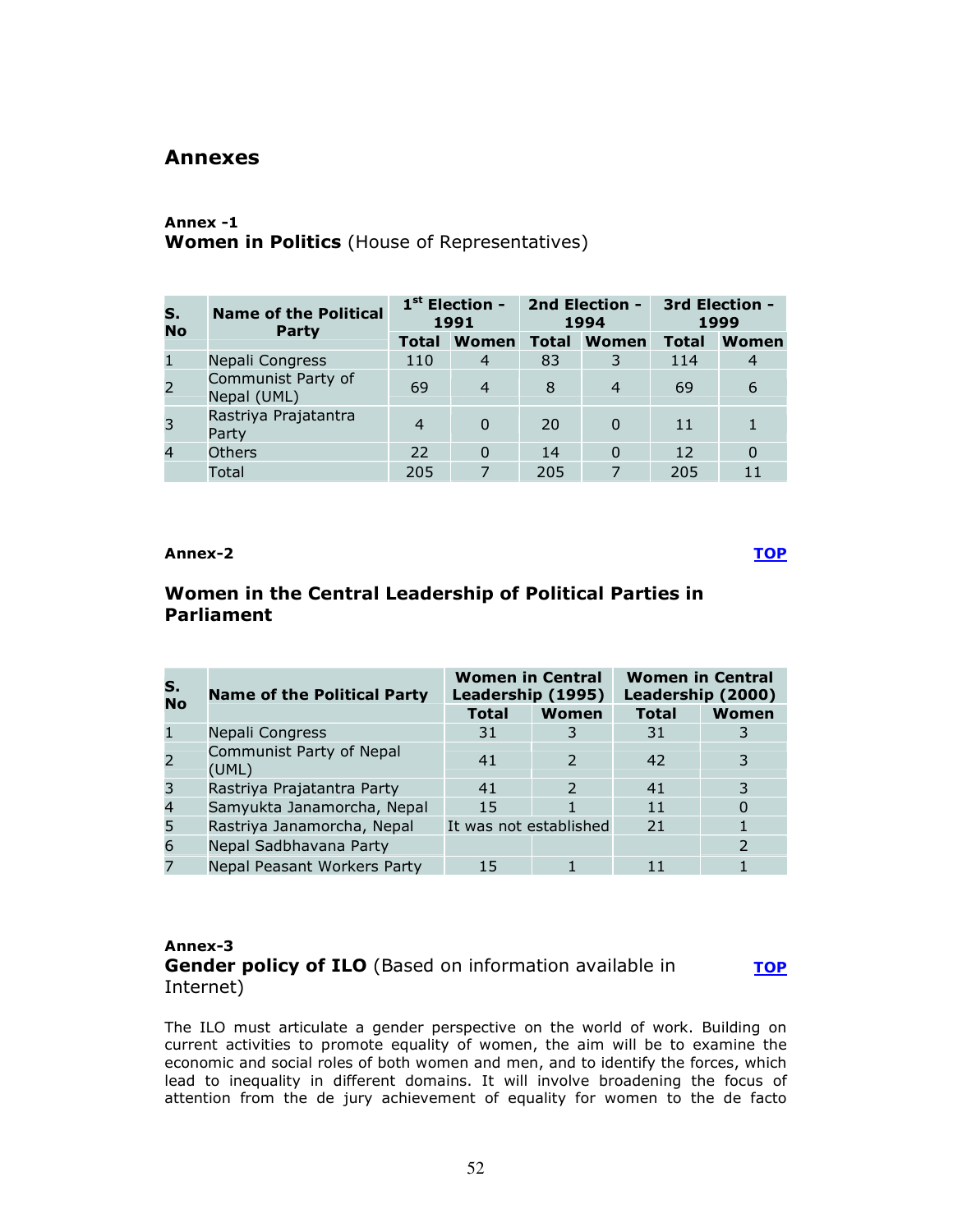## Annexes

**Annex -1**
**Women in Politics** (House of Representatives)

| S. No | Name of the Political Party | 1st Election - 1991 | | 2nd Election - 1994 | | 3rd Election - 1999 | |
|---|---|---|---|---|---|---|---|
| | | Total | Women | Total | Women | Total | Women |
| 1 | Nepali Congress | 110 | 4 | 83 | 3 | 114 | 4 |
| 2 | Communist Party of Nepal (UML) | 69 | 4 | 8 | 4 | 69 | 6 |
| 3 | Rastriya Prajatantra Party | 4 | 0 | 20 | 0 | 11 | 1 |
| 4 | Others | 22 | 0 | 14 | 0 | 12 | 0 |
| | Total | 205 | 7 | 205 | 7 | 205 | 11 |

**Annex-2** [TOP]

### Women in the Central Leadership of Political Parties in Parliament

| S. No | Name of the Political Party | Women in Central Leadership (1995) | | Women in Central Leadership (2000) | |
|---|---|---|---|---|---|
| | | Total | Women | Total | Women |
| 1 | Nepali Congress | 31 | 3 | 31 | 3 |
| 2 | Communist Party of Nepal (UML) | 41 | 2 | 42 | 3 |
| 3 | Rastriya Prajatantra Party | 41 | 2 | 41 | 3 |
| 4 | Samyukta Janamorcha, Nepal | 15 | 1 | 11 | 0 |
| 5 | Rastriya Janamorcha, Nepal | It was not established | | 21 | 1 |
| 6 | Nepal Sadbhavana Party | | | | 2 |
| 7 | Nepal Peasant Workers Party | 15 | 1 | 11 | 1 |

**Annex-3**
**Gender policy of ILO** (Based on information available in Internet) [TOP]

The ILO must articulate a gender perspective on the world of work. Building on current activities to promote equality of women, the aim will be to examine the economic and social roles of both women and men, and to identify the forces, which lead to inequality in different domains. It will involve broadening the focus of attention from the de jury achievement of equality for women to the de facto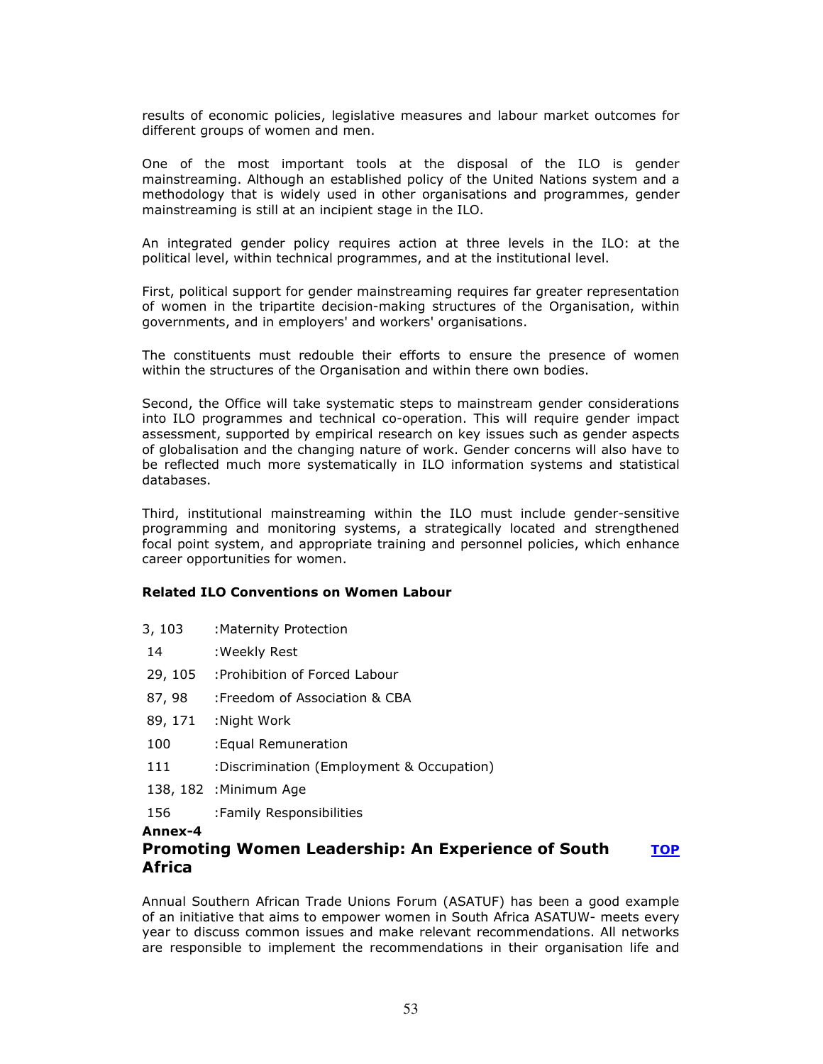results of economic policies, legislative measures and labour market outcomes for different groups of women and men.

One of the most important tools at the disposal of the ILO is gender mainstreaming. Although an established policy of the United Nations system and a methodology that is widely used in other organisations and programmes, gender mainstreaming is still at an incipient stage in the ILO.

An integrated gender policy requires action at three levels in the ILO: at the political level, within technical programmes, and at the institutional level.

First, political support for gender mainstreaming requires far greater representation of women in the tripartite decision-making structures of the Organisation, within governments, and in employers' and workers' organisations.

The constituents must redouble their efforts to ensure the presence of women within the structures of the Organisation and within there own bodies.

Second, the Office will take systematic steps to mainstream gender considerations into ILO programmes and technical co-operation. This will require gender impact assessment, supported by empirical research on key issues such as gender aspects of globalisation and the changing nature of work. Gender concerns will also have to be reflected much more systematically in ILO information systems and statistical databases.

Third, institutional mainstreaming within the ILO must include gender-sensitive programming and monitoring systems, a strategically located and strengthened focal point system, and appropriate training and personnel policies, which enhance career opportunities for women.

**Related ILO Conventions on Women Labour**

| | |
|---|---|
| 3, 103 | :Maternity Protection |
| 14 | :Weekly Rest |
| 29, 105 | :Prohibition of Forced Labour |
| 87, 98 | :Freedom of Association & CBA |
| 89, 171 | :Night Work |
| 100 | :Equal Remuneration |
| 111 | :Discrimination (Employment & Occupation) |
| 138, 182 | :Minimum Age |
| 156 | :Family Responsibilities |

**Annex-4**

## Promoting Women Leadership: An Experience of South Africa

[TOP]

Annual Southern African Trade Unions Forum (ASATUF) has been a good example of an initiative that aims to empower women in South Africa ASATUW- meets every year to discuss common issues and make relevant recommendations. All networks are responsible to implement the recommendations in their organisation life and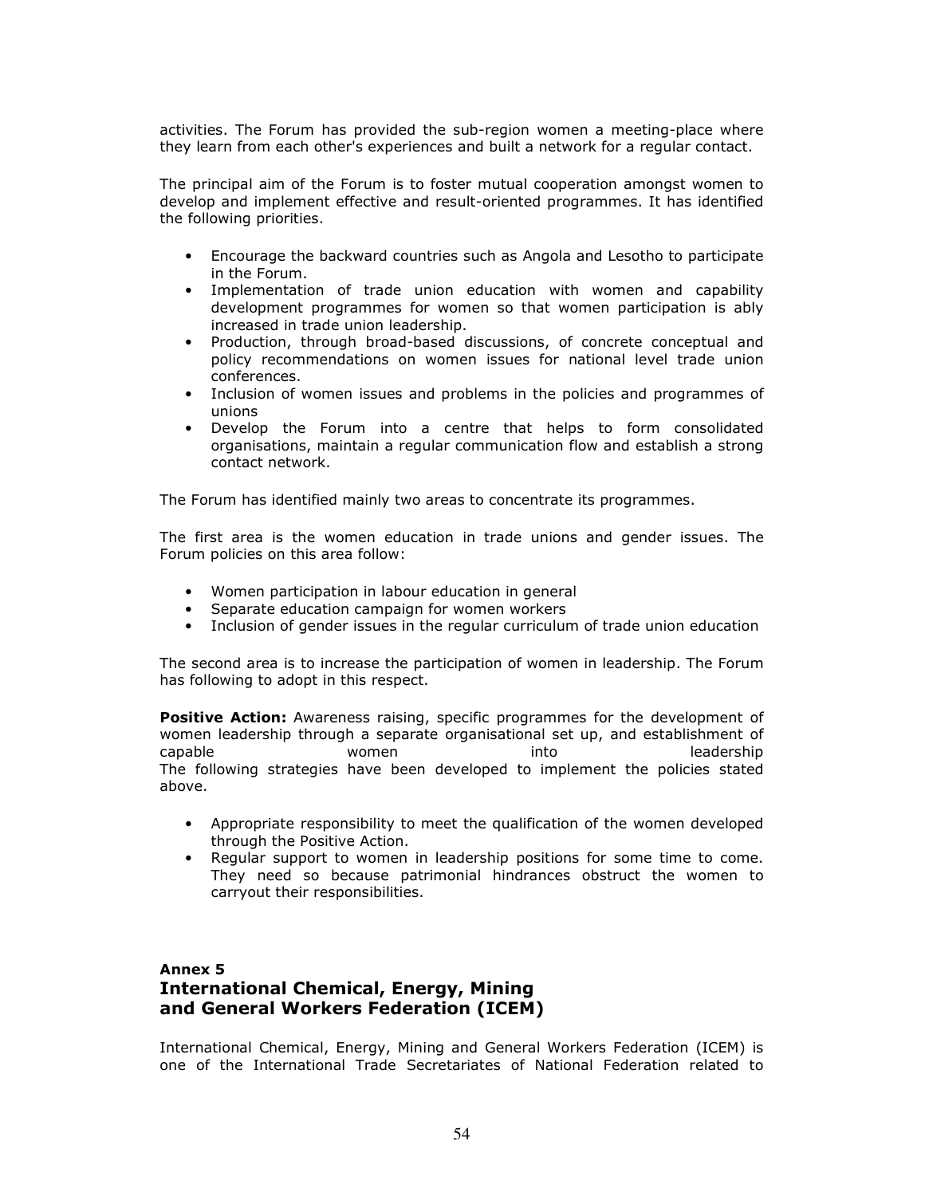activities. The Forum has provided the sub-region women a meeting-place where they learn from each other's experiences and built a network for a regular contact.

The principal aim of the Forum is to foster mutual cooperation amongst women to develop and implement effective and result-oriented programmes. It has identified the following priorities.

- Encourage the backward countries such as Angola and Lesotho to participate in the Forum.
- Implementation of trade union education with women and capability development programmes for women so that women participation is ably increased in trade union leadership.
- Production, through broad-based discussions, of concrete conceptual and policy recommendations on women issues for national level trade union conferences.
- Inclusion of women issues and problems in the policies and programmes of unions
- Develop the Forum into a centre that helps to form consolidated organisations, maintain a regular communication flow and establish a strong contact network.

The Forum has identified mainly two areas to concentrate its programmes.

The first area is the women education in trade unions and gender issues. The Forum policies on this area follow:

- Women participation in labour education in general
- Separate education campaign for women workers
- Inclusion of gender issues in the regular curriculum of trade union education

The second area is to increase the participation of women in leadership. The Forum has following to adopt in this respect.

**Positive Action:** Awareness raising, specific programmes for the development of women leadership through a separate organisational set up, and establishment of capable women into leadership
The following strategies have been developed to implement the policies stated above.

- Appropriate responsibility to meet the qualification of the women developed through the Positive Action.
- Regular support to women in leadership positions for some time to come. They need so because patrimonial hindrances obstruct the women to carryout their responsibilities.

## Annex 5
## International Chemical, Energy, Mining and General Workers Federation (ICEM)

International Chemical, Energy, Mining and General Workers Federation (ICEM) is one of the International Trade Secretariates of National Federation related to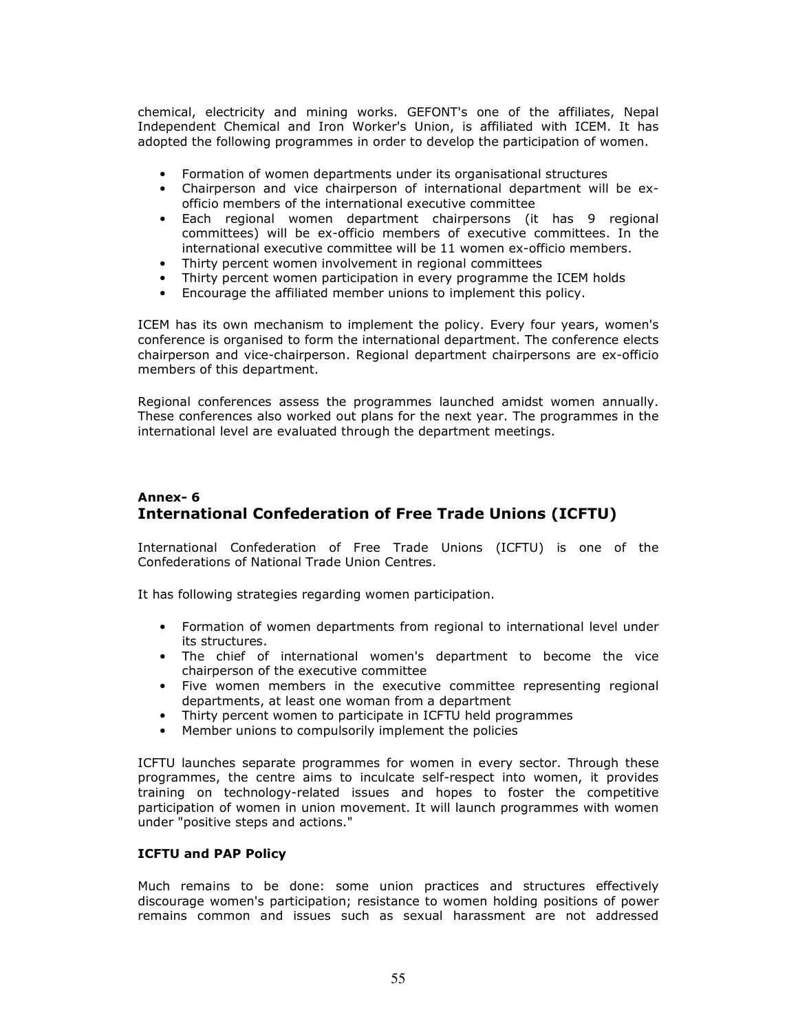chemical, electricity and mining works. GEFONT's one of the affiliates, Nepal Independent Chemical and Iron Worker's Union, is affiliated with ICEM. It has adopted the following programmes in order to develop the participation of women.

- Formation of women departments under its organisational structures
- Chairperson and vice chairperson of international department will be ex-officio members of the international executive committee
- Each regional women department chairpersons (it has 9 regional committees) will be ex-officio members of executive committees. In the international executive committee will be 11 women ex-officio members.
- Thirty percent women involvement in regional committees
- Thirty percent women participation in every programme the ICEM holds
- Encourage the affiliated member unions to implement this policy.

ICEM has its own mechanism to implement the policy. Every four years, women's conference is organised to form the international department. The conference elects chairperson and vice-chairperson. Regional department chairpersons are ex-officio members of this department.

Regional conferences assess the programmes launched amidst women annually. These conferences also worked out plans for the next year. The programmes in the international level are evaluated through the department meetings.

## Annex- 6
## International Confederation of Free Trade Unions (ICFTU)

International Confederation of Free Trade Unions (ICFTU) is one of the Confederations of National Trade Union Centres.

It has following strategies regarding women participation.

- Formation of women departments from regional to international level under its structures.
- The chief of international women's department to become the vice chairperson of the executive committee
- Five women members in the executive committee representing regional departments, at least one woman from a department
- Thirty percent women to participate in ICFTU held programmes
- Member unions to compulsorily implement the policies

ICFTU launches separate programmes for women in every sector. Through these programmes, the centre aims to inculcate self-respect into women, it provides training on technology-related issues and hopes to foster the competitive participation of women in union movement. It will launch programmes with women under "positive steps and actions."

**ICFTU and PAP Policy**

Much remains to be done: some union practices and structures effectively discourage women's participation; resistance to women holding positions of power remains common and issues such as sexual harassment are not addressed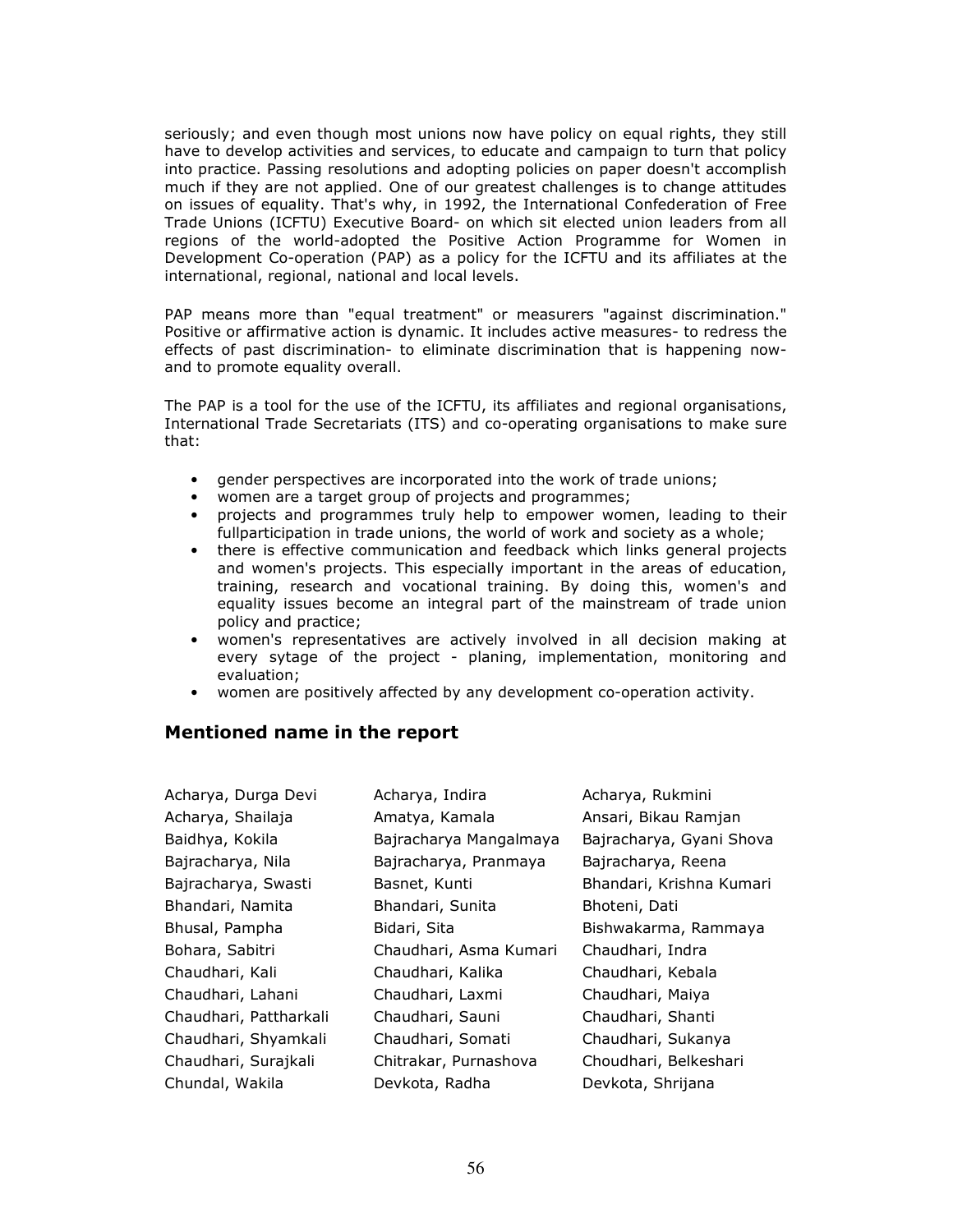seriously; and even though most unions now have policy on equal rights, they still have to develop activities and services, to educate and campaign to turn that policy into practice. Passing resolutions and adopting policies on paper doesn't accomplish much if they are not applied. One of our greatest challenges is to change attitudes on issues of equality. That's why, in 1992, the International Confederation of Free Trade Unions (ICFTU) Executive Board- on which sit elected union leaders from all regions of the world-adopted the Positive Action Programme for Women in Development Co-operation (PAP) as a policy for the ICFTU and its affiliates at the international, regional, national and local levels.

PAP means more than "equal treatment" or measurers "against discrimination." Positive or affirmative action is dynamic. It includes active measures- to redress the effects of past discrimination- to eliminate discrimination that is happening now- and to promote equality overall.

The PAP is a tool for the use of the ICFTU, its affiliates and regional organisations, International Trade Secretariats (ITS) and co-operating organisations to make sure that:

- gender perspectives are incorporated into the work of trade unions;
- women are a target group of projects and programmes;
- projects and programmes truly help to empower women, leading to their fullparticipation in trade unions, the world of work and society as a whole;
- there is effective communication and feedback which links general projects and women's projects. This especially important in the areas of education, training, research and vocational training. By doing this, women's and equality issues become an integral part of the mainstream of trade union policy and practice;
- women's representatives are actively involved in all decision making at every sytage of the project - planing, implementation, monitoring and evaluation;
- women are positively affected by any development co-operation activity.

## Mentioned name in the report

Acharya, Durga Devi
Acharya, Indira
Acharya, Rukmini
Acharya, Shailaja
Amatya, Kamala
Ansari, Bikau Ramjan
Baidhya, Kokila
Bajracharya Mangalmaya
Bajracharya, Gyani Shova
Bajracharya, Nila
Bajracharya, Pranmaya
Bajracharya, Reena
Bajracharya, Swasti
Basnet, Kunti
Bhandari, Krishna Kumari
Bhandari, Namita
Bhandari, Sunita
Bhoteni, Dati
Bhusal, Pampha
Bidari, Sita
Bishwakarma, Rammaya
Bohara, Sabitri
Chaudhari, Asma Kumari
Chaudhari, Indra
Chaudhari, Kali
Chaudhari, Kalika
Chaudhari, Kebala
Chaudhari, Lahani
Chaudhari, Laxmi
Chaudhari, Maiya
Chaudhari, Pattharkali
Chaudhari, Sauni
Chaudhari, Shanti
Chaudhari, Shyamkali
Chaudhari, Somati
Chaudhari, Sukanya
Chaudhari, Surajkali
Chitrakar, Purnashova
Choudhari, Belkeshari
Chundal, Wakila
Devkota, Radha
Devkota, Shrijana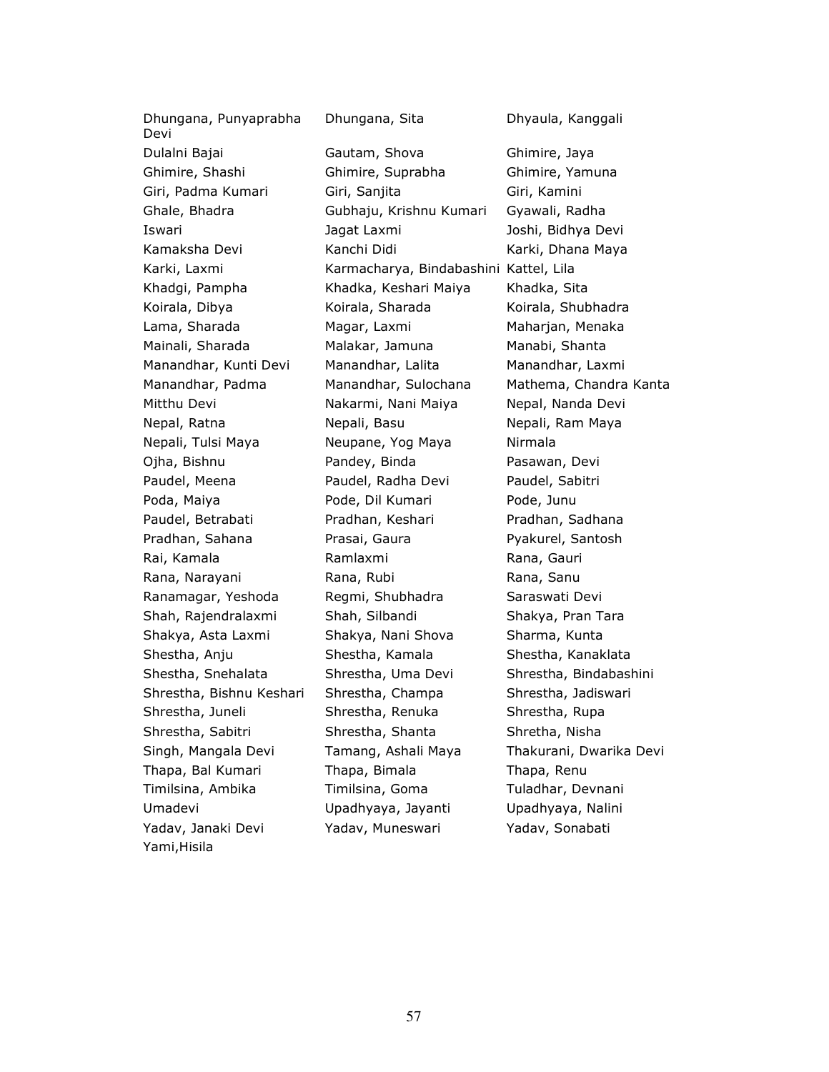| | | |
|---|---|---|
| Dhungana, Punyaprabha Devi | Dhungana, Sita | Dhyaula, Kanggali |
| Dulalni Bajai | Gautam, Shova | Ghimire, Jaya |
| Ghimire, Shashi | Ghimire, Suprabha | Ghimire, Yamuna |
| Giri, Padma Kumari | Giri, Sanjita | Giri, Kamini |
| Ghale, Bhadra | Gubhaju, Krishnu Kumari | Gyawali, Radha |
| Iswari | Jagat Laxmi | Joshi, Bidhya Devi |
| Kamaksha Devi | Kanchi Didi | Karki, Dhana Maya |
| Karki, Laxmi | Karmacharya, Bindabashini | Kattel, Lila |
| Khadgi, Pampha | Khadka, Keshari Maiya | Khadka, Sita |
| Koirala, Dibya | Koirala, Sharada | Koirala, Shubhadra |
| Lama, Sharada | Magar, Laxmi | Maharjan, Menaka |
| Mainali, Sharada | Malakar, Jamuna | Manabi, Shanta |
| Manandhar, Kunti Devi | Manandhar, Lalita | Manandhar, Laxmi |
| Manandhar, Padma | Manandhar, Sulochana | Mathema, Chandra Kanta |
| Mitthu Devi | Nakarmi, Nani Maiya | Nepal, Nanda Devi |
| Nepal, Ratna | Nepali, Basu | Nepali, Ram Maya |
| Nepali, Tulsi Maya | Neupane, Yog Maya | Nirmala |
| Ojha, Bishnu | Pandey, Binda | Pasawan, Devi |
| Paudel, Meena | Paudel, Radha Devi | Paudel, Sabitri |
| Poda, Maiya | Pode, Dil Kumari | Pode, Junu |
| Paudel, Betrabati | Pradhan, Keshari | Pradhan, Sadhana |
| Pradhan, Sahana | Prasai, Gaura | Pyakurel, Santosh |
| Rai, Kamala | Ramlaxmi | Rana, Gauri |
| Rana, Narayani | Rana, Rubi | Rana, Sanu |
| Ranamagar, Yeshoda | Regmi, Shubhadra | Saraswati Devi |
| Shah, Rajendralaxmi | Shah, Silbandi | Shakya, Pran Tara |
| Shakya, Asta Laxmi | Shakya, Nani Shova | Sharma, Kunta |
| Shestha, Anju | Shestha, Kamala | Shestha, Kanaklata |
| Shestha, Snehalata | Shrestha, Uma Devi | Shrestha, Bindabashini |
| Shrestha, Bishnu Keshari | Shrestha, Champa | Shrestha, Jadiswari |
| Shrestha, Juneli | Shrestha, Renuka | Shrestha, Rupa |
| Shrestha, Sabitri | Shrestha, Shanta | Shretha, Nisha |
| Singh, Mangala Devi | Tamang, Ashali Maya | Thakurani, Dwarika Devi |
| Thapa, Bal Kumari | Thapa, Bimala | Thapa, Renu |
| Timilsina, Ambika | Timilsina, Goma | Tuladhar, Devnani |
| Umadevi | Upadhyaya, Jayanti | Upadhyaya, Nalini |
| Yadav, Janaki Devi | Yadav, Muneswari | Yadav, Sonabati |
| Yami,Hisila | | |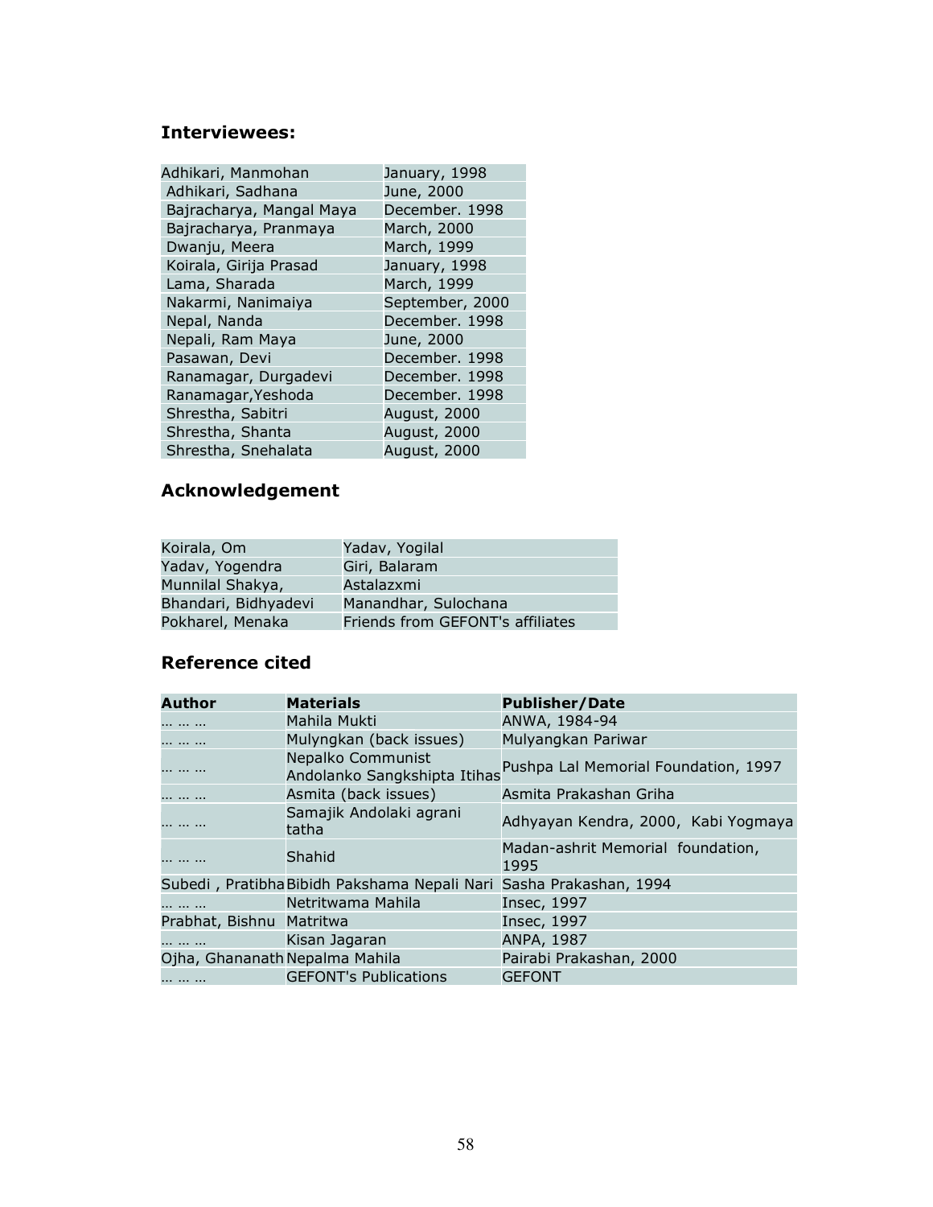## Interviewees:

| | |
|---|---|
| Adhikari, Manmohan | January, 1998 |
| Adhikari, Sadhana | June, 2000 |
| Bajracharya, Mangal Maya | December. 1998 |
| Bajracharya, Pranmaya | March, 2000 |
| Dwanju, Meera | March, 1999 |
| Koirala, Girija Prasad | January, 1998 |
| Lama, Sharada | March, 1999 |
| Nakarmi, Nanimaiya | September, 2000 |
| Nepal, Nanda | December. 1998 |
| Nepali, Ram Maya | June, 2000 |
| Pasawan, Devi | December. 1998 |
| Ranamagar, Durgadevi | December. 1998 |
| Ranamagar,Yeshoda | December. 1998 |
| Shrestha, Sabitri | August, 2000 |
| Shrestha, Shanta | August, 2000 |
| Shrestha, Snehalata | August, 2000 |

## Acknowledgement

| | |
|---|---|
| Koirala, Om | Yadav, Yogilal |
| Yadav, Yogendra | Giri, Balaram |
| Munnilal Shakya, | Astalazxmi |
| Bhandari, Bidhyadevi | Manandhar, Sulochana |
| Pokharel, Menaka | Friends from GEFONT's affiliates |

## Reference cited

| Author | Materials | Publisher/Date |
|---|---|---|
| … … … | Mahila Mukti | ANWA, 1984-94 |
| … … … | Mulyngkan (back issues) | Mulyangkan Pariwar |
| … … … | Nepalko Communist Andolanko Sangkshipta Itihas | Pushpa Lal Memorial Foundation, 1997 |
| … … … | Asmita (back issues) | Asmita Prakashan Griha |
| … … … | Samajik Andolaki agrani tatha | Adhyayan Kendra, 2000, Kabi Yogmaya |
| … … … | Shahid | Madan-ashrit Memorial foundation, 1995 |
| Subedi , Pratibha | Bibidh Pakshama Nepali Nari | Sasha Prakashan, 1994 |
| … … … | Netritwama Mahila | Insec, 1997 |
| Prabhat, Bishnu | Matritwa | Insec, 1997 |
| … … … | Kisan Jagaran | ANPA, 1987 |
| Ojha, Ghananath | Nepalma Mahila | Pairabi Prakashan, 2000 |
| … … … | GEFONT's Publications | GEFONT |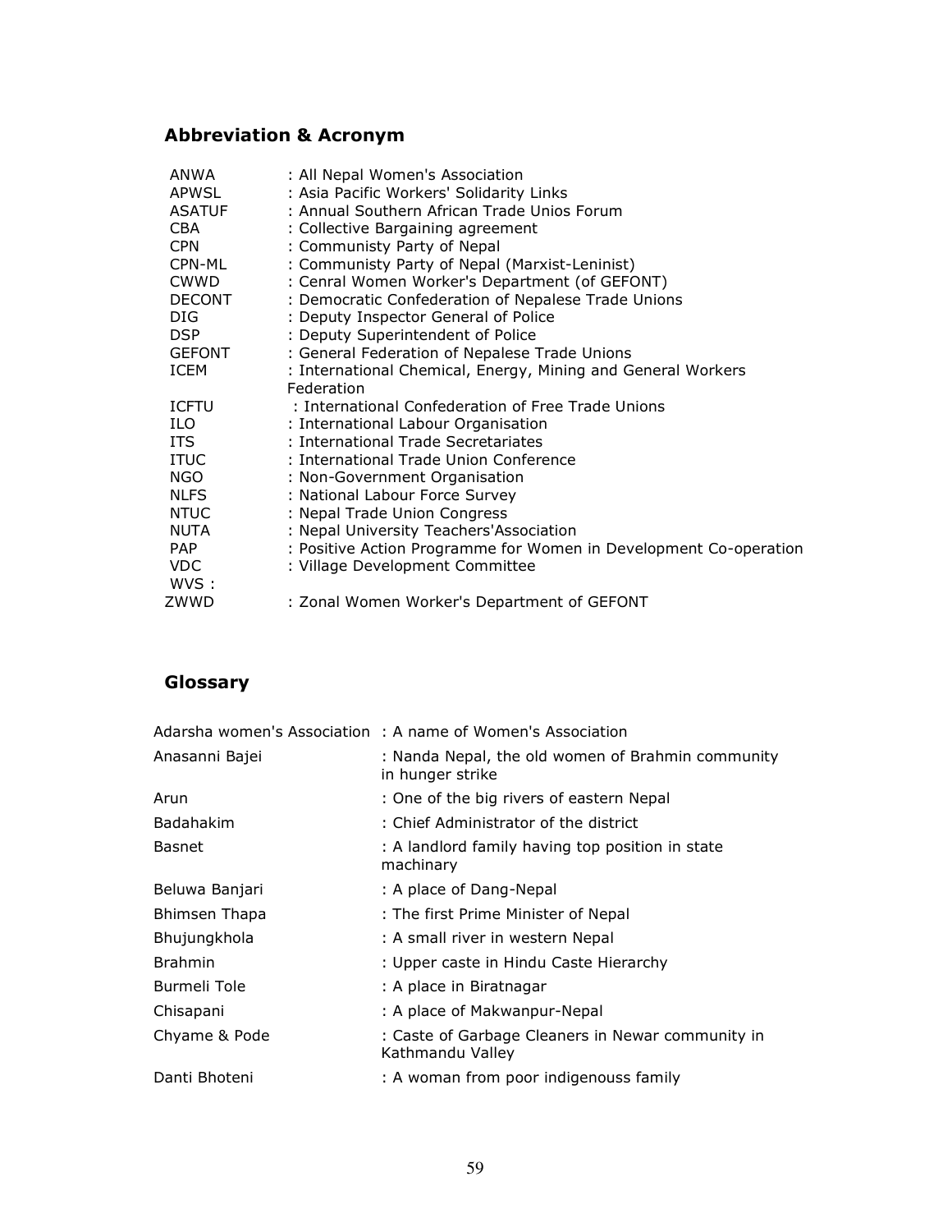## Abbreviation & Acronym

| | |
|---|---|
| ANWA | : All Nepal Women's Association |
| APWSL | : Asia Pacific Workers' Solidarity Links |
| ASATUF | : Annual Southern African Trade Unios Forum |
| CBA | : Collective Bargaining agreement |
| CPN | : Communisty Party of Nepal |
| CPN-ML | : Communisty Party of Nepal (Marxist-Leninist) |
| CWWD | : Cenral Women Worker's Department (of GEFONT) |
| DECONT | : Democratic Confederation of Nepalese Trade Unions |
| DIG | : Deputy Inspector General of Police |
| DSP | : Deputy Superintendent of Police |
| GEFONT | : General Federation of Nepalese Trade Unions |
| ICEM | : International Chemical, Energy, Mining and General Workers Federation |
| ICFTU | : International Confederation of Free Trade Unions |
| ILO | : International Labour Organisation |
| ITS | : International Trade Secretariates |
| ITUC | : International Trade Union Conference |
| NGO | : Non-Government Organisation |
| NLFS | : National Labour Force Survey |
| NTUC | : Nepal Trade Union Congress |
| NUTA | : Nepal University Teachers'Association |
| PAP | : Positive Action Programme for Women in Development Co-operation |
| VDC | : Village Development Committee |
| WVS : | |
| ZWWD | : Zonal Women Worker's Department of GEFONT |

## Glossary

| | |
|---|---|
| Adarsha women's Association | : A name of Women's Association |
| Anasanni Bajei | : Nanda Nepal, the old women of Brahmin community in hunger strike |
| Arun | : One of the big rivers of eastern Nepal |
| Badahakim | : Chief Administrator of the district |
| Basnet | : A landlord family having top position in state machinary |
| Beluwa Banjari | : A place of Dang-Nepal |
| Bhimsen Thapa | : The first Prime Minister of Nepal |
| Bhujungkhola | : A small river in western Nepal |
| Brahmin | : Upper caste in Hindu Caste Hierarchy |
| Burmeli Tole | : A place in Biratnagar |
| Chisapani | : A place of Makwanpur-Nepal |
| Chyame & Pode | : Caste of Garbage Cleaners in Newar community in Kathmandu Valley |
| Danti Bhoteni | : A woman from poor indigenouss family |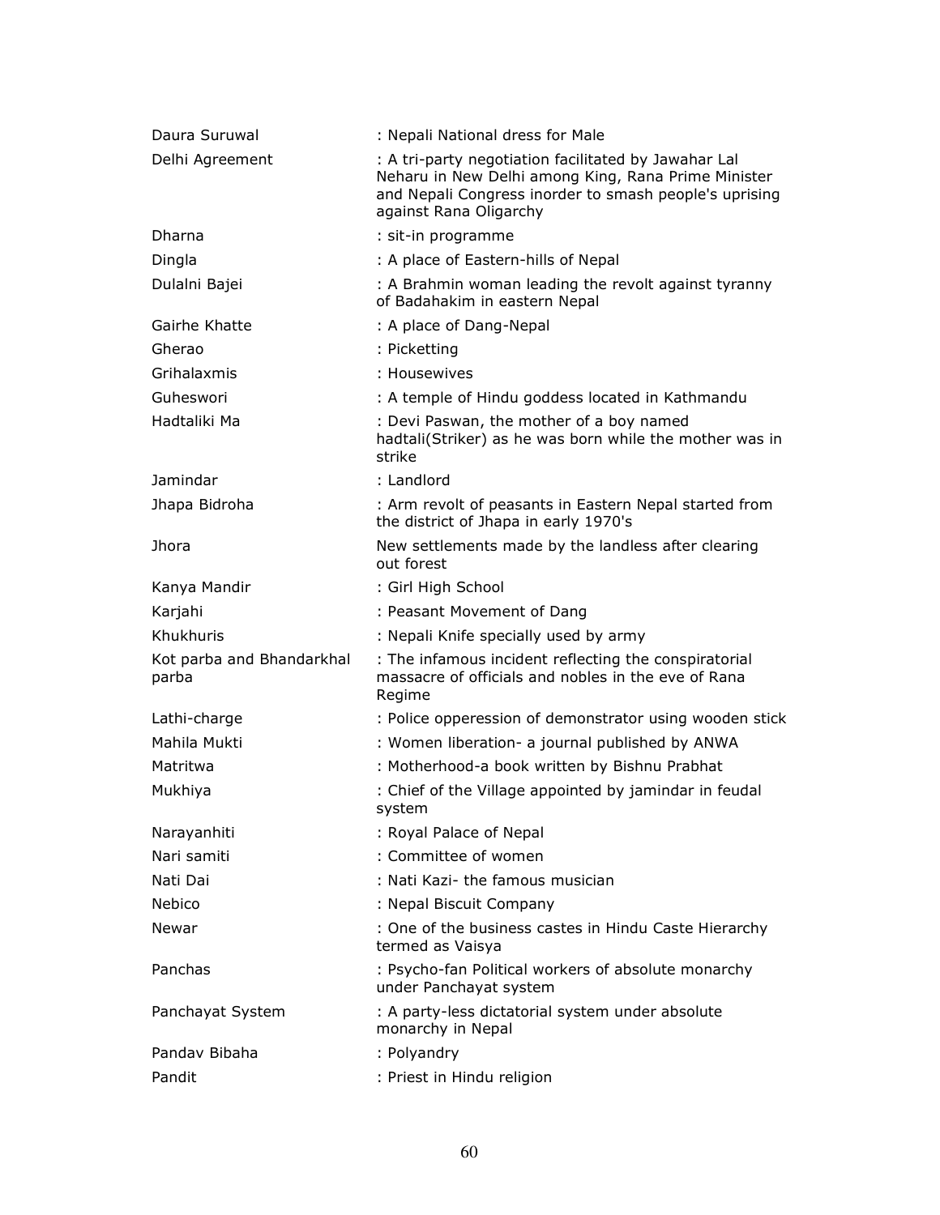| | |
|---|---|
| Daura Suruwal | : Nepali National dress for Male |
| Delhi Agreement | : A tri-party negotiation facilitated by Jawahar Lal Neharu in New Delhi among King, Rana Prime Minister and Nepali Congress inorder to smash people's uprising against Rana Oligarchy |
| Dharna | : sit-in programme |
| Dingla | : A place of Eastern-hills of Nepal |
| Dulalni Bajei | : A Brahmin woman leading the revolt against tyranny of Badahakim in eastern Nepal |
| Gairhe Khatte | : A place of Dang-Nepal |
| Gherao | : Picketting |
| Grihalaxmis | : Housewives |
| Guheswori | : A temple of Hindu goddess located in Kathmandu |
| Hadtaliki Ma | : Devi Paswan, the mother of a boy named hadtali(Striker) as he was born while the mother was in strike |
| Jamindar | : Landlord |
| Jhapa Bidroha | : Arm revolt of peasants in Eastern Nepal started from the district of Jhapa in early 1970's |
| Jhora | New settlements made by the landless after clearing out forest |
| Kanya Mandir | : Girl High School |
| Karjahi | : Peasant Movement of Dang |
| Khukhuris | : Nepali Knife specially used by army |
| Kot parba and Bhandarkhal parba | : The infamous incident reflecting the conspiratorial massacre of officials and nobles in the eve of Rana Regime |
| Lathi-charge | : Police opperession of demonstrator using wooden stick |
| Mahila Mukti | : Women liberation- a journal published by ANWA |
| Matritwa | : Motherhood-a book written by Bishnu Prabhat |
| Mukhiya | : Chief of the Village appointed by jamindar in feudal system |
| Narayanhiti | : Royal Palace of Nepal |
| Nari samiti | : Committee of women |
| Nati Dai | : Nati Kazi- the famous musician |
| Nebico | : Nepal Biscuit Company |
| Newar | : One of the business castes in Hindu Caste Hierarchy termed as Vaisya |
| Panchas | : Psycho-fan Political workers of absolute monarchy under Panchayat system |
| Panchayat System | : A party-less dictatorial system under absolute monarchy in Nepal |
| Pandav Bibaha | : Polyandry |
| Pandit | : Priest in Hindu religion |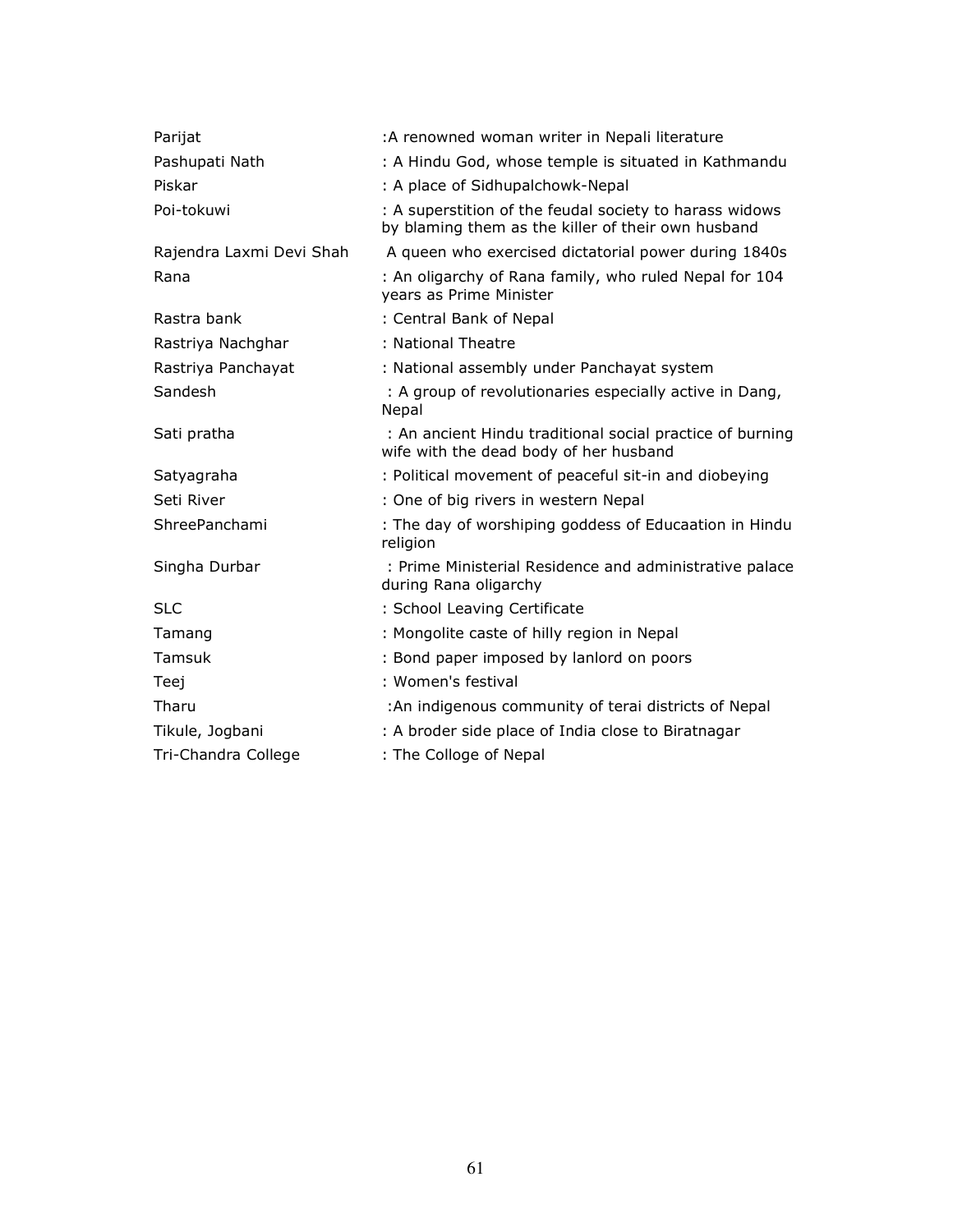| | |
|---|---|
| Parijat | :A renowned woman writer in Nepali literature |
| Pashupati Nath | : A Hindu God, whose temple is situated in Kathmandu |
| Piskar | : A place of Sidhupalchowk-Nepal |
| Poi-tokuwi | : A superstition of the feudal society to harass widows by blaming them as the killer of their own husband |
| Rajendra Laxmi Devi Shah | A queen who exercised dictatorial power during 1840s |
| Rana | : An oligarchy of Rana family, who ruled Nepal for 104 years as Prime Minister |
| Rastra bank | : Central Bank of Nepal |
| Rastriya Nachghar | : National Theatre |
| Rastriya Panchayat | : National assembly under Panchayat system |
| Sandesh | : A group of revolutionaries especially active in Dang, Nepal |
| Sati pratha | : An ancient Hindu traditional social practice of burning wife with the dead body of her husband |
| Satyagraha | : Political movement of peaceful sit-in and diobeying |
| Seti River | : One of big rivers in western Nepal |
| ShreePanchami | : The day of worshiping goddess of Educaation in Hindu religion |
| Singha Durbar | : Prime Ministerial Residence and administrative palace during Rana oligarchy |
| SLC | : School Leaving Certificate |
| Tamang | : Mongolite caste of hilly region in Nepal |
| Tamsuk | : Bond paper imposed by lanlord on poors |
| Teej | : Women's festival |
| Tharu | :An indigenous community of terai districts of Nepal |
| Tikule, Jogbani | : A broder side place of India close to Biratnagar |
| Tri-Chandra College | : The Colloge of Nepal |